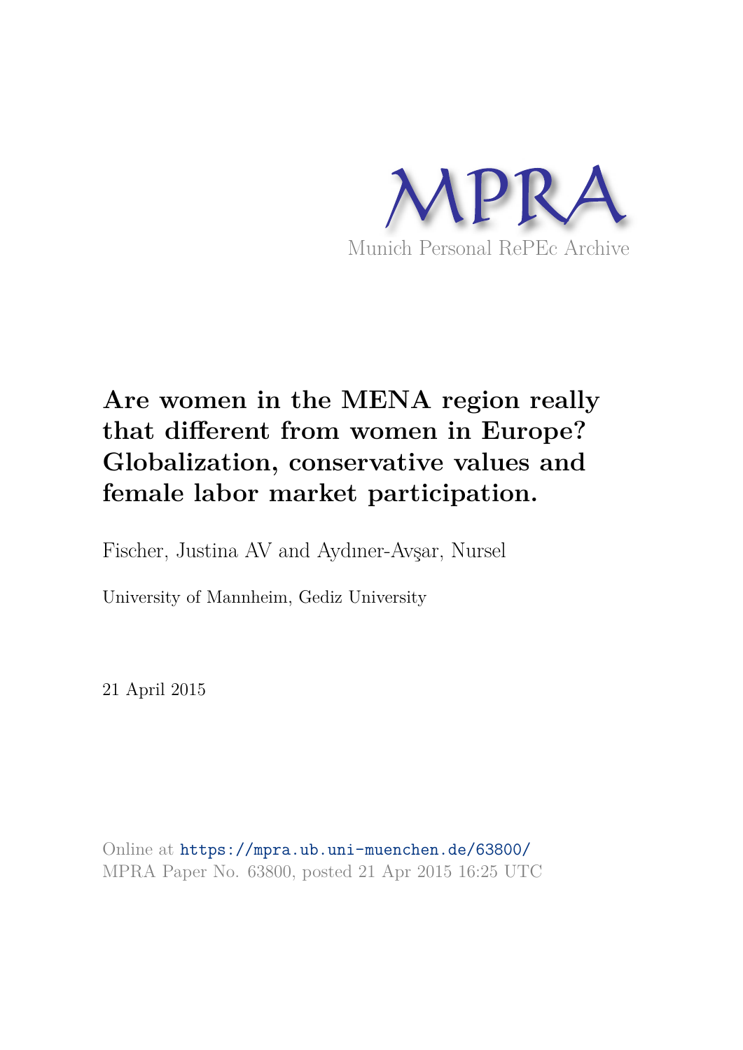MPRA

Munich Personal RePEc Archive

# Are women in the MENA region really that different from women in Europe? Globalization, conservative values and female labor market participation.

Fischer, Justina AV and Aydıner-Avşar, Nursel

University of Mannheim, Gediz University

21 April 2015

Online at https://mpra.ub.uni-muenchen.de/63800/
MPRA Paper No. 63800, posted 21 Apr 2015 16:25 UTC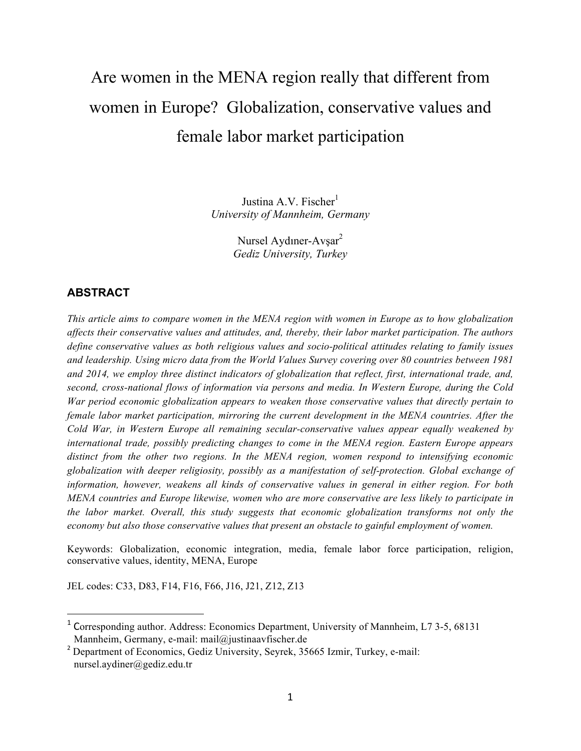# Are women in the MENA region really that different from women in Europe? Globalization, conservative values and female labor market participation

Justina A.V. Fischer[1]
*University of Mannheim, Germany*

Nursel Aydıner-Avşar[2]
*Gediz University, Turkey*

## ABSTRACT

*This article aims to compare women in the MENA region with women in Europe as to how globalization affects their conservative values and attitudes, and, thereby, their labor market participation. The authors define conservative values as both religious values and socio-political attitudes relating to family issues and leadership. Using micro data from the World Values Survey covering over 80 countries between 1981 and 2014, we employ three distinct indicators of globalization that reflect, first, international trade, and, second, cross-national flows of information via persons and media. In Western Europe, during the Cold War period economic globalization appears to weaken those conservative values that directly pertain to female labor market participation, mirroring the current development in the MENA countries. After the Cold War, in Western Europe all remaining secular-conservative values appear equally weakened by international trade, possibly predicting changes to come in the MENA region. Eastern Europe appears distinct from the other two regions. In the MENA region, women respond to intensifying economic globalization with deeper religiosity, possibly as a manifestation of self-protection. Global exchange of information, however, weakens all kinds of conservative values in general in either region. For both MENA countries and Europe likewise, women who are more conservative are less likely to participate in the labor market. Overall, this study suggests that economic globalization transforms not only the economy but also those conservative values that present an obstacle to gainful employment of women.*

Keywords: Globalization, economic integration, media, female labor force participation, religion, conservative values, identity, MENA, Europe

JEL codes: C33, D83, F14, F16, F66, J16, J21, Z12, Z13

[1] Corresponding author. Address: Economics Department, University of Mannheim, L7 3-5, 68131 Mannheim, Germany, e-mail: mail@justinaavfischer.de

[2] Department of Economics, Gediz University, Seyrek, 35665 Izmir, Turkey, e-mail: nursel.aydiner@gediz.edu.tr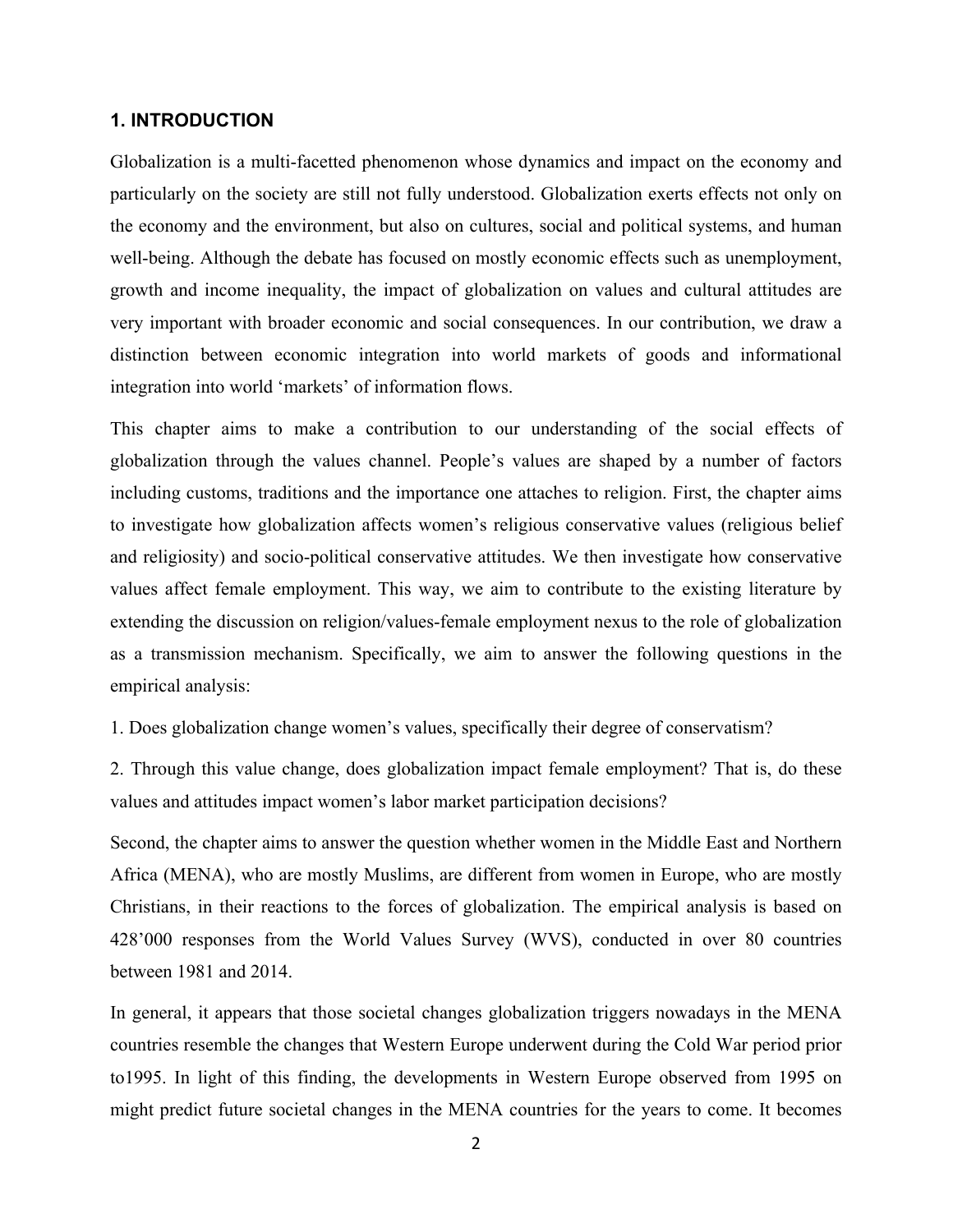## 1. INTRODUCTION

Globalization is a multi-facetted phenomenon whose dynamics and impact on the economy and particularly on the society are still not fully understood. Globalization exerts effects not only on the economy and the environment, but also on cultures, social and political systems, and human well-being. Although the debate has focused on mostly economic effects such as unemployment, growth and income inequality, the impact of globalization on values and cultural attitudes are very important with broader economic and social consequences. In our contribution, we draw a distinction between economic integration into world markets of goods and informational integration into world 'markets' of information flows.

This chapter aims to make a contribution to our understanding of the social effects of globalization through the values channel. People's values are shaped by a number of factors including customs, traditions and the importance one attaches to religion. First, the chapter aims to investigate how globalization affects women's religious conservative values (religious belief and religiosity) and socio-political conservative attitudes. We then investigate how conservative values affect female employment. This way, we aim to contribute to the existing literature by extending the discussion on religion/values-female employment nexus to the role of globalization as a transmission mechanism. Specifically, we aim to answer the following questions in the empirical analysis:

1. Does globalization change women's values, specifically their degree of conservatism?

2. Through this value change, does globalization impact female employment? That is, do these values and attitudes impact women's labor market participation decisions?

Second, the chapter aims to answer the question whether women in the Middle East and Northern Africa (MENA), who are mostly Muslims, are different from women in Europe, who are mostly Christians, in their reactions to the forces of globalization. The empirical analysis is based on 428'000 responses from the World Values Survey (WVS), conducted in over 80 countries between 1981 and 2014.

In general, it appears that those societal changes globalization triggers nowadays in the MENA countries resemble the changes that Western Europe underwent during the Cold War period prior to1995. In light of this finding, the developments in Western Europe observed from 1995 on might predict future societal changes in the MENA countries for the years to come. It becomes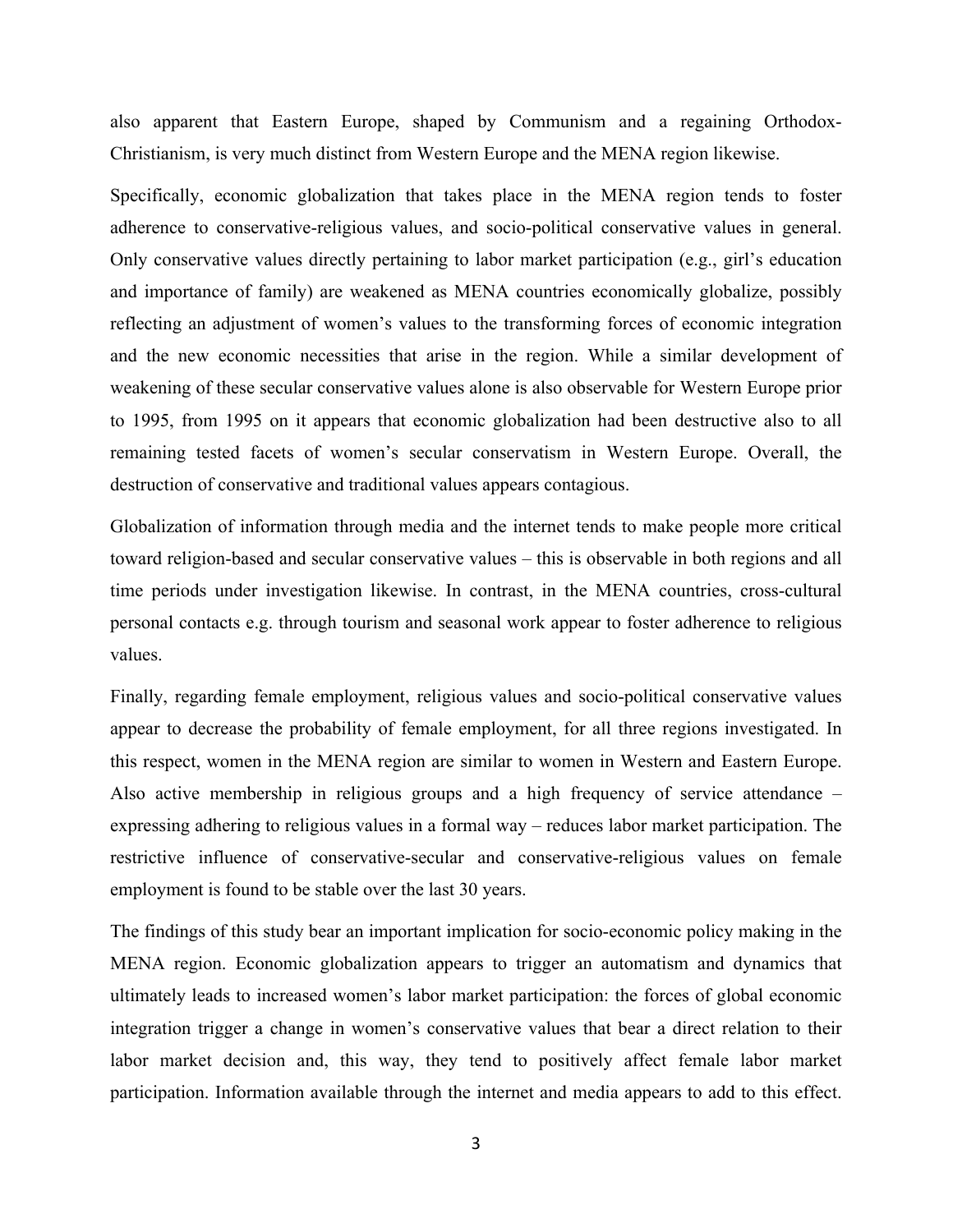also apparent that Eastern Europe, shaped by Communism and a regaining Orthodox-Christianism, is very much distinct from Western Europe and the MENA region likewise.

Specifically, economic globalization that takes place in the MENA region tends to foster adherence to conservative-religious values, and socio-political conservative values in general. Only conservative values directly pertaining to labor market participation (e.g., girl's education and importance of family) are weakened as MENA countries economically globalize, possibly reflecting an adjustment of women's values to the transforming forces of economic integration and the new economic necessities that arise in the region. While a similar development of weakening of these secular conservative values alone is also observable for Western Europe prior to 1995, from 1995 on it appears that economic globalization had been destructive also to all remaining tested facets of women's secular conservatism in Western Europe. Overall, the destruction of conservative and traditional values appears contagious.

Globalization of information through media and the internet tends to make people more critical toward religion-based and secular conservative values – this is observable in both regions and all time periods under investigation likewise. In contrast, in the MENA countries, cross-cultural personal contacts e.g. through tourism and seasonal work appear to foster adherence to religious values.

Finally, regarding female employment, religious values and socio-political conservative values appear to decrease the probability of female employment, for all three regions investigated. In this respect, women in the MENA region are similar to women in Western and Eastern Europe. Also active membership in religious groups and a high frequency of service attendance – expressing adhering to religious values in a formal way – reduces labor market participation. The restrictive influence of conservative-secular and conservative-religious values on female employment is found to be stable over the last 30 years.

The findings of this study bear an important implication for socio-economic policy making in the MENA region. Economic globalization appears to trigger an automatism and dynamics that ultimately leads to increased women's labor market participation: the forces of global economic integration trigger a change in women's conservative values that bear a direct relation to their labor market decision and, this way, they tend to positively affect female labor market participation. Information available through the internet and media appears to add to this effect.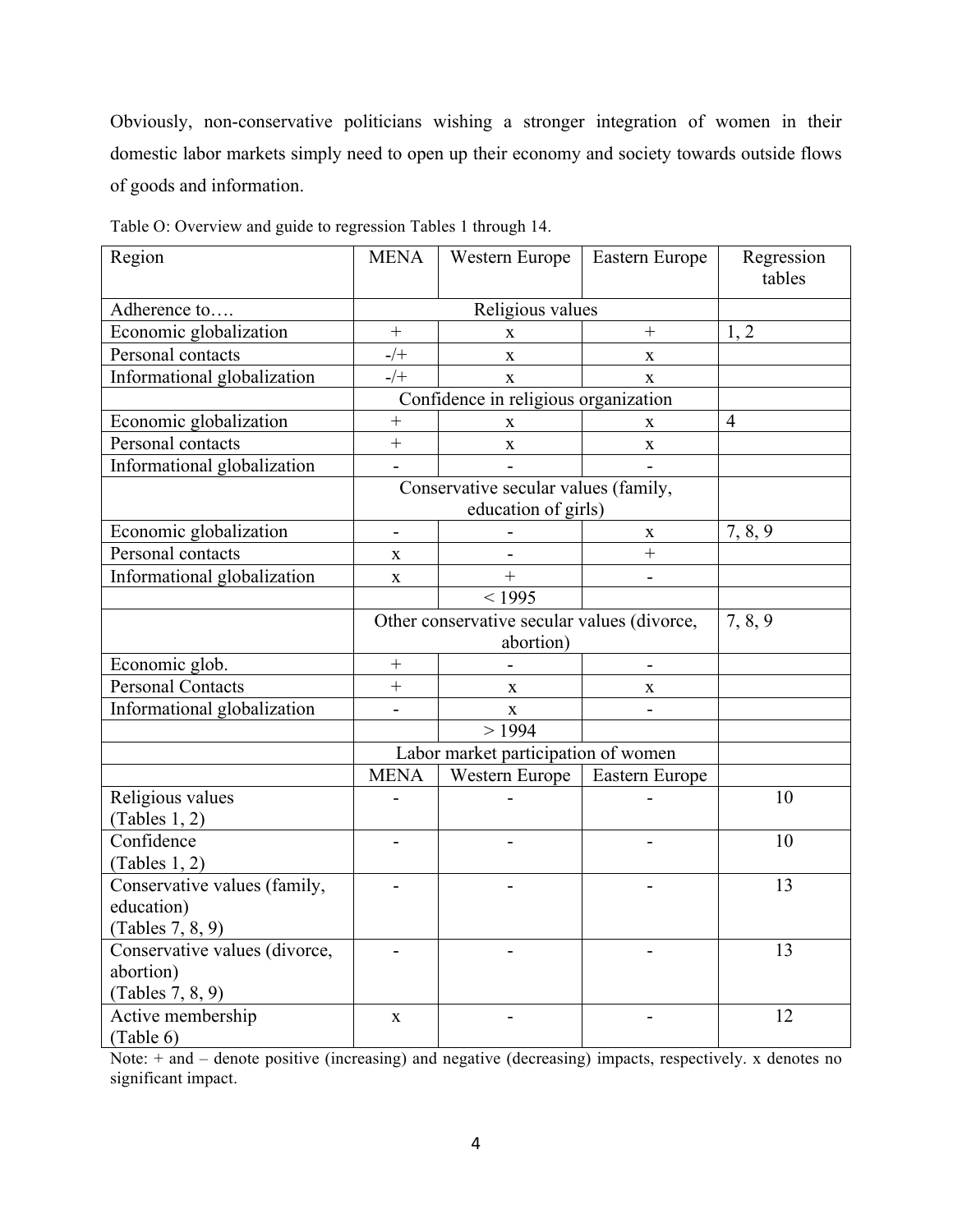Obviously, non-conservative politicians wishing a stronger integration of women in their domestic labor markets simply need to open up their economy and society towards outside flows of goods and information.

Table O: Overview and guide to regression Tables 1 through 14.

| Region | MENA | Western Europe | Eastern Europe | Regression tables |
|---|---|---|---|---|
| Adherence to…. | Religious values | | | |
| Economic globalization | + | x | + | 1, 2 |
| Personal contacts | -/+ | x | x | |
| Informational globalization | -/+ | x | x | |
| | Confidence in religious organization | | | |
| Economic globalization | + | x | x | 4 |
| Personal contacts | + | x | x | |
| Informational globalization | - | - | - | |
| | Conservative secular values (family, education of girls) | | | |
| Economic globalization | - | - | x | 7, 8, 9 |
| Personal contacts | x | - | + | |
| Informational globalization | x | + | - | |
| | | < 1995 | | |
| | Other conservative secular values (divorce, abortion) | | | 7, 8, 9 |
| Economic glob. | + | - | - | |
| Personal Contacts | + | x | x | |
| Informational globalization | - | x | - | |
| | | > 1994 | | |
| | Labor market participation of women | | | |
| | MENA | Western Europe | Eastern Europe | |
| Religious values (Tables 1, 2) | - | - | - | 10 |
| Confidence (Tables 1, 2) | - | - | - | 10 |
| Conservative values (family, education) (Tables 7, 8, 9) | - | - | - | 13 |
| Conservative values (divorce, abortion) (Tables 7, 8, 9) | - | - | - | 13 |
| Active membership (Table 6) | x | - | - | 12 |

Note: + and – denote positive (increasing) and negative (decreasing) impacts, respectively. x denotes no significant impact.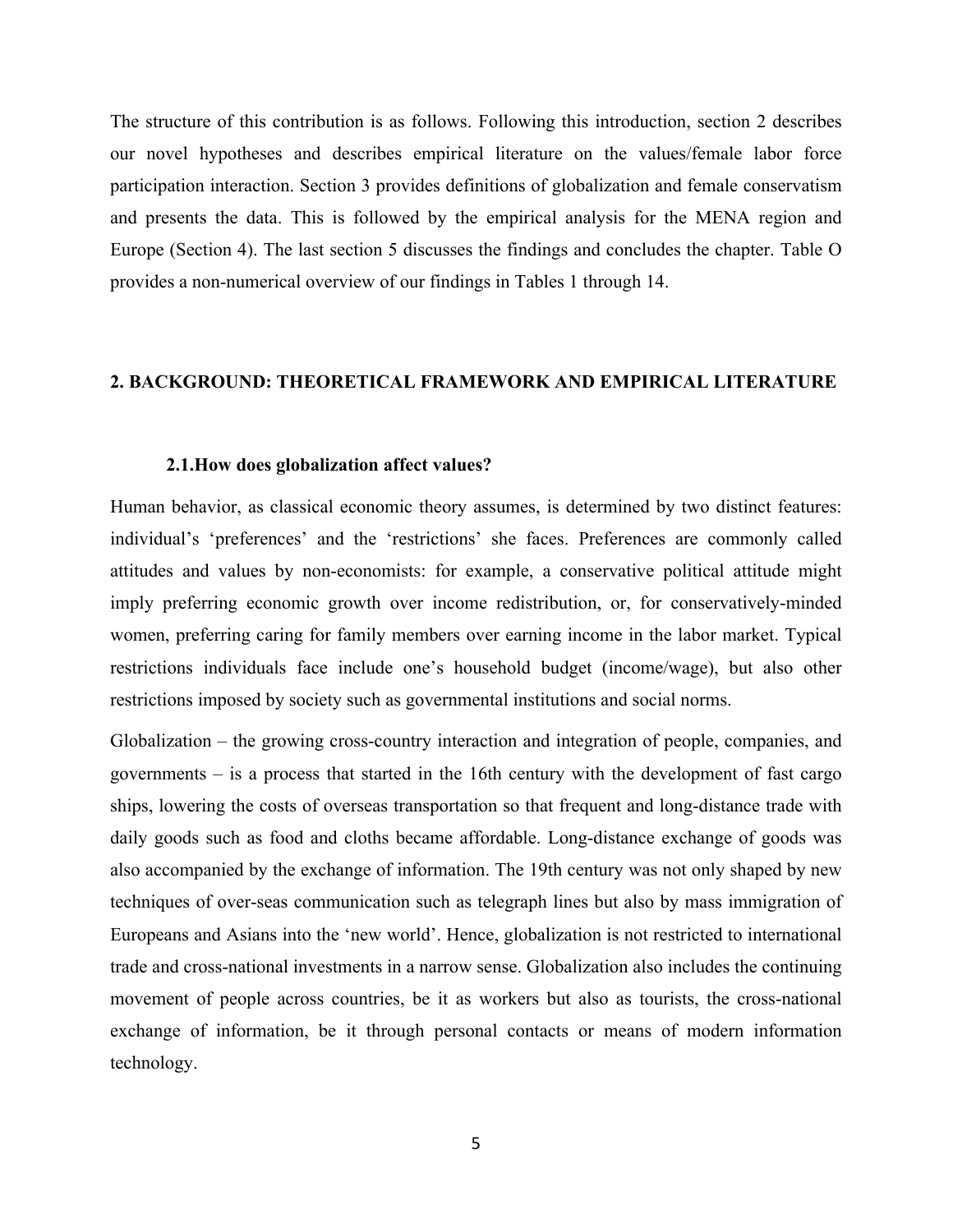The structure of this contribution is as follows. Following this introduction, section 2 describes our novel hypotheses and describes empirical literature on the values/female labor force participation interaction. Section 3 provides definitions of globalization and female conservatism and presents the data. This is followed by the empirical analysis for the MENA region and Europe (Section 4). The last section 5 discusses the findings and concludes the chapter. Table O provides a non-numerical overview of our findings in Tables 1 through 14.

## 2. BACKGROUND: THEORETICAL FRAMEWORK AND EMPIRICAL LITERATURE

### 2.1.How does globalization affect values?

Human behavior, as classical economic theory assumes, is determined by two distinct features: individual's 'preferences' and the 'restrictions' she faces. Preferences are commonly called attitudes and values by non-economists: for example, a conservative political attitude might imply preferring economic growth over income redistribution, or, for conservatively-minded women, preferring caring for family members over earning income in the labor market. Typical restrictions individuals face include one's household budget (income/wage), but also other restrictions imposed by society such as governmental institutions and social norms.

Globalization – the growing cross-country interaction and integration of people, companies, and governments – is a process that started in the 16th century with the development of fast cargo ships, lowering the costs of overseas transportation so that frequent and long-distance trade with daily goods such as food and cloths became affordable. Long-distance exchange of goods was also accompanied by the exchange of information. The 19th century was not only shaped by new techniques of over-seas communication such as telegraph lines but also by mass immigration of Europeans and Asians into the 'new world'. Hence, globalization is not restricted to international trade and cross-national investments in a narrow sense. Globalization also includes the continuing movement of people across countries, be it as workers but also as tourists, the cross-national exchange of information, be it through personal contacts or means of modern information technology.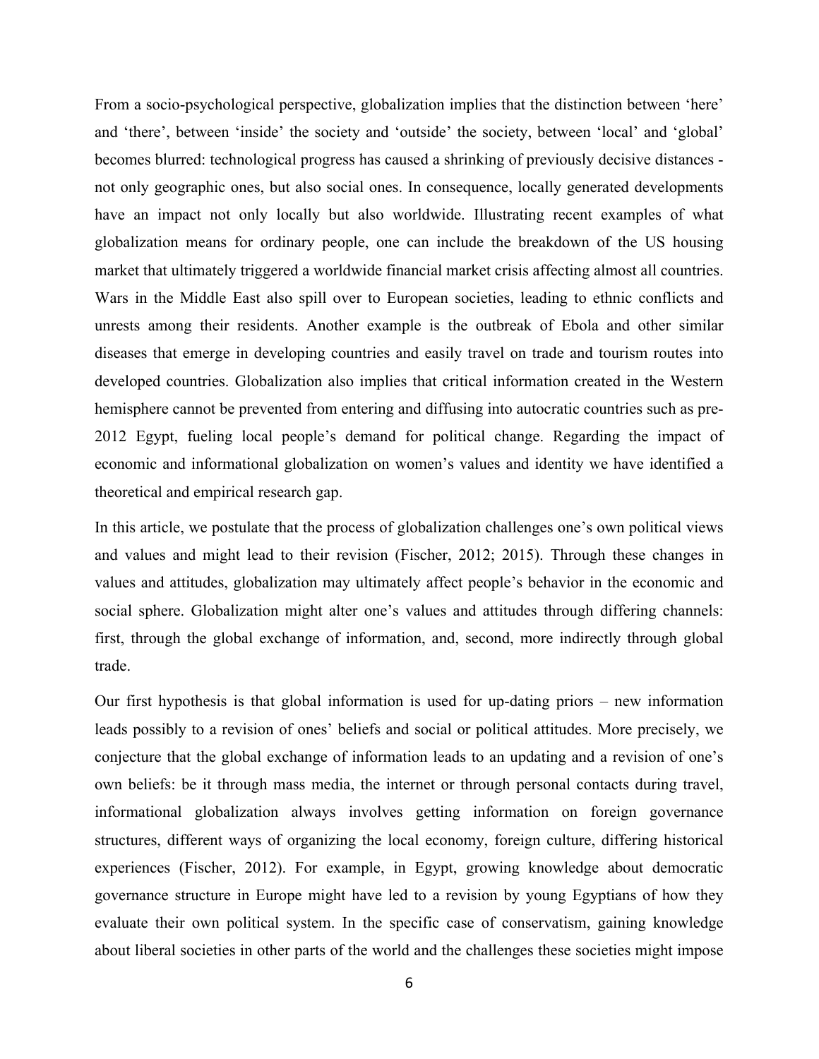From a socio-psychological perspective, globalization implies that the distinction between 'here' and 'there', between 'inside' the society and 'outside' the society, between 'local' and 'global' becomes blurred: technological progress has caused a shrinking of previously decisive distances - not only geographic ones, but also social ones. In consequence, locally generated developments have an impact not only locally but also worldwide. Illustrating recent examples of what globalization means for ordinary people, one can include the breakdown of the US housing market that ultimately triggered a worldwide financial market crisis affecting almost all countries. Wars in the Middle East also spill over to European societies, leading to ethnic conflicts and unrests among their residents. Another example is the outbreak of Ebola and other similar diseases that emerge in developing countries and easily travel on trade and tourism routes into developed countries. Globalization also implies that critical information created in the Western hemisphere cannot be prevented from entering and diffusing into autocratic countries such as pre-2012 Egypt, fueling local people's demand for political change. Regarding the impact of economic and informational globalization on women's values and identity we have identified a theoretical and empirical research gap.

In this article, we postulate that the process of globalization challenges one's own political views and values and might lead to their revision (Fischer, 2012; 2015). Through these changes in values and attitudes, globalization may ultimately affect people's behavior in the economic and social sphere. Globalization might alter one's values and attitudes through differing channels: first, through the global exchange of information, and, second, more indirectly through global trade.

Our first hypothesis is that global information is used for up-dating priors – new information leads possibly to a revision of ones' beliefs and social or political attitudes. More precisely, we conjecture that the global exchange of information leads to an updating and a revision of one's own beliefs: be it through mass media, the internet or through personal contacts during travel, informational globalization always involves getting information on foreign governance structures, different ways of organizing the local economy, foreign culture, differing historical experiences (Fischer, 2012). For example, in Egypt, growing knowledge about democratic governance structure in Europe might have led to a revision by young Egyptians of how they evaluate their own political system. In the specific case of conservatism, gaining knowledge about liberal societies in other parts of the world and the challenges these societies might impose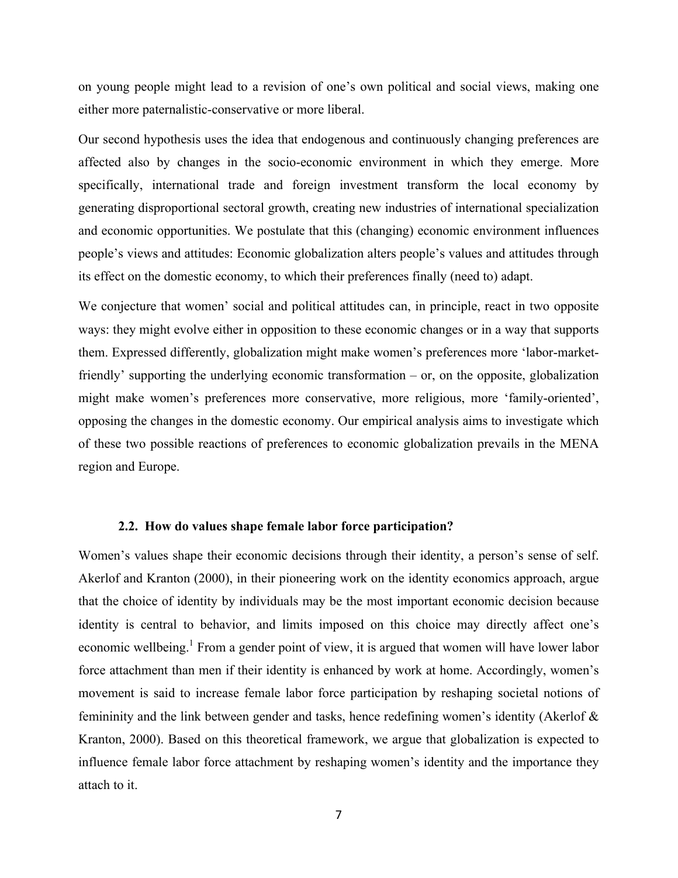on young people might lead to a revision of one's own political and social views, making one either more paternalistic-conservative or more liberal.

Our second hypothesis uses the idea that endogenous and continuously changing preferences are affected also by changes in the socio-economic environment in which they emerge. More specifically, international trade and foreign investment transform the local economy by generating disproportional sectoral growth, creating new industries of international specialization and economic opportunities. We postulate that this (changing) economic environment influences people's views and attitudes: Economic globalization alters people's values and attitudes through its effect on the domestic economy, to which their preferences finally (need to) adapt.

We conjecture that women' social and political attitudes can, in principle, react in two opposite ways: they might evolve either in opposition to these economic changes or in a way that supports them. Expressed differently, globalization might make women's preferences more 'labor-market-friendly' supporting the underlying economic transformation – or, on the opposite, globalization might make women's preferences more conservative, more religious, more 'family-oriented', opposing the changes in the domestic economy. Our empirical analysis aims to investigate which of these two possible reactions of preferences to economic globalization prevails in the MENA region and Europe.

### 2.2. How do values shape female labor force participation?

Women's values shape their economic decisions through their identity, a person's sense of self. Akerlof and Kranton (2000), in their pioneering work on the identity economics approach, argue that the choice of identity by individuals may be the most important economic decision because identity is central to behavior, and limits imposed on this choice may directly affect one's economic wellbeing.[1] From a gender point of view, it is argued that women will have lower labor force attachment than men if their identity is enhanced by work at home. Accordingly, women's movement is said to increase female labor force participation by reshaping societal notions of femininity and the link between gender and tasks, hence redefining women's identity (Akerlof & Kranton, 2000). Based on this theoretical framework, we argue that globalization is expected to influence female labor force attachment by reshaping women's identity and the importance they attach to it.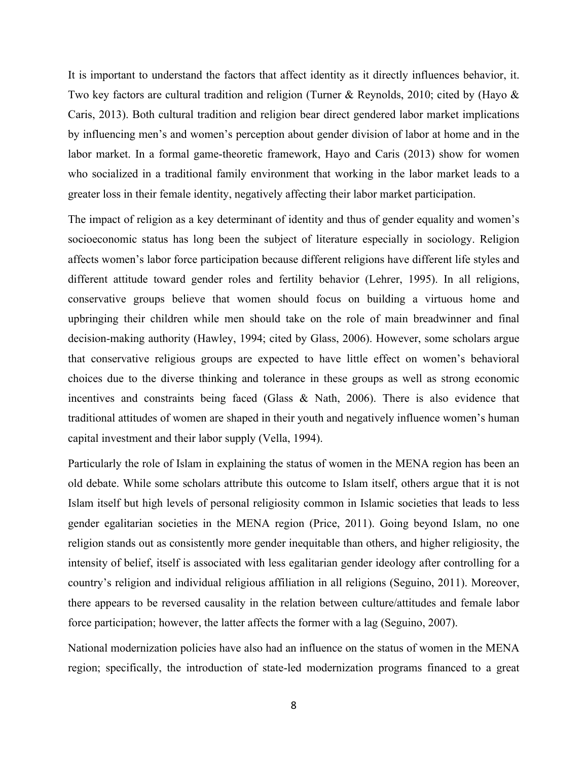It is important to understand the factors that affect identity as it directly influences behavior, it. Two key factors are cultural tradition and religion (Turner & Reynolds, 2010; cited by (Hayo & Caris, 2013). Both cultural tradition and religion bear direct gendered labor market implications by influencing men's and women's perception about gender division of labor at home and in the labor market. In a formal game-theoretic framework, Hayo and Caris (2013) show for women who socialized in a traditional family environment that working in the labor market leads to a greater loss in their female identity, negatively affecting their labor market participation.

The impact of religion as a key determinant of identity and thus of gender equality and women's socioeconomic status has long been the subject of literature especially in sociology. Religion affects women's labor force participation because different religions have different life styles and different attitude toward gender roles and fertility behavior (Lehrer, 1995). In all religions, conservative groups believe that women should focus on building a virtuous home and upbringing their children while men should take on the role of main breadwinner and final decision-making authority (Hawley, 1994; cited by Glass, 2006). However, some scholars argue that conservative religious groups are expected to have little effect on women's behavioral choices due to the diverse thinking and tolerance in these groups as well as strong economic incentives and constraints being faced (Glass & Nath, 2006). There is also evidence that traditional attitudes of women are shaped in their youth and negatively influence women's human capital investment and their labor supply (Vella, 1994).

Particularly the role of Islam in explaining the status of women in the MENA region has been an old debate. While some scholars attribute this outcome to Islam itself, others argue that it is not Islam itself but high levels of personal religiosity common in Islamic societies that leads to less gender egalitarian societies in the MENA region (Price, 2011). Going beyond Islam, no one religion stands out as consistently more gender inequitable than others, and higher religiosity, the intensity of belief, itself is associated with less egalitarian gender ideology after controlling for a country's religion and individual religious affiliation in all religions (Seguino, 2011). Moreover, there appears to be reversed causality in the relation between culture/attitudes and female labor force participation; however, the latter affects the former with a lag (Seguino, 2007).

National modernization policies have also had an influence on the status of women in the MENA region; specifically, the introduction of state-led modernization programs financed to a great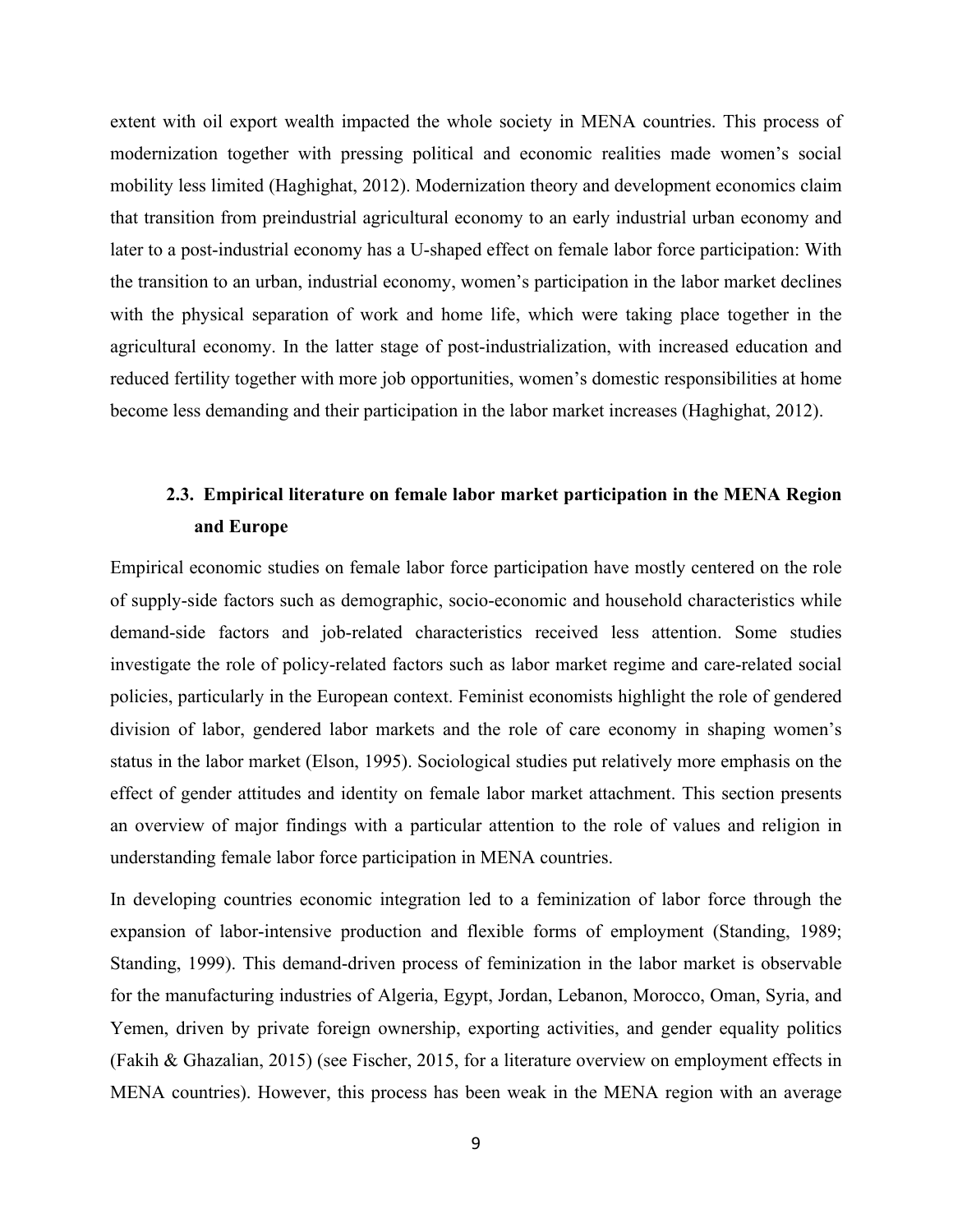extent with oil export wealth impacted the whole society in MENA countries. This process of modernization together with pressing political and economic realities made women's social mobility less limited (Haghighat, 2012). Modernization theory and development economics claim that transition from preindustrial agricultural economy to an early industrial urban economy and later to a post-industrial economy has a U-shaped effect on female labor force participation: With the transition to an urban, industrial economy, women's participation in the labor market declines with the physical separation of work and home life, which were taking place together in the agricultural economy. In the latter stage of post-industrialization, with increased education and reduced fertility together with more job opportunities, women's domestic responsibilities at home become less demanding and their participation in the labor market increases (Haghighat, 2012).

### 2.3. Empirical literature on female labor market participation in the MENA Region and Europe

Empirical economic studies on female labor force participation have mostly centered on the role of supply-side factors such as demographic, socio-economic and household characteristics while demand-side factors and job-related characteristics received less attention. Some studies investigate the role of policy-related factors such as labor market regime and care-related social policies, particularly in the European context. Feminist economists highlight the role of gendered division of labor, gendered labor markets and the role of care economy in shaping women's status in the labor market (Elson, 1995). Sociological studies put relatively more emphasis on the effect of gender attitudes and identity on female labor market attachment. This section presents an overview of major findings with a particular attention to the role of values and religion in understanding female labor force participation in MENA countries.

In developing countries economic integration led to a feminization of labor force through the expansion of labor-intensive production and flexible forms of employment (Standing, 1989; Standing, 1999). This demand-driven process of feminization in the labor market is observable for the manufacturing industries of Algeria, Egypt, Jordan, Lebanon, Morocco, Oman, Syria, and Yemen, driven by private foreign ownership, exporting activities, and gender equality politics (Fakih & Ghazalian, 2015) (see Fischer, 2015, for a literature overview on employment effects in MENA countries). However, this process has been weak in the MENA region with an average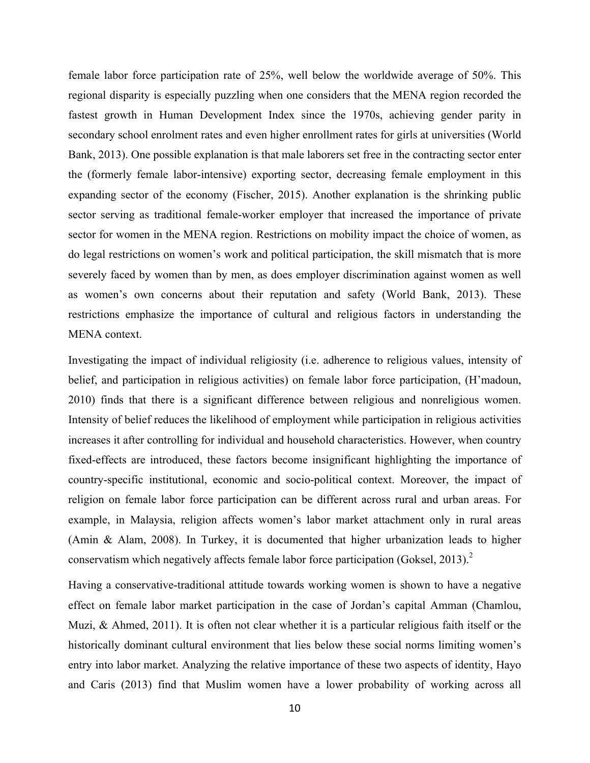female labor force participation rate of 25%, well below the worldwide average of 50%. This regional disparity is especially puzzling when one considers that the MENA region recorded the fastest growth in Human Development Index since the 1970s, achieving gender parity in secondary school enrolment rates and even higher enrollment rates for girls at universities (World Bank, 2013). One possible explanation is that male laborers set free in the contracting sector enter the (formerly female labor-intensive) exporting sector, decreasing female employment in this expanding sector of the economy (Fischer, 2015). Another explanation is the shrinking public sector serving as traditional female-worker employer that increased the importance of private sector for women in the MENA region. Restrictions on mobility impact the choice of women, as do legal restrictions on women's work and political participation, the skill mismatch that is more severely faced by women than by men, as does employer discrimination against women as well as women's own concerns about their reputation and safety (World Bank, 2013). These restrictions emphasize the importance of cultural and religious factors in understanding the MENA context.

Investigating the impact of individual religiosity (i.e. adherence to religious values, intensity of belief, and participation in religious activities) on female labor force participation, (H'madoun, 2010) finds that there is a significant difference between religious and nonreligious women. Intensity of belief reduces the likelihood of employment while participation in religious activities increases it after controlling for individual and household characteristics. However, when country fixed-effects are introduced, these factors become insignificant highlighting the importance of country-specific institutional, economic and socio-political context. Moreover, the impact of religion on female labor force participation can be different across rural and urban areas. For example, in Malaysia, religion affects women's labor market attachment only in rural areas (Amin & Alam, 2008). In Turkey, it is documented that higher urbanization leads to higher conservatism which negatively affects female labor force participation (Goksel, 2013).[2]

Having a conservative-traditional attitude towards working women is shown to have a negative effect on female labor market participation in the case of Jordan's capital Amman (Chamlou, Muzi, & Ahmed, 2011). It is often not clear whether it is a particular religious faith itself or the historically dominant cultural environment that lies below these social norms limiting women's entry into labor market. Analyzing the relative importance of these two aspects of identity, Hayo and Caris (2013) find that Muslim women have a lower probability of working across all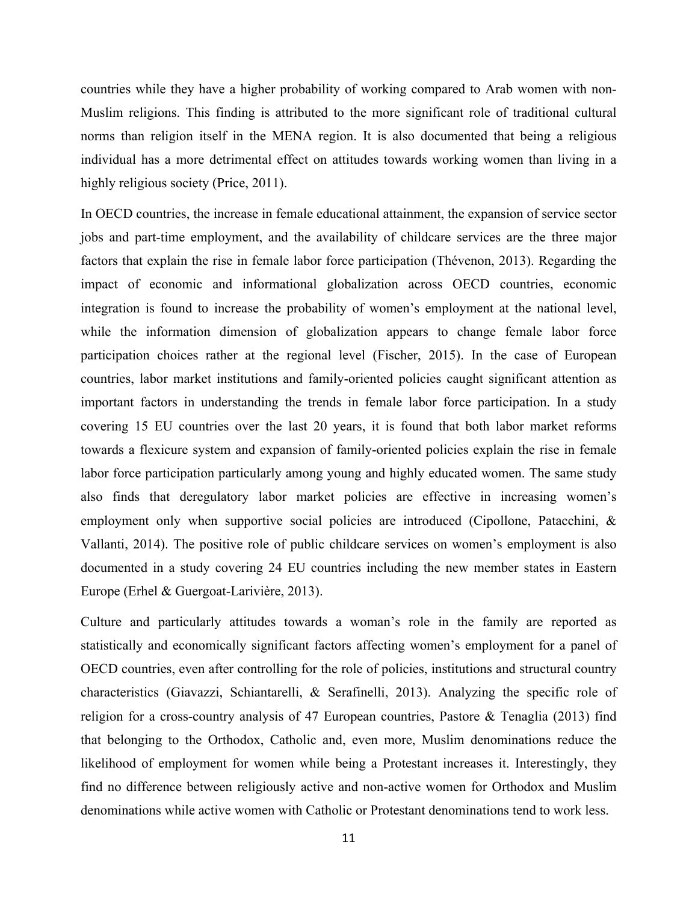countries while they have a higher probability of working compared to Arab women with non-Muslim religions. This finding is attributed to the more significant role of traditional cultural norms than religion itself in the MENA region. It is also documented that being a religious individual has a more detrimental effect on attitudes towards working women than living in a highly religious society (Price, 2011).

In OECD countries, the increase in female educational attainment, the expansion of service sector jobs and part-time employment, and the availability of childcare services are the three major factors that explain the rise in female labor force participation (Thévenon, 2013). Regarding the impact of economic and informational globalization across OECD countries, economic integration is found to increase the probability of women's employment at the national level, while the information dimension of globalization appears to change female labor force participation choices rather at the regional level (Fischer, 2015). In the case of European countries, labor market institutions and family-oriented policies caught significant attention as important factors in understanding the trends in female labor force participation. In a study covering 15 EU countries over the last 20 years, it is found that both labor market reforms towards a flexicure system and expansion of family-oriented policies explain the rise in female labor force participation particularly among young and highly educated women. The same study also finds that deregulatory labor market policies are effective in increasing women's employment only when supportive social policies are introduced (Cipollone, Patacchini, & Vallanti, 2014). The positive role of public childcare services on women's employment is also documented in a study covering 24 EU countries including the new member states in Eastern Europe (Erhel & Guergoat-Larivière, 2013).

Culture and particularly attitudes towards a woman's role in the family are reported as statistically and economically significant factors affecting women's employment for a panel of OECD countries, even after controlling for the role of policies, institutions and structural country characteristics (Giavazzi, Schiantarelli, & Serafinelli, 2013). Analyzing the specific role of religion for a cross-country analysis of 47 European countries, Pastore & Tenaglia (2013) find that belonging to the Orthodox, Catholic and, even more, Muslim denominations reduce the likelihood of employment for women while being a Protestant increases it. Interestingly, they find no difference between religiously active and non-active women for Orthodox and Muslim denominations while active women with Catholic or Protestant denominations tend to work less.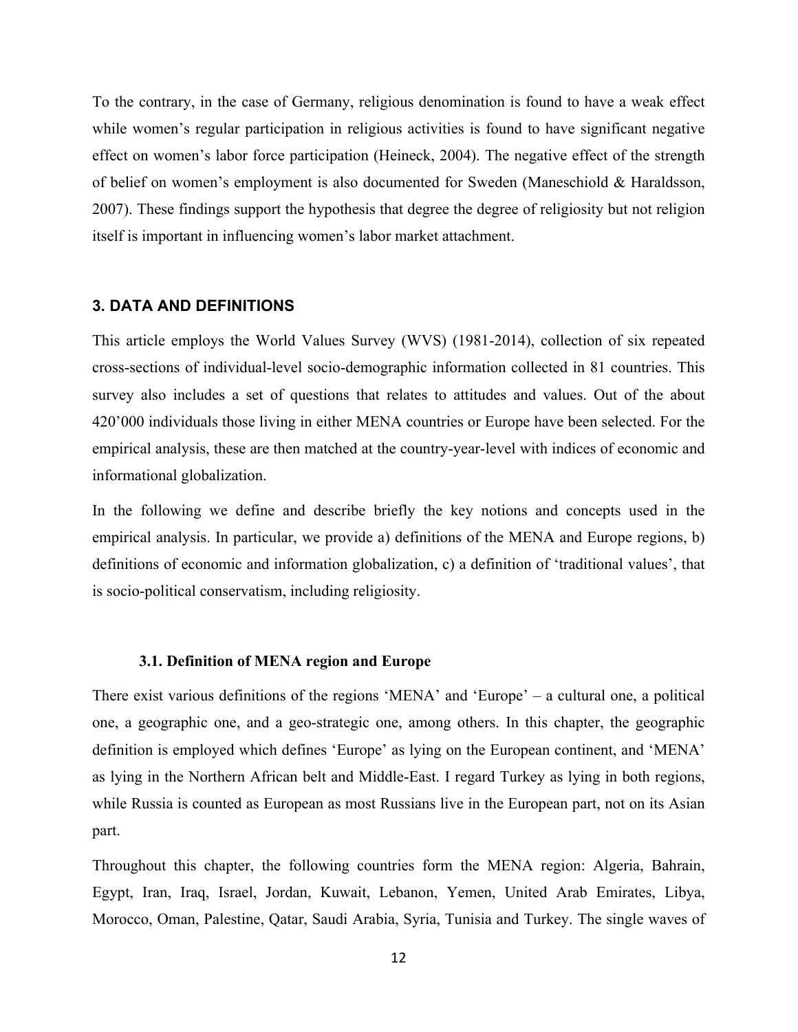To the contrary, in the case of Germany, religious denomination is found to have a weak effect while women's regular participation in religious activities is found to have significant negative effect on women's labor force participation (Heineck, 2004). The negative effect of the strength of belief on women's employment is also documented for Sweden (Maneschiold & Haraldsson, 2007). These findings support the hypothesis that degree the degree of religiosity but not religion itself is important in influencing women's labor market attachment.

## 3. DATA AND DEFINITIONS

This article employs the World Values Survey (WVS) (1981-2014), collection of six repeated cross-sections of individual-level socio-demographic information collected in 81 countries. This survey also includes a set of questions that relates to attitudes and values. Out of the about 420'000 individuals those living in either MENA countries or Europe have been selected. For the empirical analysis, these are then matched at the country-year-level with indices of economic and informational globalization.

In the following we define and describe briefly the key notions and concepts used in the empirical analysis. In particular, we provide a) definitions of the MENA and Europe regions, b) definitions of economic and information globalization, c) a definition of 'traditional values', that is socio-political conservatism, including religiosity.

### 3.1. Definition of MENA region and Europe

There exist various definitions of the regions 'MENA' and 'Europe' – a cultural one, a political one, a geographic one, and a geo-strategic one, among others. In this chapter, the geographic definition is employed which defines 'Europe' as lying on the European continent, and 'MENA' as lying in the Northern African belt and Middle-East. I regard Turkey as lying in both regions, while Russia is counted as European as most Russians live in the European part, not on its Asian part.

Throughout this chapter, the following countries form the MENA region: Algeria, Bahrain, Egypt, Iran, Iraq, Israel, Jordan, Kuwait, Lebanon, Yemen, United Arab Emirates, Libya, Morocco, Oman, Palestine, Qatar, Saudi Arabia, Syria, Tunisia and Turkey. The single waves of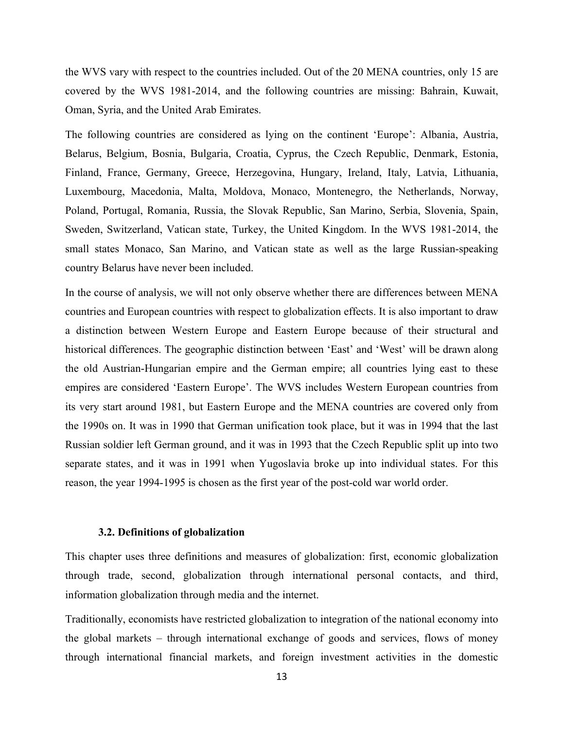the WVS vary with respect to the countries included. Out of the 20 MENA countries, only 15 are covered by the WVS 1981-2014, and the following countries are missing: Bahrain, Kuwait, Oman, Syria, and the United Arab Emirates.

The following countries are considered as lying on the continent 'Europe': Albania, Austria, Belarus, Belgium, Bosnia, Bulgaria, Croatia, Cyprus, the Czech Republic, Denmark, Estonia, Finland, France, Germany, Greece, Herzegovina, Hungary, Ireland, Italy, Latvia, Lithuania, Luxembourg, Macedonia, Malta, Moldova, Monaco, Montenegro, the Netherlands, Norway, Poland, Portugal, Romania, Russia, the Slovak Republic, San Marino, Serbia, Slovenia, Spain, Sweden, Switzerland, Vatican state, Turkey, the United Kingdom. In the WVS 1981-2014, the small states Monaco, San Marino, and Vatican state as well as the large Russian-speaking country Belarus have never been included.

In the course of analysis, we will not only observe whether there are differences between MENA countries and European countries with respect to globalization effects. It is also important to draw a distinction between Western Europe and Eastern Europe because of their structural and historical differences. The geographic distinction between 'East' and 'West' will be drawn along the old Austrian-Hungarian empire and the German empire; all countries lying east to these empires are considered 'Eastern Europe'. The WVS includes Western European countries from its very start around 1981, but Eastern Europe and the MENA countries are covered only from the 1990s on. It was in 1990 that German unification took place, but it was in 1994 that the last Russian soldier left German ground, and it was in 1993 that the Czech Republic split up into two separate states, and it was in 1991 when Yugoslavia broke up into individual states. For this reason, the year 1994-1995 is chosen as the first year of the post-cold war world order.

### 3.2. Definitions of globalization

This chapter uses three definitions and measures of globalization: first, economic globalization through trade, second, globalization through international personal contacts, and third, information globalization through media and the internet.

Traditionally, economists have restricted globalization to integration of the national economy into the global markets – through international exchange of goods and services, flows of money through international financial markets, and foreign investment activities in the domestic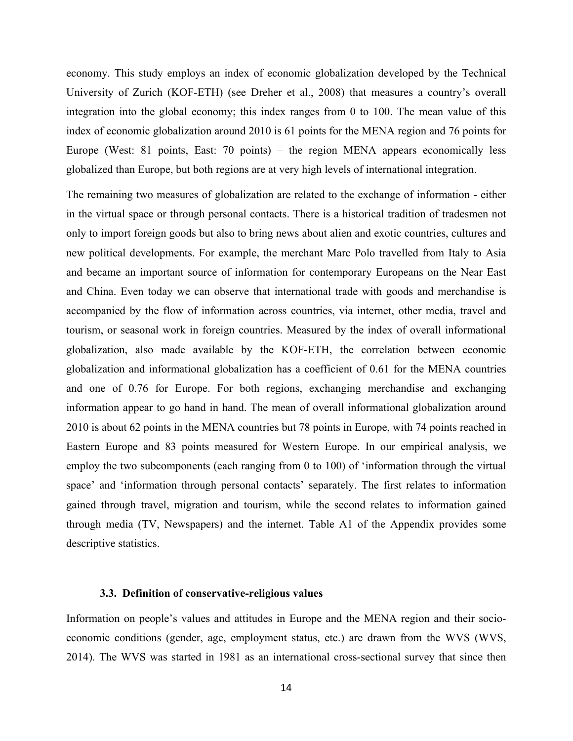economy. This study employs an index of economic globalization developed by the Technical University of Zurich (KOF-ETH) (see Dreher et al., 2008) that measures a country's overall integration into the global economy; this index ranges from 0 to 100. The mean value of this index of economic globalization around 2010 is 61 points for the MENA region and 76 points for Europe (West: 81 points, East: 70 points) – the region MENA appears economically less globalized than Europe, but both regions are at very high levels of international integration.

The remaining two measures of globalization are related to the exchange of information - either in the virtual space or through personal contacts. There is a historical tradition of tradesmen not only to import foreign goods but also to bring news about alien and exotic countries, cultures and new political developments. For example, the merchant Marc Polo travelled from Italy to Asia and became an important source of information for contemporary Europeans on the Near East and China. Even today we can observe that international trade with goods and merchandise is accompanied by the flow of information across countries, via internet, other media, travel and tourism, or seasonal work in foreign countries. Measured by the index of overall informational globalization, also made available by the KOF-ETH, the correlation between economic globalization and informational globalization has a coefficient of 0.61 for the MENA countries and one of 0.76 for Europe. For both regions, exchanging merchandise and exchanging information appear to go hand in hand. The mean of overall informational globalization around 2010 is about 62 points in the MENA countries but 78 points in Europe, with 74 points reached in Eastern Europe and 83 points measured for Western Europe. In our empirical analysis, we employ the two subcomponents (each ranging from 0 to 100) of 'information through the virtual space' and 'information through personal contacts' separately. The first relates to information gained through travel, migration and tourism, while the second relates to information gained through media (TV, Newspapers) and the internet. Table A1 of the Appendix provides some descriptive statistics.

### 3.3. Definition of conservative-religious values

Information on people's values and attitudes in Europe and the MENA region and their socio-economic conditions (gender, age, employment status, etc.) are drawn from the WVS (WVS, 2014). The WVS was started in 1981 as an international cross-sectional survey that since then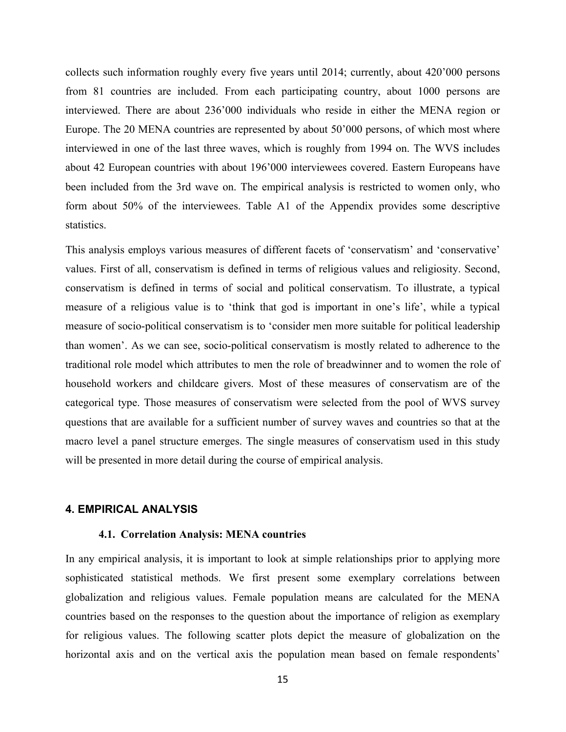collects such information roughly every five years until 2014; currently, about 420’000 persons from 81 countries are included. From each participating country, about 1000 persons are interviewed. There are about 236’000 individuals who reside in either the MENA region or Europe. The 20 MENA countries are represented by about 50’000 persons, of which most where interviewed in one of the last three waves, which is roughly from 1994 on. The WVS includes about 42 European countries with about 196’000 interviewees covered. Eastern Europeans have been included from the 3rd wave on. The empirical analysis is restricted to women only, who form about 50% of the interviewees. Table A1 of the Appendix provides some descriptive statistics.

This analysis employs various measures of different facets of ‘conservatism’ and ‘conservative’ values. First of all, conservatism is defined in terms of religious values and religiosity. Second, conservatism is defined in terms of social and political conservatism. To illustrate, a typical measure of a religious value is to ‘think that god is important in one’s life’, while a typical measure of socio-political conservatism is to ‘consider men more suitable for political leadership than women’. As we can see, socio-political conservatism is mostly related to adherence to the traditional role model which attributes to men the role of breadwinner and to women the role of household workers and childcare givers. Most of these measures of conservatism are of the categorical type. Those measures of conservatism were selected from the pool of WVS survey questions that are available for a sufficient number of survey waves and countries so that at the macro level a panel structure emerges. The single measures of conservatism used in this study will be presented in more detail during the course of empirical analysis.

## 4. EMPIRICAL ANALYSIS

### 4.1. Correlation Analysis: MENA countries

In any empirical analysis, it is important to look at simple relationships prior to applying more sophisticated statistical methods. We first present some exemplary correlations between globalization and religious values. Female population means are calculated for the MENA countries based on the responses to the question about the importance of religion as exemplary for religious values. The following scatter plots depict the measure of globalization on the horizontal axis and on the vertical axis the population mean based on female respondents’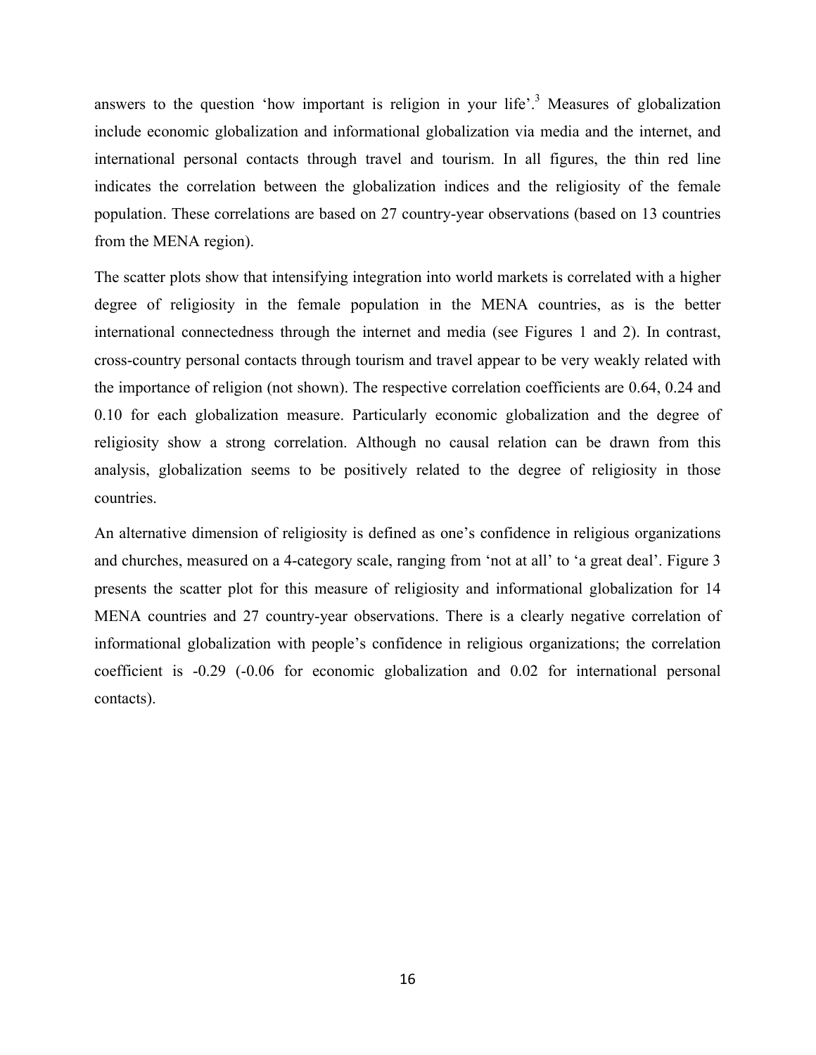answers to the question 'how important is religion in your life'.[3] Measures of globalization include economic globalization and informational globalization via media and the internet, and international personal contacts through travel and tourism. In all figures, the thin red line indicates the correlation between the globalization indices and the religiosity of the female population. These correlations are based on 27 country-year observations (based on 13 countries from the MENA region).

The scatter plots show that intensifying integration into world markets is correlated with a higher degree of religiosity in the female population in the MENA countries, as is the better international connectedness through the internet and media (see Figures 1 and 2). In contrast, cross-country personal contacts through tourism and travel appear to be very weakly related with the importance of religion (not shown). The respective correlation coefficients are 0.64, 0.24 and 0.10 for each globalization measure. Particularly economic globalization and the degree of religiosity show a strong correlation. Although no causal relation can be drawn from this analysis, globalization seems to be positively related to the degree of religiosity in those countries.

An alternative dimension of religiosity is defined as one's confidence in religious organizations and churches, measured on a 4-category scale, ranging from 'not at all' to 'a great deal'. Figure 3 presents the scatter plot for this measure of religiosity and informational globalization for 14 MENA countries and 27 country-year observations. There is a clearly negative correlation of informational globalization with people's confidence in religious organizations; the correlation coefficient is -0.29 (-0.06 for economic globalization and 0.02 for international personal contacts).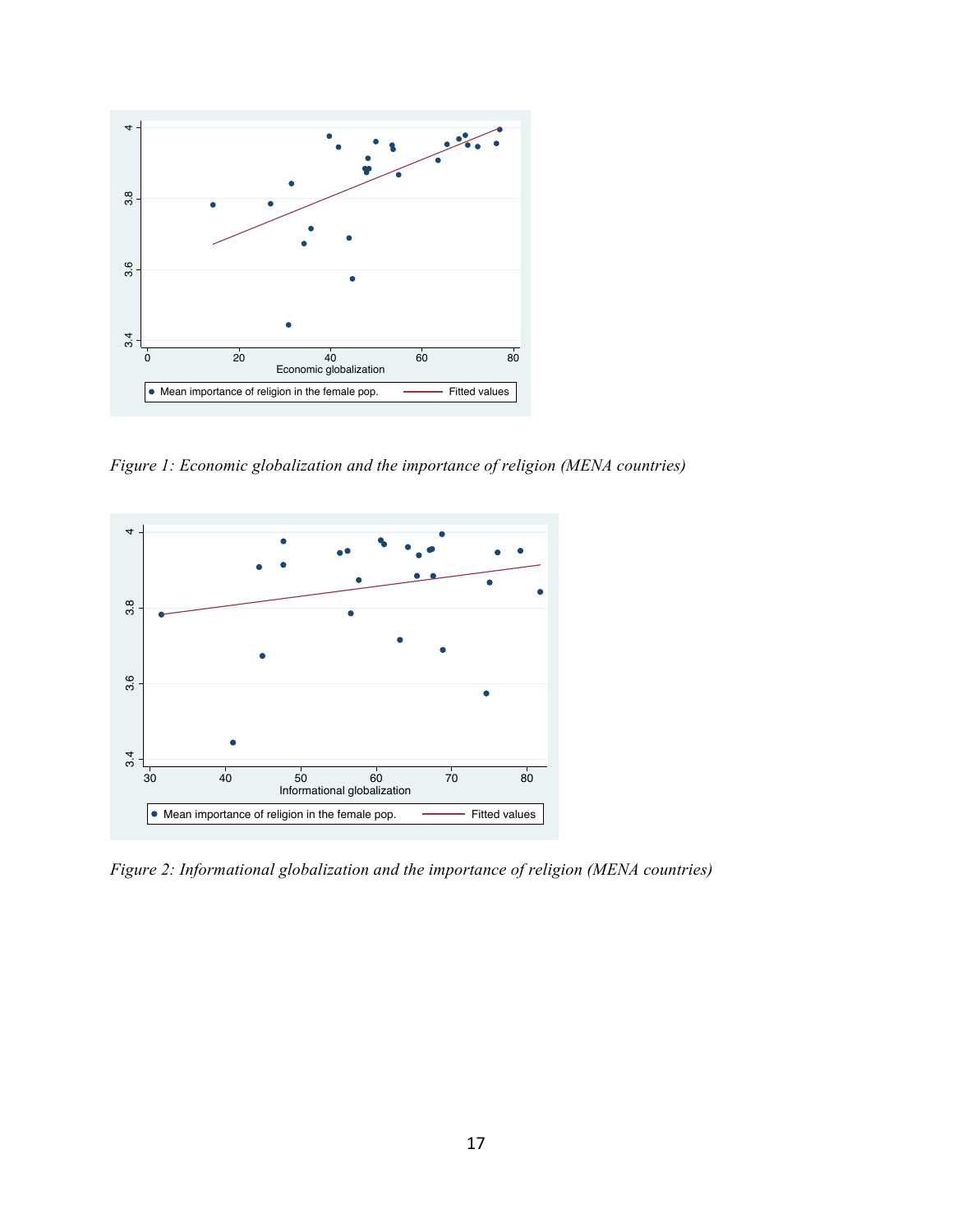*Figure 1: Economic globalization and the importance of religion (MENA countries)*

*Figure 2: Informational globalization and the importance of religion (MENA countries)*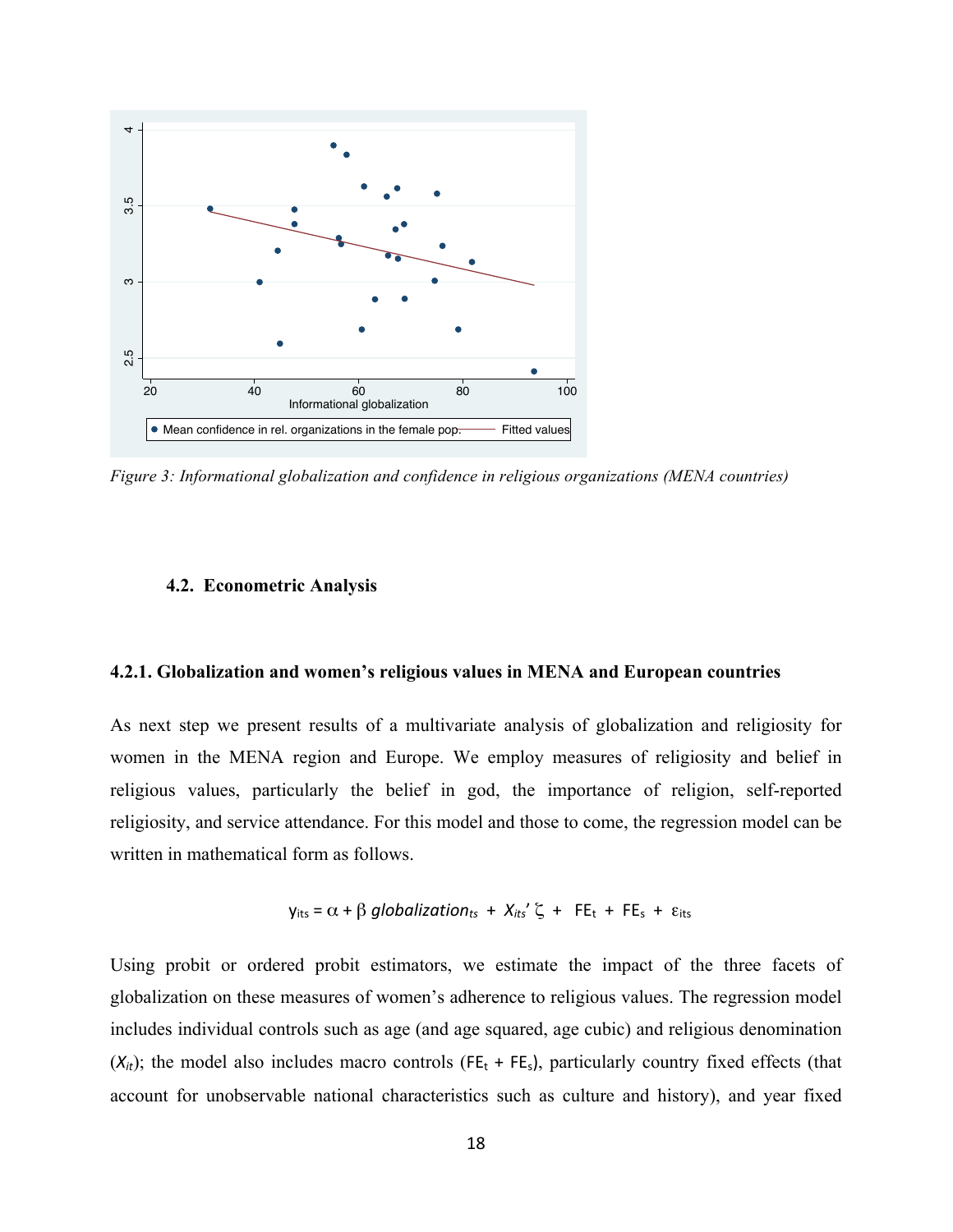*Figure 3: Informational globalization and confidence in religious organizations (MENA countries)*

### 4.2. Econometric Analysis

#### 4.2.1. Globalization and women's religious values in MENA and European countries

As next step we present results of a multivariate analysis of globalization and religiosity for women in the MENA region and Europe. We employ measures of religiosity and belief in religious values, particularly the belief in god, the importance of religion, self-reported religiosity, and service attendance. For this model and those to come, the regression model can be written in mathematical form as follows.

$$y_{its} = \alpha + \beta\ globalization_{ts} + X_{its}'\,\zeta + FE_t + FE_s + \varepsilon_{its}$$

Using probit or ordered probit estimators, we estimate the impact of the three facets of globalization on these measures of women's adherence to religious values. The regression model includes individual controls such as age (and age squared, age cubic) and religious denomination ($X_{it}$); the model also includes macro controls ($FE_t + FE_s$), particularly country fixed effects (that account for unobservable national characteristics such as culture and history), and year fixed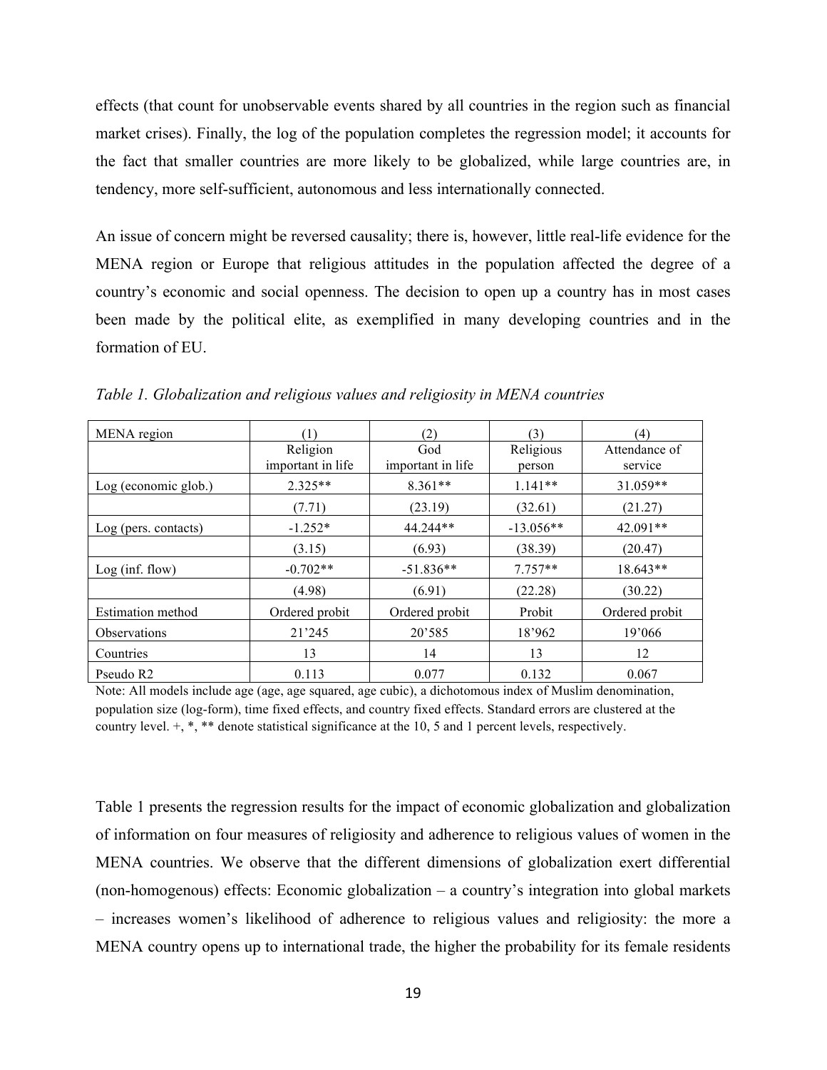effects (that count for unobservable events shared by all countries in the region such as financial market crises). Finally, the log of the population completes the regression model; it accounts for the fact that smaller countries are more likely to be globalized, while large countries are, in tendency, more self-sufficient, autonomous and less internationally connected.

An issue of concern might be reversed causality; there is, however, little real-life evidence for the MENA region or Europe that religious attitudes in the population affected the degree of a country's economic and social openness. The decision to open up a country has in most cases been made by the political elite, as exemplified in many developing countries and in the formation of EU.

*Table 1. Globalization and religious values and religiosity in MENA countries*

| MENA region | (1) | (2) | (3) | (4) |
|---|---|---|---|---|
| | Religion important in life | God important in life | Religious person | Attendance of service |
| Log (economic glob.) | 2.325** | 8.361** | 1.141** | 31.059** |
| | (7.71) | (23.19) | (32.61) | (21.27) |
| Log (pers. contacts) | -1.252* | 44.244** | -13.056** | 42.091** |
| | (3.15) | (6.93) | (38.39) | (20.47) |
| Log (inf. flow) | -0.702** | -51.836** | 7.757** | 18.643** |
| | (4.98) | (6.91) | (22.28) | (30.22) |
| Estimation method | Ordered probit | Ordered probit | Probit | Ordered probit |
| Observations | 21'245 | 20'585 | 18'962 | 19'066 |
| Countries | 13 | 14 | 13 | 12 |
| Pseudo R2 | 0.113 | 0.077 | 0.132 | 0.067 |

Note: All models include age (age, age squared, age cubic), a dichotomous index of Muslim denomination, population size (log-form), time fixed effects, and country fixed effects. Standard errors are clustered at the country level. +, *, ** denote statistical significance at the 10, 5 and 1 percent levels, respectively.

Table 1 presents the regression results for the impact of economic globalization and globalization of information on four measures of religiosity and adherence to religious values of women in the MENA countries. We observe that the different dimensions of globalization exert differential (non-homogenous) effects: Economic globalization – a country's integration into global markets – increases women's likelihood of adherence to religious values and religiosity: the more a MENA country opens up to international trade, the higher the probability for its female residents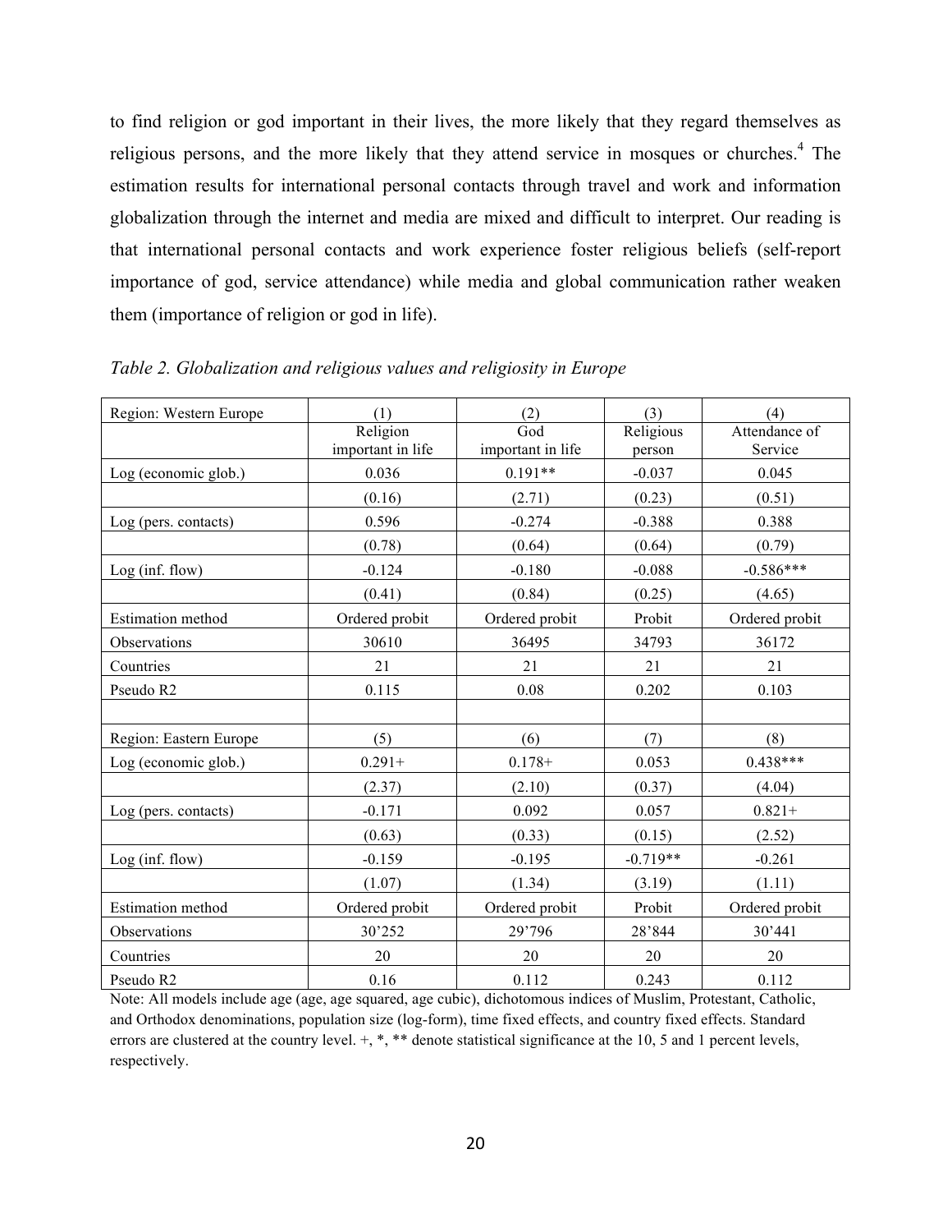to find religion or god important in their lives, the more likely that they regard themselves as religious persons, and the more likely that they attend service in mosques or churches.[4] The estimation results for international personal contacts through travel and work and information globalization through the internet and media are mixed and difficult to interpret. Our reading is that international personal contacts and work experience foster religious beliefs (self-report importance of god, service attendance) while media and global communication rather weaken them (importance of religion or god in life).

*Table 2. Globalization and religious values and religiosity in Europe*

| Region: Western Europe | (1) | (2) | (3) | (4) |
|---|---|---|---|---|
| | Religion important in life | God important in life | Religious person | Attendance of Service |
| Log (economic glob.) | 0.036 | 0.191** | -0.037 | 0.045 |
| | (0.16) | (2.71) | (0.23) | (0.51) |
| Log (pers. contacts) | 0.596 | -0.274 | -0.388 | 0.388 |
| | (0.78) | (0.64) | (0.64) | (0.79) |
| Log (inf. flow) | -0.124 | -0.180 | -0.088 | -0.586*** |
| | (0.41) | (0.84) | (0.25) | (4.65) |
| Estimation method | Ordered probit | Ordered probit | Probit | Ordered probit |
| Observations | 30610 | 36495 | 34793 | 36172 |
| Countries | 21 | 21 | 21 | 21 |
| Pseudo R2 | 0.115 | 0.08 | 0.202 | 0.103 |
| | | | | |
| Region: Eastern Europe | (5) | (6) | (7) | (8) |
| Log (economic glob.) | 0.291+ | 0.178+ | 0.053 | 0.438*** |
| | (2.37) | (2.10) | (0.37) | (4.04) |
| Log (pers. contacts) | -0.171 | 0.092 | 0.057 | 0.821+ |
| | (0.63) | (0.33) | (0.15) | (2.52) |
| Log (inf. flow) | -0.159 | -0.195 | -0.719** | -0.261 |
| | (1.07) | (1.34) | (3.19) | (1.11) |
| Estimation method | Ordered probit | Ordered probit | Probit | Ordered probit |
| Observations | 30'252 | 29'796 | 28'844 | 30'441 |
| Countries | 20 | 20 | 20 | 20 |
| Pseudo R2 | 0.16 | 0.112 | 0.243 | 0.112 |

Note: All models include age (age, age squared, age cubic), dichotomous indices of Muslim, Protestant, Catholic, and Orthodox denominations, population size (log-form), time fixed effects, and country fixed effects. Standard errors are clustered at the country level. +, *, ** denote statistical significance at the 10, 5 and 1 percent levels, respectively.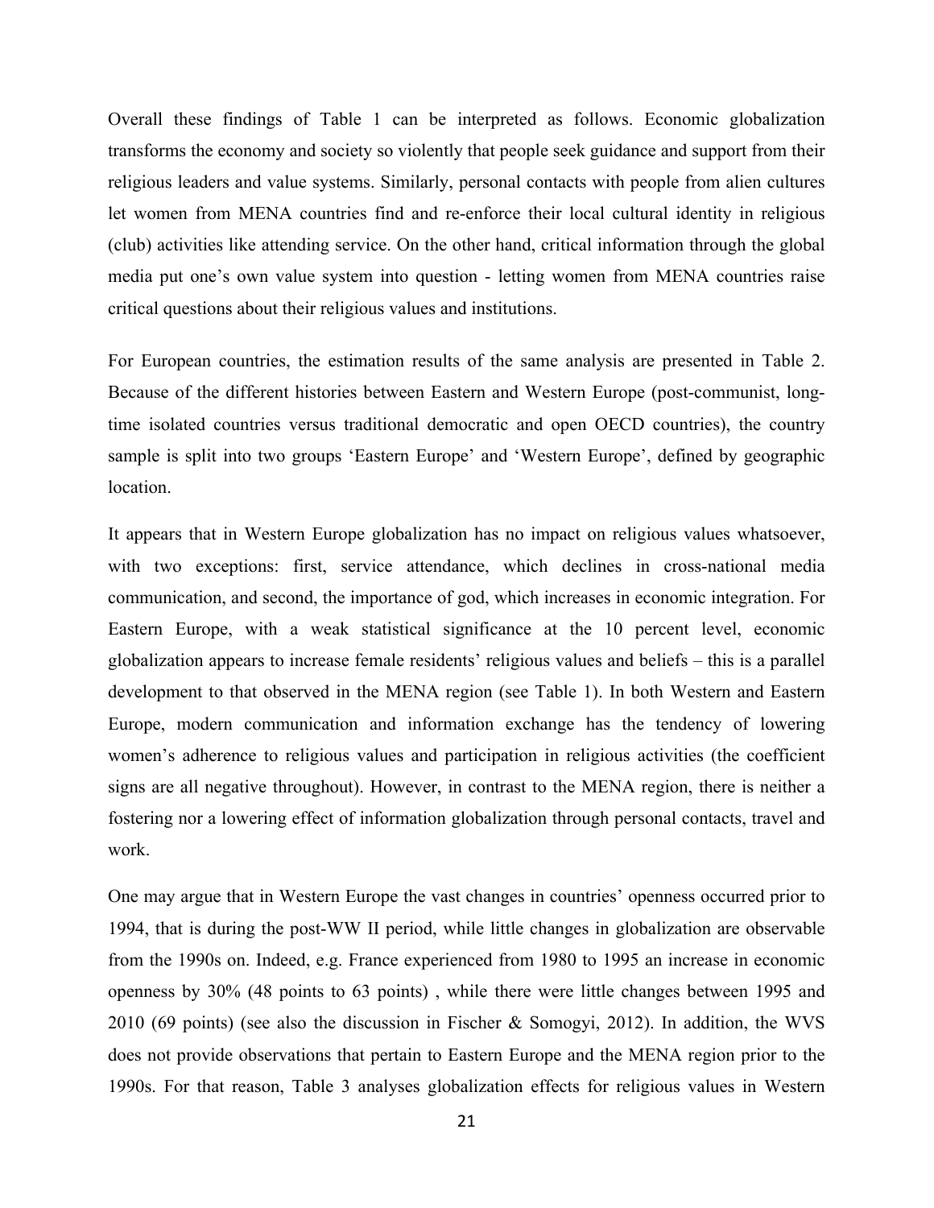Overall these findings of Table 1 can be interpreted as follows. Economic globalization transforms the economy and society so violently that people seek guidance and support from their religious leaders and value systems. Similarly, personal contacts with people from alien cultures let women from MENA countries find and re-enforce their local cultural identity in religious (club) activities like attending service. On the other hand, critical information through the global media put one's own value system into question - letting women from MENA countries raise critical questions about their religious values and institutions.

For European countries, the estimation results of the same analysis are presented in Table 2. Because of the different histories between Eastern and Western Europe (post-communist, long-time isolated countries versus traditional democratic and open OECD countries), the country sample is split into two groups 'Eastern Europe' and 'Western Europe', defined by geographic location.

It appears that in Western Europe globalization has no impact on religious values whatsoever, with two exceptions: first, service attendance, which declines in cross-national media communication, and second, the importance of god, which increases in economic integration. For Eastern Europe, with a weak statistical significance at the 10 percent level, economic globalization appears to increase female residents' religious values and beliefs – this is a parallel development to that observed in the MENA region (see Table 1). In both Western and Eastern Europe, modern communication and information exchange has the tendency of lowering women's adherence to religious values and participation in religious activities (the coefficient signs are all negative throughout). However, in contrast to the MENA region, there is neither a fostering nor a lowering effect of information globalization through personal contacts, travel and work.

One may argue that in Western Europe the vast changes in countries' openness occurred prior to 1994, that is during the post-WW II period, while little changes in globalization are observable from the 1990s on. Indeed, e.g. France experienced from 1980 to 1995 an increase in economic openness by 30% (48 points to 63 points) , while there were little changes between 1995 and 2010 (69 points) (see also the discussion in Fischer & Somogyi, 2012). In addition, the WVS does not provide observations that pertain to Eastern Europe and the MENA region prior to the 1990s. For that reason, Table 3 analyses globalization effects for religious values in Western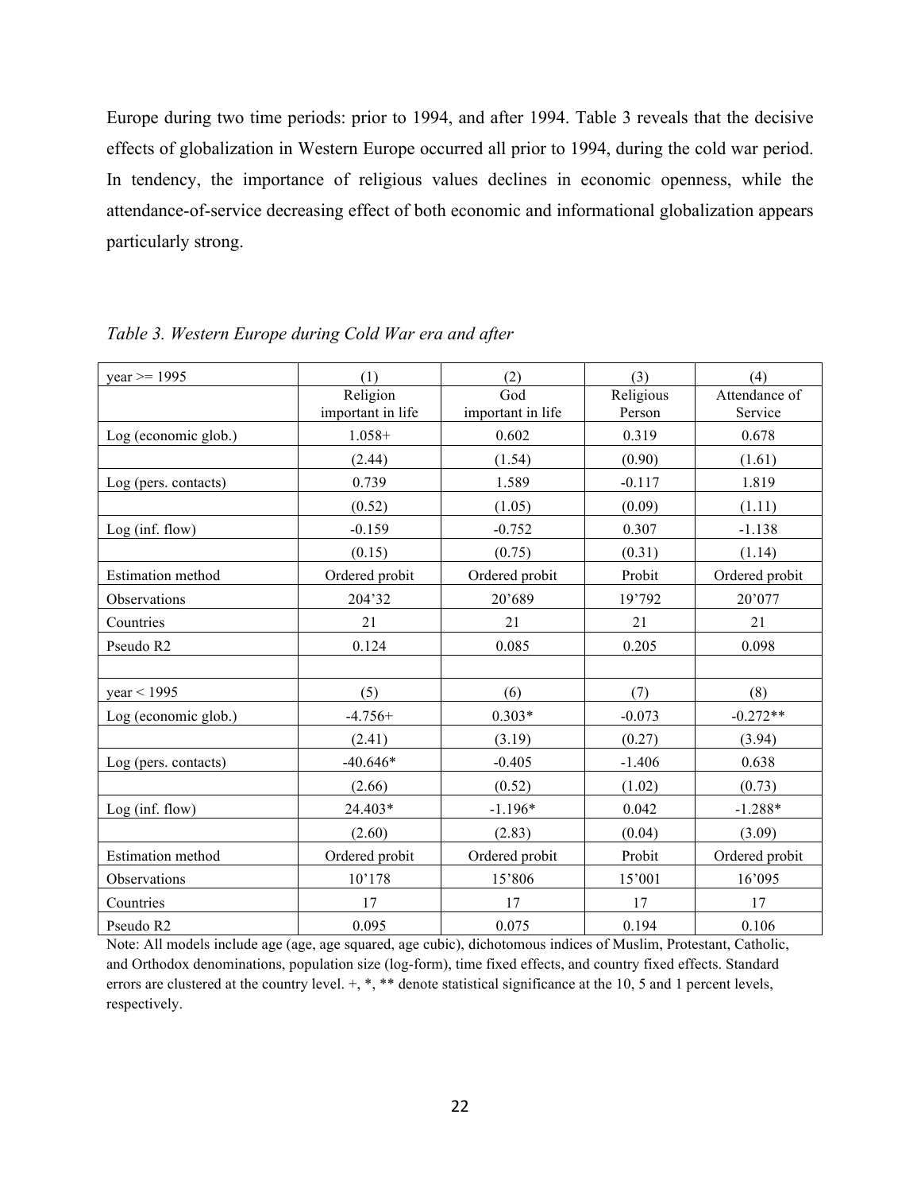Europe during two time periods: prior to 1994, and after 1994. Table 3 reveals that the decisive effects of globalization in Western Europe occurred all prior to 1994, during the cold war period. In tendency, the importance of religious values declines in economic openness, while the attendance-of-service decreasing effect of both economic and informational globalization appears particularly strong.

*Table 3. Western Europe during Cold War era and after*

| year >= 1995 | (1) | (2) | (3) | (4) |
|---|---|---|---|---|
| | Religion important in life | God important in life | Religious Person | Attendance of Service |
| Log (economic glob.) | 1.058+ | 0.602 | 0.319 | 0.678 |
| | (2.44) | (1.54) | (0.90) | (1.61) |
| Log (pers. contacts) | 0.739 | 1.589 | -0.117 | 1.819 |
| | (0.52) | (1.05) | (0.09) | (1.11) |
| Log (inf. flow) | -0.159 | -0.752 | 0.307 | -1.138 |
| | (0.15) | (0.75) | (0.31) | (1.14) |
| Estimation method | Ordered probit | Ordered probit | Probit | Ordered probit |
| Observations | 204'32 | 20'689 | 19'792 | 20'077 |
| Countries | 21 | 21 | 21 | 21 |
| Pseudo R2 | 0.124 | 0.085 | 0.205 | 0.098 |
| | | | | |
| year < 1995 | (5) | (6) | (7) | (8) |
| Log (economic glob.) | -4.756+ | 0.303* | -0.073 | -0.272** |
| | (2.41) | (3.19) | (0.27) | (3.94) |
| Log (pers. contacts) | -40.646* | -0.405 | -1.406 | 0.638 |
| | (2.66) | (0.52) | (1.02) | (0.73) |
| Log (inf. flow) | 24.403* | -1.196* | 0.042 | -1.288* |
| | (2.60) | (2.83) | (0.04) | (3.09) |
| Estimation method | Ordered probit | Ordered probit | Probit | Ordered probit |
| Observations | 10'178 | 15'806 | 15'001 | 16'095 |
| Countries | 17 | 17 | 17 | 17 |
| Pseudo R2 | 0.095 | 0.075 | 0.194 | 0.106 |

Note: All models include age (age, age squared, age cubic), dichotomous indices of Muslim, Protestant, Catholic, and Orthodox denominations, population size (log-form), time fixed effects, and country fixed effects. Standard errors are clustered at the country level. +, *, ** denote statistical significance at the 10, 5 and 1 percent levels, respectively.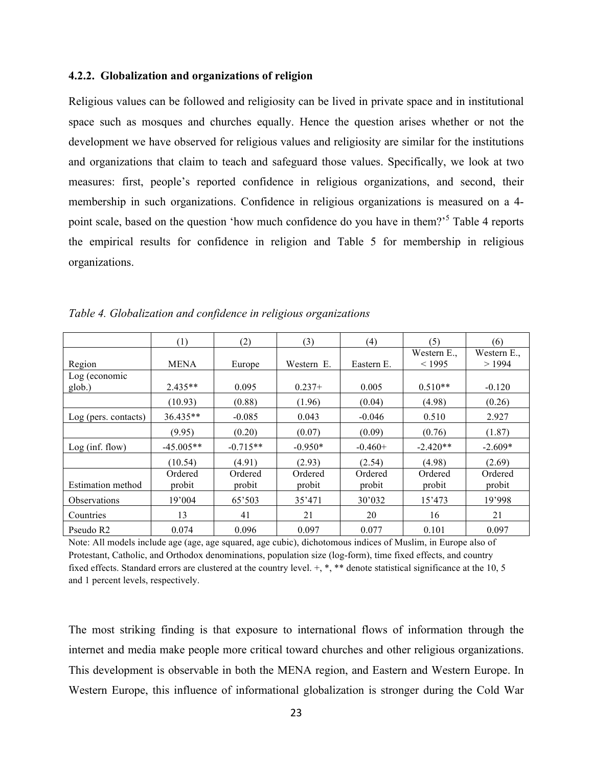### 4.2.2. Globalization and organizations of religion

Religious values can be followed and religiosity can be lived in private space and in institutional space such as mosques and churches equally. Hence the question arises whether or not the development we have observed for religious values and religiosity are similar for the institutions and organizations that claim to teach and safeguard those values. Specifically, we look at two measures: first, people's reported confidence in religious organizations, and second, their membership in such organizations. Confidence in religious organizations is measured on a 4-point scale, based on the question 'how much confidence do you have in them?'[5] Table 4 reports the empirical results for confidence in religion and Table 5 for membership in religious organizations.

*Table 4. Globalization and confidence in religious organizations*

| | (1) | (2) | (3) | (4) | (5) | (6) |
|---|---|---|---|---|---|---|
| Region | MENA | Europe | Western E. | Eastern E. | Western E., < 1995 | Western E., > 1994 |
| Log (economic glob.) | 2.435** | 0.095 | 0.237+ | 0.005 | 0.510** | -0.120 |
| | (10.93) | (0.88) | (1.96) | (0.04) | (4.98) | (0.26) |
| Log (pers. contacts) | 36.435** | -0.085 | 0.043 | -0.046 | 0.510 | 2.927 |
| | (9.95) | (0.20) | (0.07) | (0.09) | (0.76) | (1.87) |
| Log (inf. flow) | -45.005** | -0.715** | -0.950* | -0.460+ | -2.420** | -2.609* |
| | (10.54) | (4.91) | (2.93) | (2.54) | (4.98) | (2.69) |
| Estimation method | Ordered probit | Ordered probit | Ordered probit | Ordered probit | Ordered probit | Ordered probit |
| Observations | 19'004 | 65'503 | 35'471 | 30'032 | 15'473 | 19'998 |
| Countries | 13 | 41 | 21 | 20 | 16 | 21 |
| Pseudo R2 | 0.074 | 0.096 | 0.097 | 0.077 | 0.101 | 0.097 |

Note: All models include age (age, age squared, age cubic), dichotomous indices of Muslim, in Europe also of Protestant, Catholic, and Orthodox denominations, population size (log-form), time fixed effects, and country fixed effects. Standard errors are clustered at the country level. +, *, ** denote statistical significance at the 10, 5 and 1 percent levels, respectively.

The most striking finding is that exposure to international flows of information through the internet and media make people more critical toward churches and other religious organizations. This development is observable in both the MENA region, and Eastern and Western Europe. In Western Europe, this influence of informational globalization is stronger during the Cold War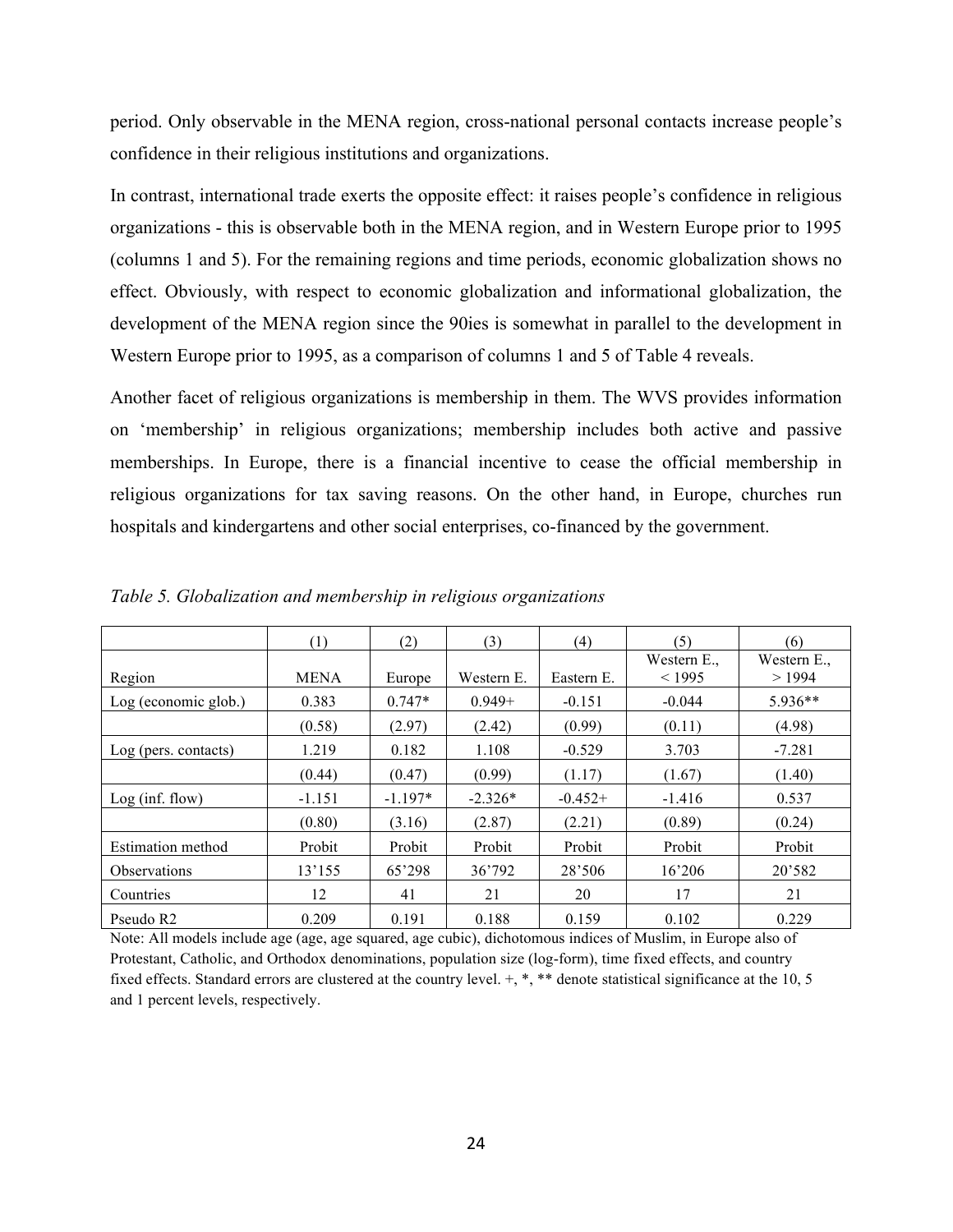period. Only observable in the MENA region, cross-national personal contacts increase people's confidence in their religious institutions and organizations.

In contrast, international trade exerts the opposite effect: it raises people's confidence in religious organizations - this is observable both in the MENA region, and in Western Europe prior to 1995 (columns 1 and 5). For the remaining regions and time periods, economic globalization shows no effect. Obviously, with respect to economic globalization and informational globalization, the development of the MENA region since the 90ies is somewhat in parallel to the development in Western Europe prior to 1995, as a comparison of columns 1 and 5 of Table 4 reveals.

Another facet of religious organizations is membership in them. The WVS provides information on 'membership' in religious organizations; membership includes both active and passive memberships. In Europe, there is a financial incentive to cease the official membership in religious organizations for tax saving reasons. On the other hand, in Europe, churches run hospitals and kindergartens and other social enterprises, co-financed by the government.

*Table 5. Globalization and membership in religious organizations*

| | (1) | (2) | (3) | (4) | (5) | (6) |
|---|---|---|---|---|---|---|
| Region | MENA | Europe | Western E. | Eastern E. | Western E., < 1995 | Western E., > 1994 |
| Log (economic glob.) | 0.383 | 0.747* | 0.949+ | -0.151 | -0.044 | 5.936** |
| | (0.58) | (2.97) | (2.42) | (0.99) | (0.11) | (4.98) |
| Log (pers. contacts) | 1.219 | 0.182 | 1.108 | -0.529 | 3.703 | -7.281 |
| | (0.44) | (0.47) | (0.99) | (1.17) | (1.67) | (1.40) |
| Log (inf. flow) | -1.151 | -1.197* | -2.326* | -0.452+ | -1.416 | 0.537 |
| | (0.80) | (3.16) | (2.87) | (2.21) | (0.89) | (0.24) |
| Estimation method | Probit | Probit | Probit | Probit | Probit | Probit |
| Observations | 13'155 | 65'298 | 36'792 | 28'506 | 16'206 | 20'582 |
| Countries | 12 | 41 | 21 | 20 | 17 | 21 |
| Pseudo R2 | 0.209 | 0.191 | 0.188 | 0.159 | 0.102 | 0.229 |

Note: All models include age (age, age squared, age cubic), dichotomous indices of Muslim, in Europe also of Protestant, Catholic, and Orthodox denominations, population size (log-form), time fixed effects, and country fixed effects. Standard errors are clustered at the country level. +, *, ** denote statistical significance at the 10, 5 and 1 percent levels, respectively.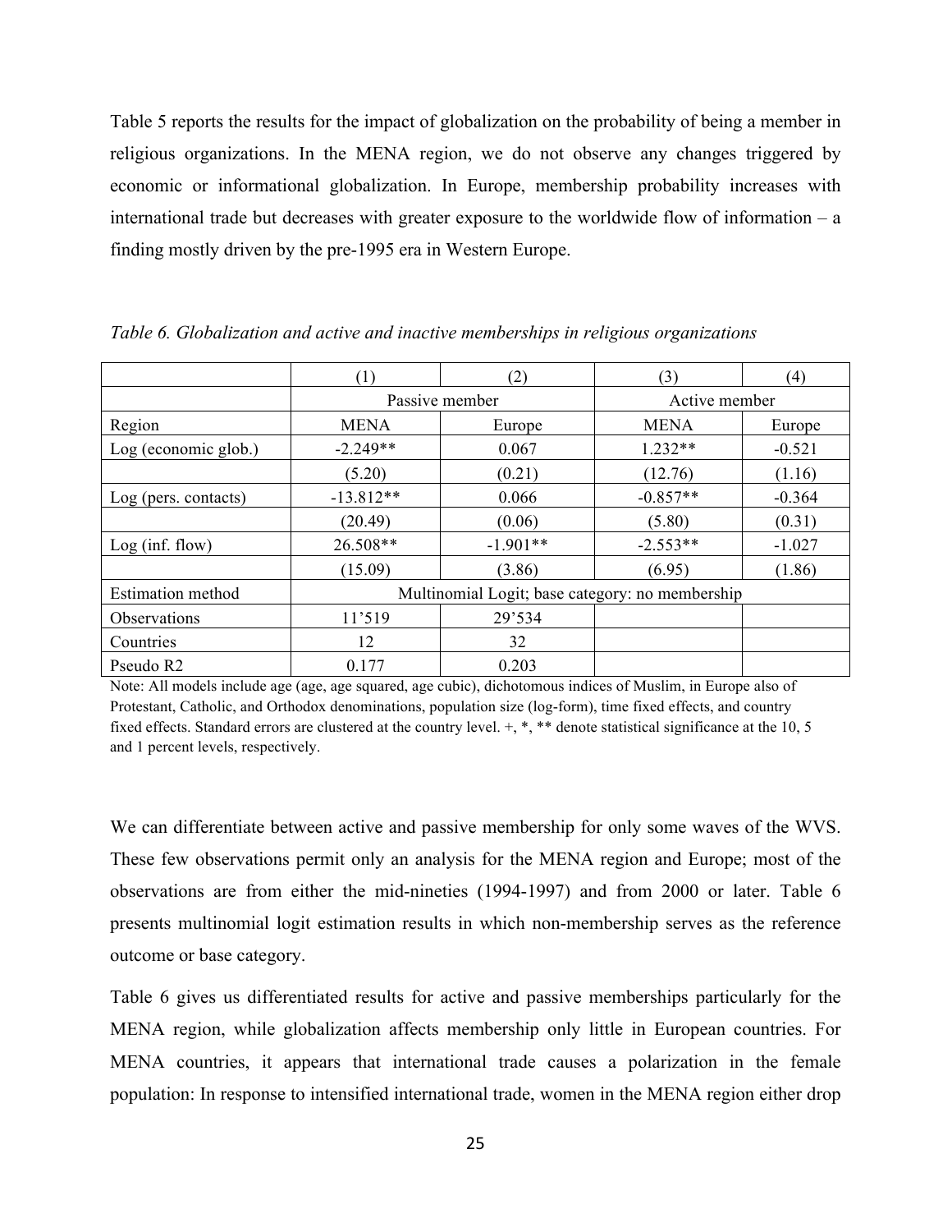Table 5 reports the results for the impact of globalization on the probability of being a member in religious organizations. In the MENA region, we do not observe any changes triggered by economic or informational globalization. In Europe, membership probability increases with international trade but decreases with greater exposure to the worldwide flow of information – a finding mostly driven by the pre-1995 era in Western Europe.

*Table 6. Globalization and active and inactive memberships in religious organizations*

| | (1) | (2) | (3) | (4) |
|---|---|---|---|---|
| | Passive member | | Active member | |
| Region | MENA | Europe | MENA | Europe |
| Log (economic glob.) | -2.249** | 0.067 | 1.232** | -0.521 |
| | (5.20) | (0.21) | (12.76) | (1.16) |
| Log (pers. contacts) | -13.812** | 0.066 | -0.857** | -0.364 |
| | (20.49) | (0.06) | (5.80) | (0.31) |
| Log (inf. flow) | 26.508** | -1.901** | -2.553** | -1.027 |
| | (15.09) | (3.86) | (6.95) | (1.86) |
| Estimation method | Multinomial Logit; base category: no membership | | | |
| Observations | 11'519 | 29'534 | | |
| Countries | 12 | 32 | | |
| Pseudo R2 | 0.177 | 0.203 | | |

Note: All models include age (age, age squared, age cubic), dichotomous indices of Muslim, in Europe also of Protestant, Catholic, and Orthodox denominations, population size (log-form), time fixed effects, and country fixed effects. Standard errors are clustered at the country level. +, *, ** denote statistical significance at the 10, 5 and 1 percent levels, respectively.

We can differentiate between active and passive membership for only some waves of the WVS. These few observations permit only an analysis for the MENA region and Europe; most of the observations are from either the mid-nineties (1994-1997) and from 2000 or later. Table 6 presents multinomial logit estimation results in which non-membership serves as the reference outcome or base category.

Table 6 gives us differentiated results for active and passive memberships particularly for the MENA region, while globalization affects membership only little in European countries. For MENA countries, it appears that international trade causes a polarization in the female population: In response to intensified international trade, women in the MENA region either drop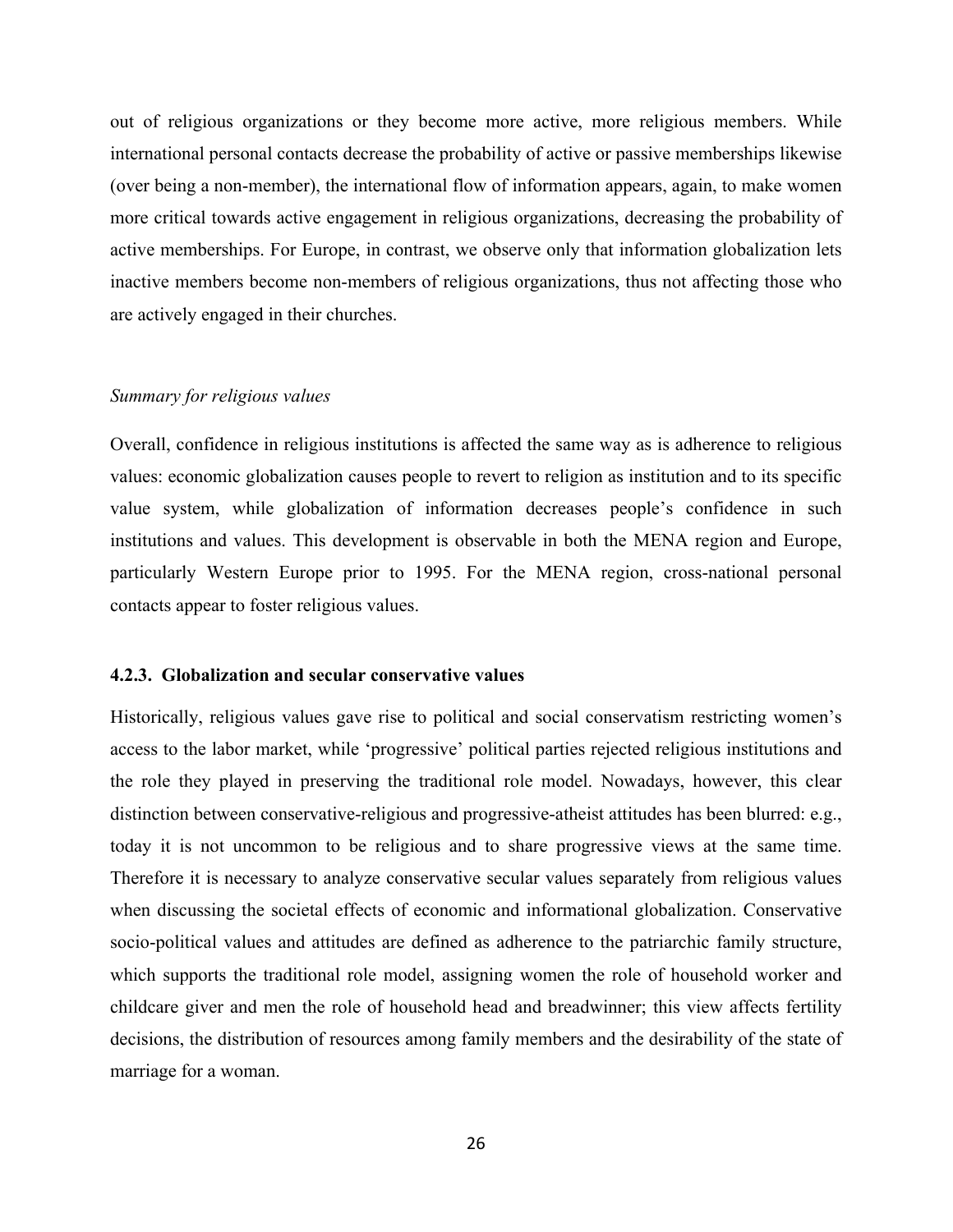out of religious organizations or they become more active, more religious members. While international personal contacts decrease the probability of active or passive memberships likewise (over being a non-member), the international flow of information appears, again, to make women more critical towards active engagement in religious organizations, decreasing the probability of active memberships. For Europe, in contrast, we observe only that information globalization lets inactive members become non-members of religious organizations, thus not affecting those who are actively engaged in their churches.

*Summary for religious values*

Overall, confidence in religious institutions is affected the same way as is adherence to religious values: economic globalization causes people to revert to religion as institution and to its specific value system, while globalization of information decreases people's confidence in such institutions and values. This development is observable in both the MENA region and Europe, particularly Western Europe prior to 1995. For the MENA region, cross-national personal contacts appear to foster religious values.

### 4.2.3. Globalization and secular conservative values

Historically, religious values gave rise to political and social conservatism restricting women's access to the labor market, while 'progressive' political parties rejected religious institutions and the role they played in preserving the traditional role model. Nowadays, however, this clear distinction between conservative-religious and progressive-atheist attitudes has been blurred: e.g., today it is not uncommon to be religious and to share progressive views at the same time. Therefore it is necessary to analyze conservative secular values separately from religious values when discussing the societal effects of economic and informational globalization. Conservative socio-political values and attitudes are defined as adherence to the patriarchic family structure, which supports the traditional role model, assigning women the role of household worker and childcare giver and men the role of household head and breadwinner; this view affects fertility decisions, the distribution of resources among family members and the desirability of the state of marriage for a woman.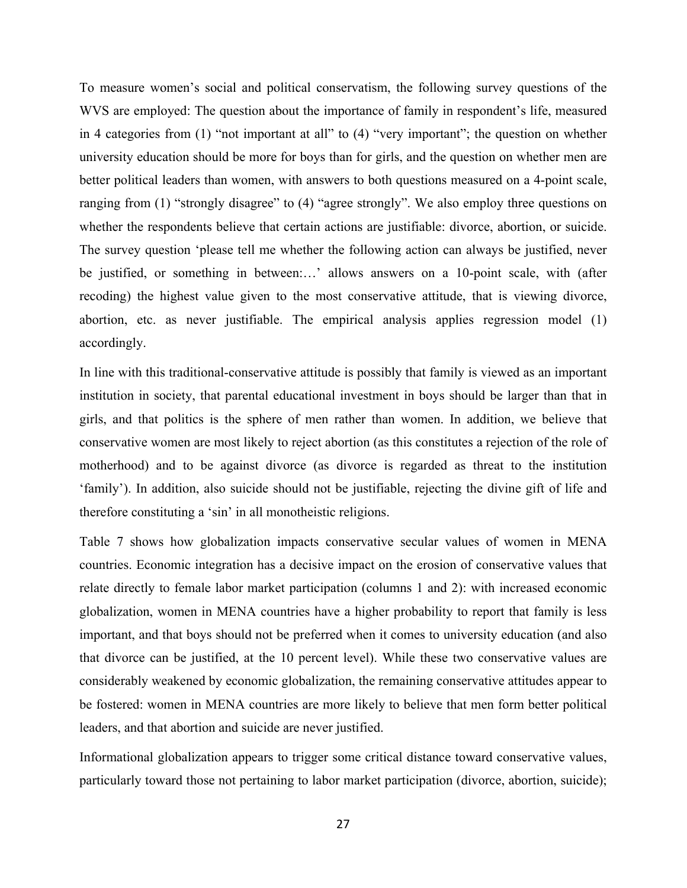To measure women's social and political conservatism, the following survey questions of the WVS are employed: The question about the importance of family in respondent's life, measured in 4 categories from (1) "not important at all" to (4) "very important"; the question on whether university education should be more for boys than for girls, and the question on whether men are better political leaders than women, with answers to both questions measured on a 4-point scale, ranging from (1) "strongly disagree" to (4) "agree strongly". We also employ three questions on whether the respondents believe that certain actions are justifiable: divorce, abortion, or suicide. The survey question 'please tell me whether the following action can always be justified, never be justified, or something in between:…' allows answers on a 10-point scale, with (after recoding) the highest value given to the most conservative attitude, that is viewing divorce, abortion, etc. as never justifiable. The empirical analysis applies regression model (1) accordingly.

In line with this traditional-conservative attitude is possibly that family is viewed as an important institution in society, that parental educational investment in boys should be larger than that in girls, and that politics is the sphere of men rather than women. In addition, we believe that conservative women are most likely to reject abortion (as this constitutes a rejection of the role of motherhood) and to be against divorce (as divorce is regarded as threat to the institution 'family'). In addition, also suicide should not be justifiable, rejecting the divine gift of life and therefore constituting a 'sin' in all monotheistic religions.

Table 7 shows how globalization impacts conservative secular values of women in MENA countries. Economic integration has a decisive impact on the erosion of conservative values that relate directly to female labor market participation (columns 1 and 2): with increased economic globalization, women in MENA countries have a higher probability to report that family is less important, and that boys should not be preferred when it comes to university education (and also that divorce can be justified, at the 10 percent level). While these two conservative values are considerably weakened by economic globalization, the remaining conservative attitudes appear to be fostered: women in MENA countries are more likely to believe that men form better political leaders, and that abortion and suicide are never justified.

Informational globalization appears to trigger some critical distance toward conservative values, particularly toward those not pertaining to labor market participation (divorce, abortion, suicide);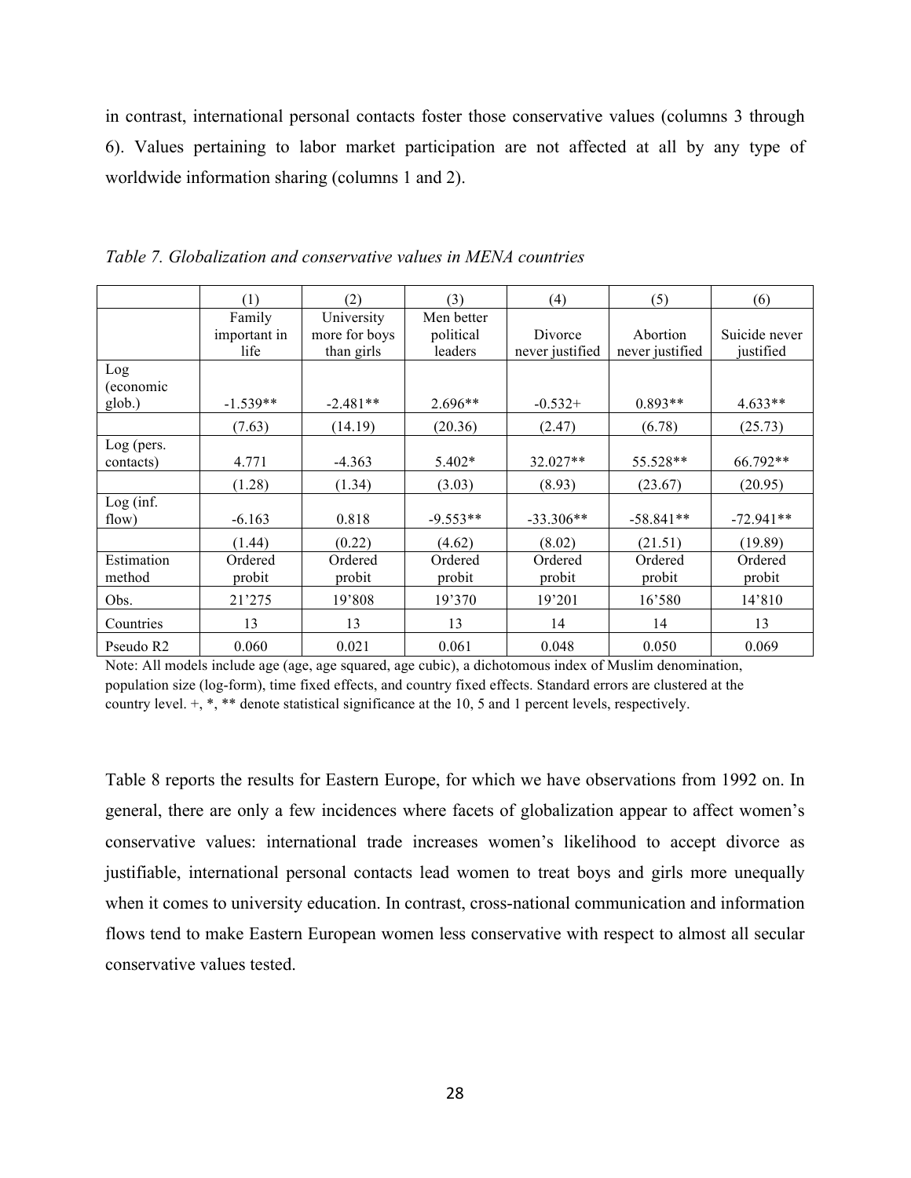in contrast, international personal contacts foster those conservative values (columns 3 through 6). Values pertaining to labor market participation are not affected at all by any type of worldwide information sharing (columns 1 and 2).

*Table 7. Globalization and conservative values in MENA countries*

| | (1) | (2) | (3) | (4) | (5) | (6) |
|---|---|---|---|---|---|---|
| | Family important in life | University more for boys than girls | Men better political leaders | Divorce never justified | Abortion never justified | Suicide never justified |
| Log (economic glob.) | -1.539** | -2.481** | 2.696** | -0.532+ | 0.893** | 4.633** |
| | (7.63) | (14.19) | (20.36) | (2.47) | (6.78) | (25.73) |
| Log (pers. contacts) | 4.771 | -4.363 | 5.402* | 32.027** | 55.528** | 66.792** |
| | (1.28) | (1.34) | (3.03) | (8.93) | (23.67) | (20.95) |
| Log (inf. flow) | -6.163 | 0.818 | -9.553** | -33.306** | -58.841** | -72.941** |
| | (1.44) | (0.22) | (4.62) | (8.02) | (21.51) | (19.89) |
| Estimation method | Ordered probit | Ordered probit | Ordered probit | Ordered probit | Ordered probit | Ordered probit |
| Obs. | 21'275 | 19'808 | 19'370 | 19'201 | 16'580 | 14'810 |
| Countries | 13 | 13 | 13 | 14 | 14 | 13 |
| Pseudo R2 | 0.060 | 0.021 | 0.061 | 0.048 | 0.050 | 0.069 |

Note: All models include age (age, age squared, age cubic), a dichotomous index of Muslim denomination, population size (log-form), time fixed effects, and country fixed effects. Standard errors are clustered at the country level. +, *, ** denote statistical significance at the 10, 5 and 1 percent levels, respectively.

Table 8 reports the results for Eastern Europe, for which we have observations from 1992 on. In general, there are only a few incidences where facets of globalization appear to affect women's conservative values: international trade increases women's likelihood to accept divorce as justifiable, international personal contacts lead women to treat boys and girls more unequally when it comes to university education. In contrast, cross-national communication and information flows tend to make Eastern European women less conservative with respect to almost all secular conservative values tested.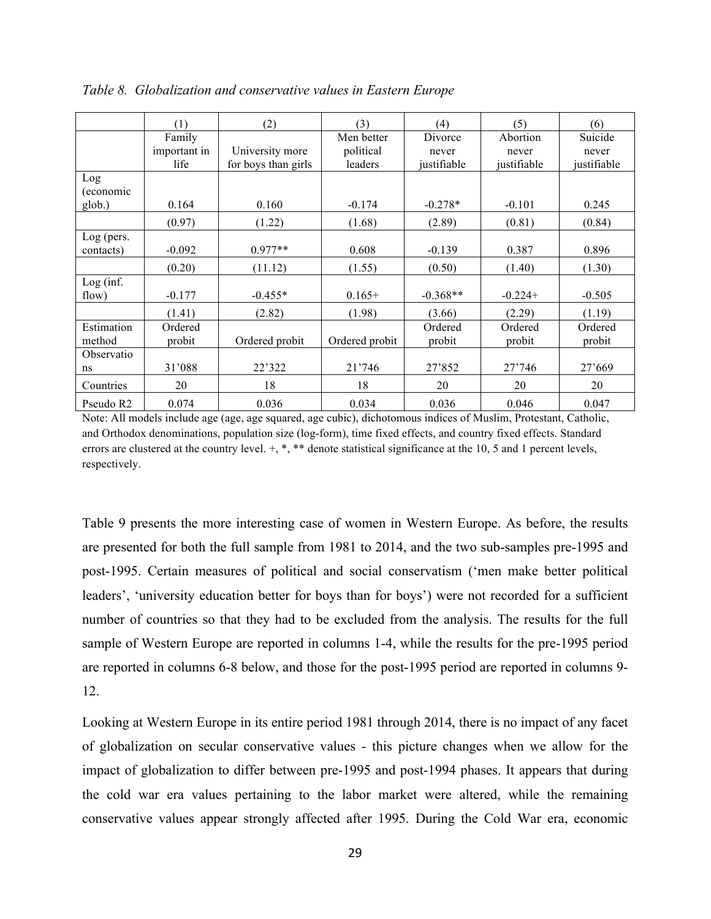*Table 8. Globalization and conservative values in Eastern Europe*

| | (1) | (2) | (3) | (4) | (5) | (6) |
|---|---|---|---|---|---|---|
| | Family important in life | University more for boys than girls | Men better political leaders | Divorce never justifiable | Abortion never justifiable | Suicide never justifiable |
| Log (economic glob.) | 0.164 | 0.160 | -0.174 | -0.278* | -0.101 | 0.245 |
| | (0.97) | (1.22) | (1.68) | (2.89) | (0.81) | (0.84) |
| Log (pers. contacts) | -0.092 | 0.977** | 0.608 | -0.139 | 0.387 | 0.896 |
| | (0.20) | (11.12) | (1.55) | (0.50) | (1.40) | (1.30) |
| Log (inf. flow) | -0.177 | -0.455* | 0.165+ | -0.368** | -0.224+ | -0.505 |
| | (1.41) | (2.82) | (1.98) | (3.66) | (2.29) | (1.19) |
| Estimation method | Ordered probit | Ordered probit | Ordered probit | Ordered probit | Ordered probit | Ordered probit |
| Observations | 31'088 | 22'322 | 21'746 | 27'852 | 27'746 | 27'669 |
| Countries | 20 | 18 | 18 | 20 | 20 | 20 |
| Pseudo R2 | 0.074 | 0.036 | 0.034 | 0.036 | 0.046 | 0.047 |

Note: All models include age (age, age squared, age cubic), dichotomous indices of Muslim, Protestant, Catholic, and Orthodox denominations, population size (log-form), time fixed effects, and country fixed effects. Standard errors are clustered at the country level. +, *, ** denote statistical significance at the 10, 5 and 1 percent levels, respectively.

Table 9 presents the more interesting case of women in Western Europe. As before, the results are presented for both the full sample from 1981 to 2014, and the two sub-samples pre-1995 and post-1995. Certain measures of political and social conservatism ('men make better political leaders', 'university education better for boys than for boys') were not recorded for a sufficient number of countries so that they had to be excluded from the analysis. The results for the full sample of Western Europe are reported in columns 1-4, while the results for the pre-1995 period are reported in columns 6-8 below, and those for the post-1995 period are reported in columns 9-12.

Looking at Western Europe in its entire period 1981 through 2014, there is no impact of any facet of globalization on secular conservative values - this picture changes when we allow for the impact of globalization to differ between pre-1995 and post-1994 phases. It appears that during the cold war era values pertaining to the labor market were altered, while the remaining conservative values appear strongly affected after 1995. During the Cold War era, economic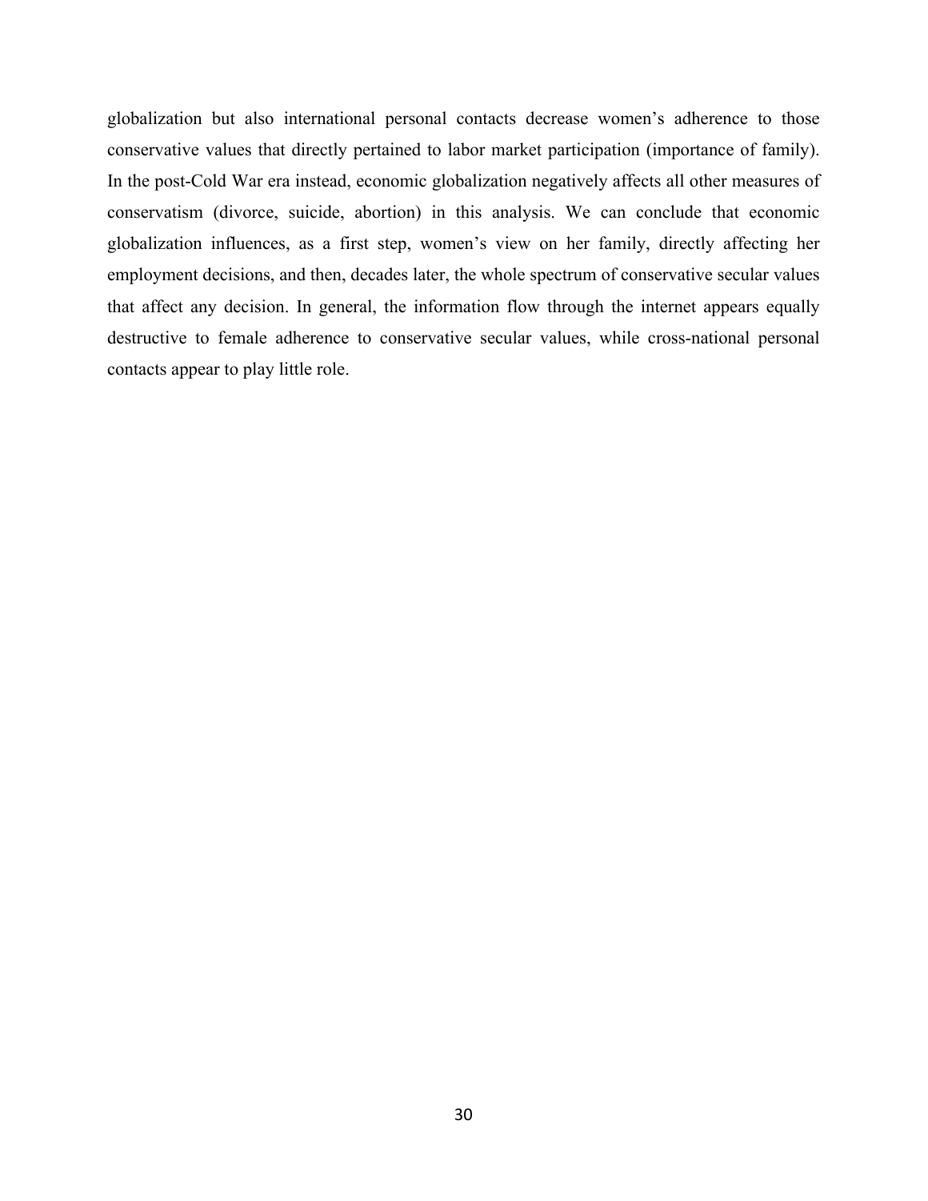globalization but also international personal contacts decrease women's adherence to those conservative values that directly pertained to labor market participation (importance of family). In the post-Cold War era instead, economic globalization negatively affects all other measures of conservatism (divorce, suicide, abortion) in this analysis. We can conclude that economic globalization influences, as a first step, women's view on her family, directly affecting her employment decisions, and then, decades later, the whole spectrum of conservative secular values that affect any decision. In general, the information flow through the internet appears equally destructive to female adherence to conservative secular values, while cross-national personal contacts appear to play little role.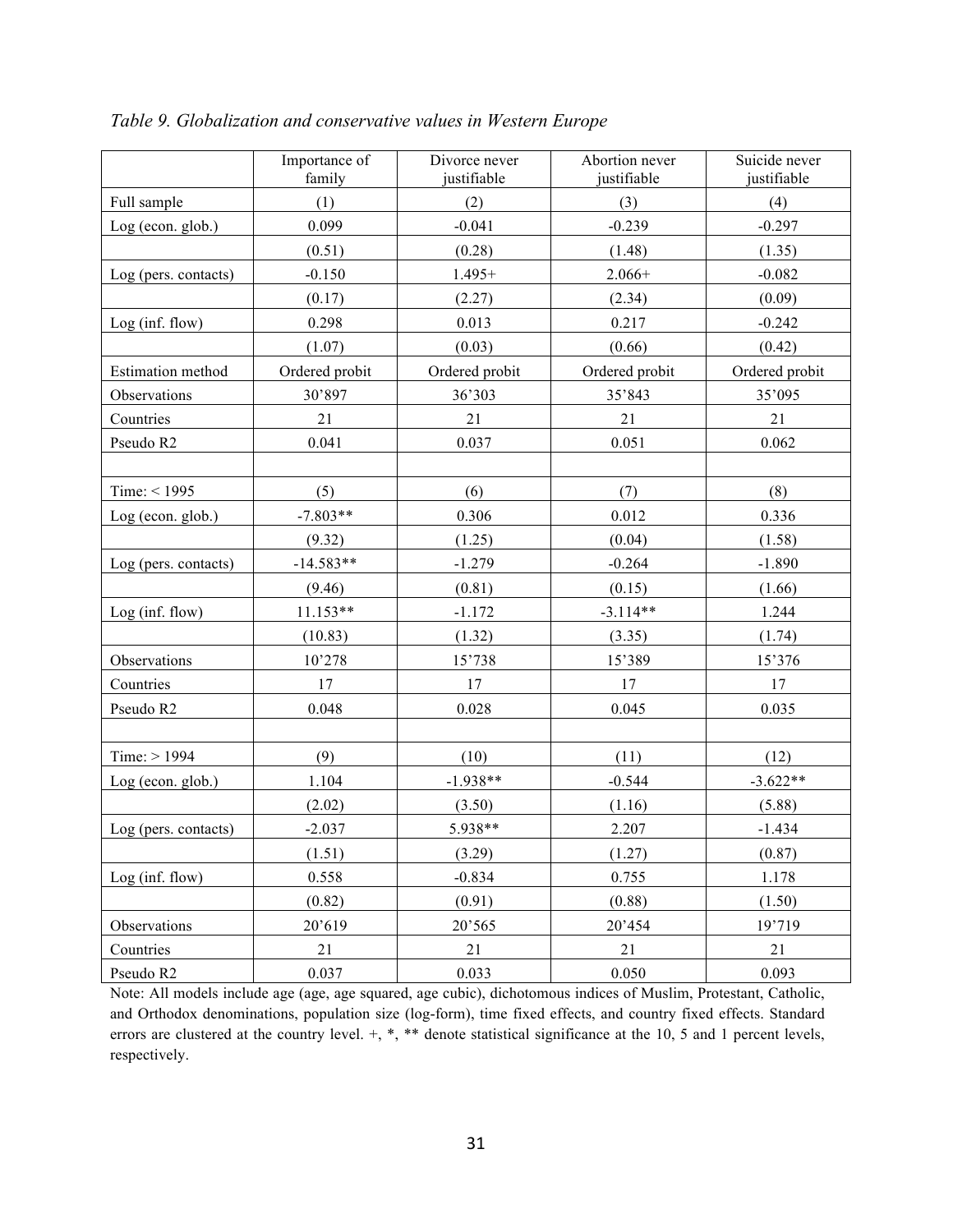*Table 9. Globalization and conservative values in Western Europe*

| | Importance of family | Divorce never justifiable | Abortion never justifiable | Suicide never justifiable |
|---|---|---|---|---|
| Full sample | (1) | (2) | (3) | (4) |
| Log (econ. glob.) | 0.099 | -0.041 | -0.239 | -0.297 |
| | (0.51) | (0.28) | (1.48) | (1.35) |
| Log (pers. contacts) | -0.150 | 1.495+ | 2.066+ | -0.082 |
| | (0.17) | (2.27) | (2.34) | (0.09) |
| Log (inf. flow) | 0.298 | 0.013 | 0.217 | -0.242 |
| | (1.07) | (0.03) | (0.66) | (0.42) |
| Estimation method | Ordered probit | Ordered probit | Ordered probit | Ordered probit |
| Observations | 30’897 | 36’303 | 35’843 | 35’095 |
| Countries | 21 | 21 | 21 | 21 |
| Pseudo R2 | 0.041 | 0.037 | 0.051 | 0.062 |
| | | | | |
| Time: < 1995 | (5) | (6) | (7) | (8) |
| Log (econ. glob.) | -7.803** | 0.306 | 0.012 | 0.336 |
| | (9.32) | (1.25) | (0.04) | (1.58) |
| Log (pers. contacts) | -14.583** | -1.279 | -0.264 | -1.890 |
| | (9.46) | (0.81) | (0.15) | (1.66) |
| Log (inf. flow) | 11.153** | -1.172 | -3.114** | 1.244 |
| | (10.83) | (1.32) | (3.35) | (1.74) |
| Observations | 10’278 | 15’738 | 15’389 | 15’376 |
| Countries | 17 | 17 | 17 | 17 |
| Pseudo R2 | 0.048 | 0.028 | 0.045 | 0.035 |
| | | | | |
| Time: > 1994 | (9) | (10) | (11) | (12) |
| Log (econ. glob.) | 1.104 | -1.938** | -0.544 | -3.622** |
| | (2.02) | (3.50) | (1.16) | (5.88) |
| Log (pers. contacts) | -2.037 | 5.938** | 2.207 | -1.434 |
| | (1.51) | (3.29) | (1.27) | (0.87) |
| Log (inf. flow) | 0.558 | -0.834 | 0.755 | 1.178 |
| | (0.82) | (0.91) | (0.88) | (1.50) |
| Observations | 20’619 | 20’565 | 20’454 | 19’719 |
| Countries | 21 | 21 | 21 | 21 |
| Pseudo R2 | 0.037 | 0.033 | 0.050 | 0.093 |

Note: All models include age (age, age squared, age cubic), dichotomous indices of Muslim, Protestant, Catholic, and Orthodox denominations, population size (log-form), time fixed effects, and country fixed effects. Standard errors are clustered at the country level. +, *, ** denote statistical significance at the 10, 5 and 1 percent levels, respectively.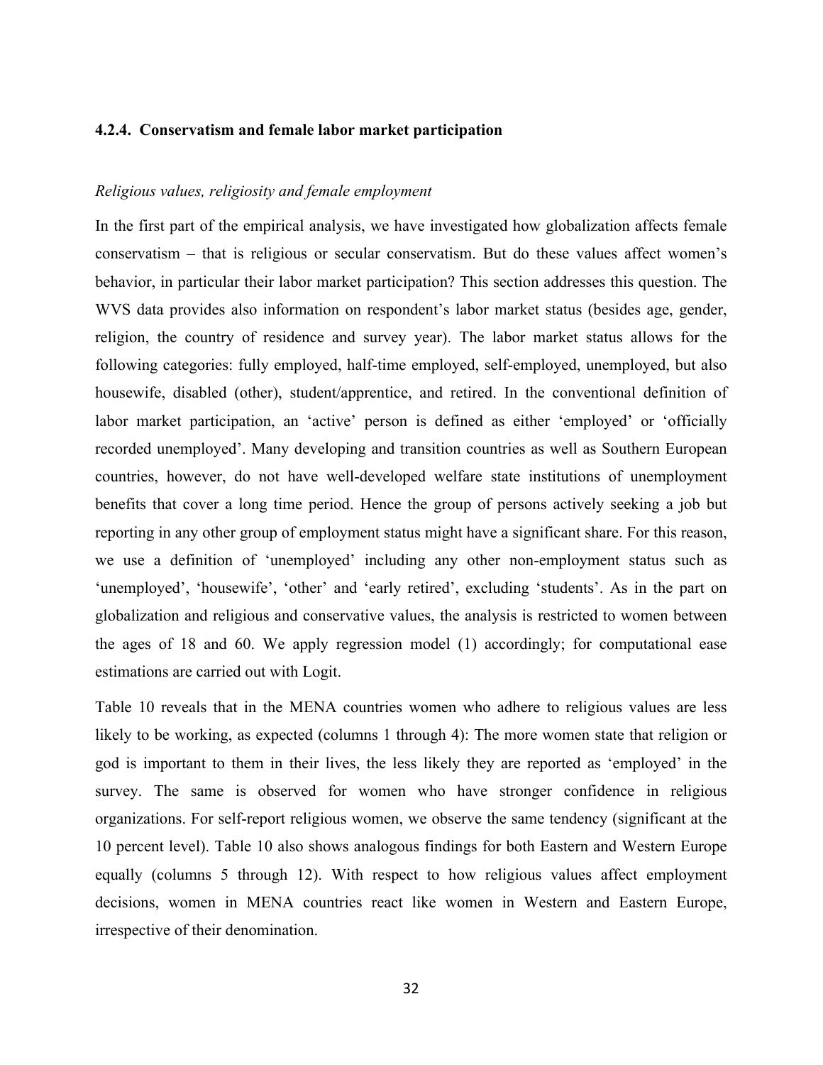#### 4.2.4. Conservatism and female labor market participation

*Religious values, religiosity and female employment*

In the first part of the empirical analysis, we have investigated how globalization affects female conservatism – that is religious or secular conservatism. But do these values affect women's behavior, in particular their labor market participation? This section addresses this question. The WVS data provides also information on respondent's labor market status (besides age, gender, religion, the country of residence and survey year). The labor market status allows for the following categories: fully employed, half-time employed, self-employed, unemployed, but also housewife, disabled (other), student/apprentice, and retired. In the conventional definition of labor market participation, an 'active' person is defined as either 'employed' or 'officially recorded unemployed'. Many developing and transition countries as well as Southern European countries, however, do not have well-developed welfare state institutions of unemployment benefits that cover a long time period. Hence the group of persons actively seeking a job but reporting in any other group of employment status might have a significant share. For this reason, we use a definition of 'unemployed' including any other non-employment status such as 'unemployed', 'housewife', 'other' and 'early retired', excluding 'students'. As in the part on globalization and religious and conservative values, the analysis is restricted to women between the ages of 18 and 60. We apply regression model (1) accordingly; for computational ease estimations are carried out with Logit.

Table 10 reveals that in the MENA countries women who adhere to religious values are less likely to be working, as expected (columns 1 through 4): The more women state that religion or god is important to them in their lives, the less likely they are reported as 'employed' in the survey. The same is observed for women who have stronger confidence in religious organizations. For self-report religious women, we observe the same tendency (significant at the 10 percent level). Table 10 also shows analogous findings for both Eastern and Western Europe equally (columns 5 through 12). With respect to how religious values affect employment decisions, women in MENA countries react like women in Western and Eastern Europe, irrespective of their denomination.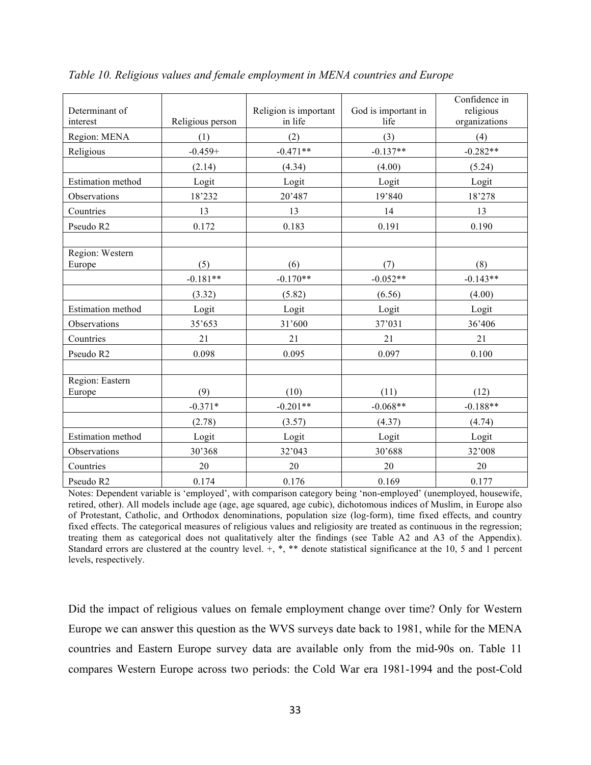*Table 10. Religious values and female employment in MENA countries and Europe*

| Determinant of interest | Religious person | Religion is important in life | God is important in life | Confidence in religious organizations |
|---|---|---|---|---|
| Region: MENA | (1) | (2) | (3) | (4) |
| Religious | -0.459+ | -0.471** | -0.137** | -0.282** |
| | (2.14) | (4.34) | (4.00) | (5.24) |
| Estimation method | Logit | Logit | Logit | Logit |
| Observations | 18'232 | 20'487 | 19'840 | 18'278 |
| Countries | 13 | 13 | 14 | 13 |
| Pseudo R2 | 0.172 | 0.183 | 0.191 | 0.190 |
| | | | | |
| Region: Western Europe | (5) | (6) | (7) | (8) |
| | -0.181** | -0.170** | -0.052** | -0.143** |
| | (3.32) | (5.82) | (6.56) | (4.00) |
| Estimation method | Logit | Logit | Logit | Logit |
| Observations | 35'653 | 31'600 | 37'031 | 36'406 |
| Countries | 21 | 21 | 21 | 21 |
| Pseudo R2 | 0.098 | 0.095 | 0.097 | 0.100 |
| | | | | |
| Region: Eastern Europe | (9) | (10) | (11) | (12) |
| | -0.371* | -0.201** | -0.068** | -0.188** |
| | (2.78) | (3.57) | (4.37) | (4.74) |
| Estimation method | Logit | Logit | Logit | Logit |
| Observations | 30'368 | 32'043 | 30'688 | 32'008 |
| Countries | 20 | 20 | 20 | 20 |
| Pseudo R2 | 0.174 | 0.176 | 0.169 | 0.177 |

Notes: Dependent variable is 'employed', with comparison category being 'non-employed' (unemployed, housewife, retired, other). All models include age (age, age squared, age cubic), dichotomous indices of Muslim, in Europe also of Protestant, Catholic, and Orthodox denominations, population size (log-form), time fixed effects, and country fixed effects. The categorical measures of religious values and religiosity are treated as continuous in the regression; treating them as categorical does not qualitatively alter the findings (see Table A2 and A3 of the Appendix). Standard errors are clustered at the country level. +, *, ** denote statistical significance at the 10, 5 and 1 percent levels, respectively.

Did the impact of religious values on female employment change over time? Only for Western Europe we can answer this question as the WVS surveys date back to 1981, while for the MENA countries and Eastern Europe survey data are available only from the mid-90s on. Table 11 compares Western Europe across two periods: the Cold War era 1981-1994 and the post-Cold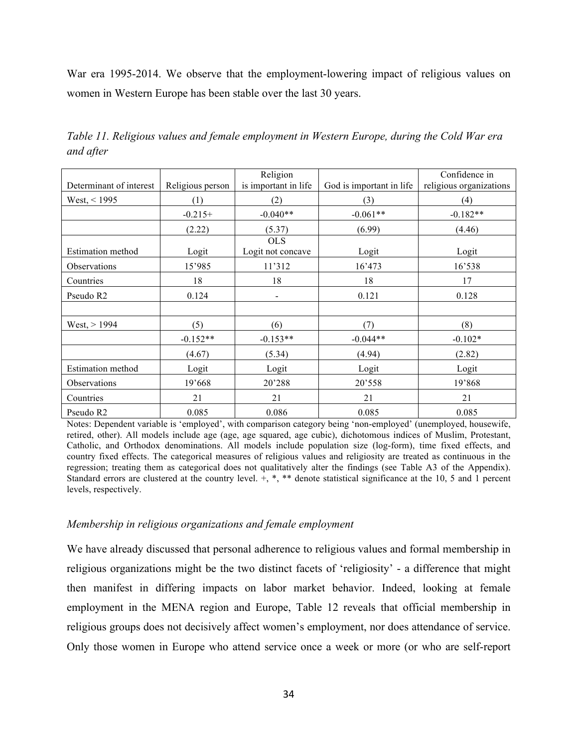War era 1995-2014. We observe that the employment-lowering impact of religious values on women in Western Europe has been stable over the last 30 years.

*Table 11. Religious values and female employment in Western Europe, during the Cold War era and after*

| Determinant of interest | Religious person | Religion is important in life | God is important in life | Confidence in religious organizations |
|---|---|---|---|---|
| West, < 1995 | (1) | (2) | (3) | (4) |
| | -0.215+ | -0.040** | -0.061** | -0.182** |
| | (2.22) | (5.37) | (6.99) | (4.46) |
| Estimation method | Logit | OLS Logit not concave | Logit | Logit |
| Observations | 15'985 | 11'312 | 16'473 | 16'538 |
| Countries | 18 | 18 | 18 | 17 |
| Pseudo R2 | 0.124 | - | 0.121 | 0.128 |
| | | | | |
| West, > 1994 | (5) | (6) | (7) | (8) |
| | -0.152** | -0.153** | -0.044** | -0.102* |
| | (4.67) | (5.34) | (4.94) | (2.82) |
| Estimation method | Logit | Logit | Logit | Logit |
| Observations | 19'668 | 20'288 | 20'558 | 19'868 |
| Countries | 21 | 21 | 21 | 21 |
| Pseudo R2 | 0.085 | 0.086 | 0.085 | 0.085 |

Notes: Dependent variable is 'employed', with comparison category being 'non-employed' (unemployed, housewife, retired, other). All models include age (age, age squared, age cubic), dichotomous indices of Muslim, Protestant, Catholic, and Orthodox denominations. All models include population size (log-form), time fixed effects, and country fixed effects. The categorical measures of religious values and religiosity are treated as continuous in the regression; treating them as categorical does not qualitatively alter the findings (see Table A3 of the Appendix). Standard errors are clustered at the country level. +, *, ** denote statistical significance at the 10, 5 and 1 percent levels, respectively.

### *Membership in religious organizations and female employment*

We have already discussed that personal adherence to religious values and formal membership in religious organizations might be the two distinct facets of 'religiosity' - a difference that might then manifest in differing impacts on labor market behavior. Indeed, looking at female employment in the MENA region and Europe, Table 12 reveals that official membership in religious groups does not decisively affect women's employment, nor does attendance of service. Only those women in Europe who attend service once a week or more (or who are self-report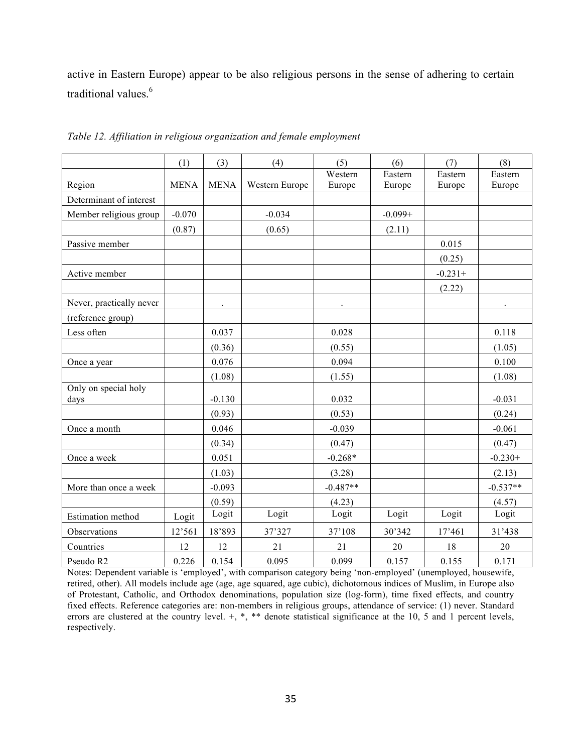active in Eastern Europe) appear to be also religious persons in the sense of adhering to certain traditional values.[6]

*Table 12. Affiliation in religious organization and female employment*

| | (1) | (3) | (4) | (5) | (6) | (7) | (8) |
|---|---|---|---|---|---|---|---|
| Region | MENA | MENA | Western Europe | Western Europe | Eastern Europe | Eastern Europe | Eastern Europe |
| Determinant of interest | | | | | | | |
| Member religious group | -0.070 | | -0.034 | | -0.099+ | | |
| | (0.87) | | (0.65) | | (2.11) | | |
| Passive member | | | | | | 0.015 | |
| | | | | | | (0.25) | |
| Active member | | | | | | -0.231+ | |
| | | | | | | (2.22) | |
| Never, practically never | | . | | . | | | . |
| (reference group) | | | | | | | |
| Less often | | 0.037 | | 0.028 | | | 0.118 |
| | | (0.36) | | (0.55) | | | (1.05) |
| Once a year | | 0.076 | | 0.094 | | | 0.100 |
| | | (1.08) | | (1.55) | | | (1.08) |
| Only on special holy days | | -0.130 | | 0.032 | | | -0.031 |
| | | (0.93) | | (0.53) | | | (0.24) |
| Once a month | | 0.046 | | -0.039 | | | -0.061 |
| | | (0.34) | | (0.47) | | | (0.47) |
| Once a week | | 0.051 | | -0.268* | | | -0.230+ |
| | | (1.03) | | (3.28) | | | (2.13) |
| More than once a week | | -0.093 | | -0.487** | | | -0.537** |
| | | (0.59) | | (4.23) | | | (4.57) |
| Estimation method | Logit | Logit | Logit | Logit | Logit | Logit | Logit |
| Observations | 12'561 | 18'893 | 37'327 | 37'108 | 30'342 | 17'461 | 31'438 |
| Countries | 12 | 12 | 21 | 21 | 20 | 18 | 20 |
| Pseudo R2 | 0.226 | 0.154 | 0.095 | 0.099 | 0.157 | 0.155 | 0.171 |

Notes: Dependent variable is 'employed', with comparison category being 'non-employed' (unemployed, housewife, retired, other). All models include age (age, age squared, age cubic), dichotomous indices of Muslim, in Europe also of Protestant, Catholic, and Orthodox denominations, population size (log-form), time fixed effects, and country fixed effects. Reference categories are: non-members in religious groups, attendance of service: (1) never. Standard errors are clustered at the country level. +, *, ** denote statistical significance at the 10, 5 and 1 percent levels, respectively.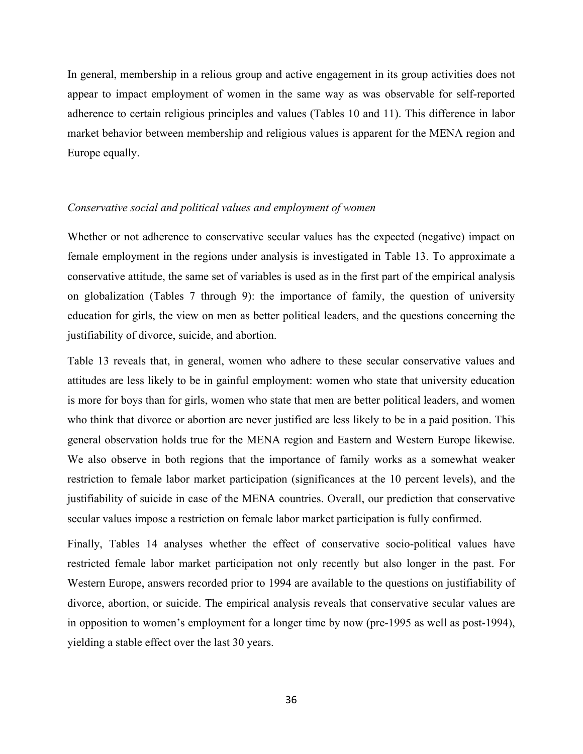In general, membership in a relious group and active engagement in its group activities does not appear to impact employment of women in the same way as was observable for self-reported adherence to certain religious principles and values (Tables 10 and 11). This difference in labor market behavior between membership and religious values is apparent for the MENA region and Europe equally.

*Conservative social and political values and employment of women*

Whether or not adherence to conservative secular values has the expected (negative) impact on female employment in the regions under analysis is investigated in Table 13. To approximate a conservative attitude, the same set of variables is used as in the first part of the empirical analysis on globalization (Tables 7 through 9): the importance of family, the question of university education for girls, the view on men as better political leaders, and the questions concerning the justifiability of divorce, suicide, and abortion.

Table 13 reveals that, in general, women who adhere to these secular conservative values and attitudes are less likely to be in gainful employment: women who state that university education is more for boys than for girls, women who state that men are better political leaders, and women who think that divorce or abortion are never justified are less likely to be in a paid position. This general observation holds true for the MENA region and Eastern and Western Europe likewise. We also observe in both regions that the importance of family works as a somewhat weaker restriction to female labor market participation (significances at the 10 percent levels), and the justifiability of suicide in case of the MENA countries. Overall, our prediction that conservative secular values impose a restriction on female labor market participation is fully confirmed.

Finally, Tables 14 analyses whether the effect of conservative socio-political values have restricted female labor market participation not only recently but also longer in the past. For Western Europe, answers recorded prior to 1994 are available to the questions on justifiability of divorce, abortion, or suicide. The empirical analysis reveals that conservative secular values are in opposition to women's employment for a longer time by now (pre-1995 as well as post-1994), yielding a stable effect over the last 30 years.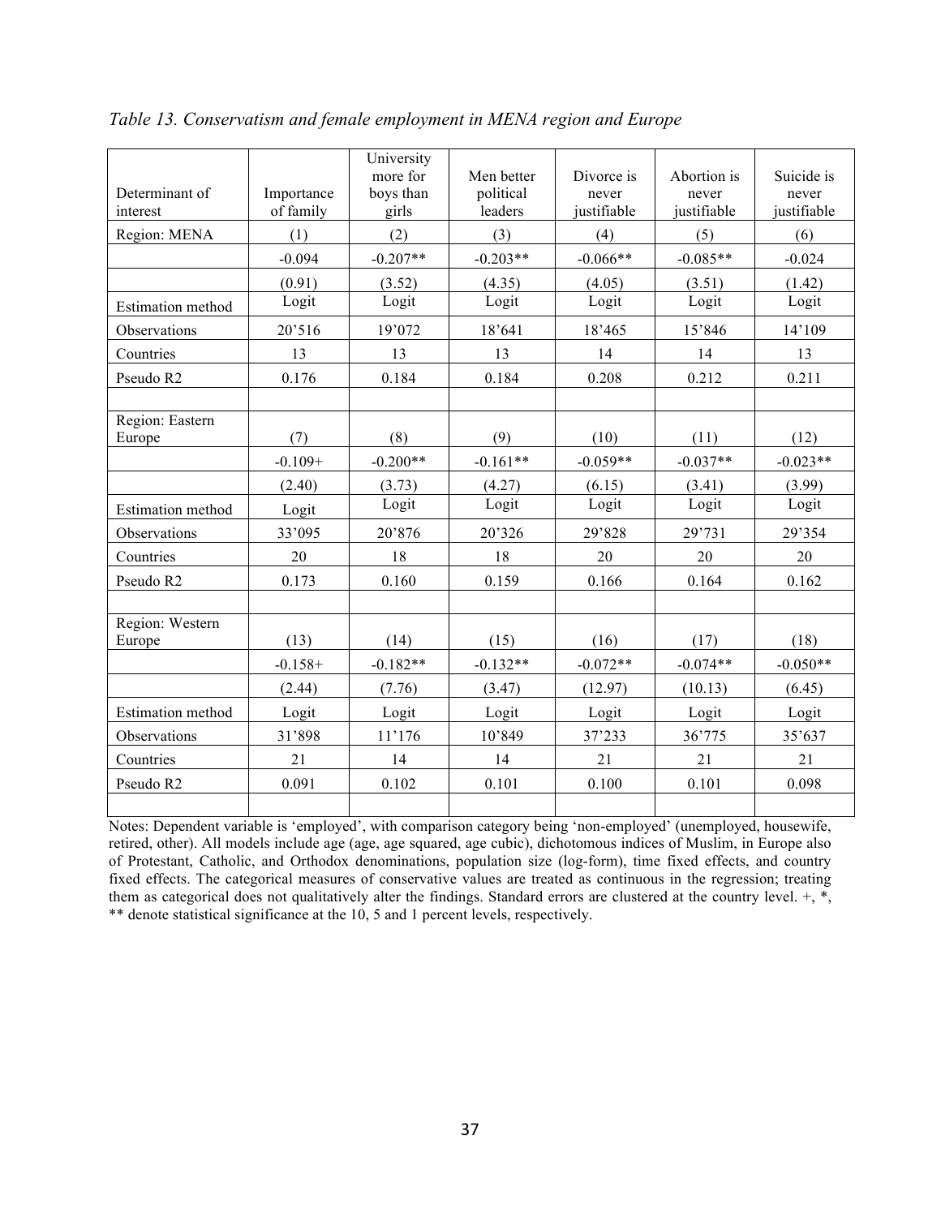*Table 13. Conservatism and female employment in MENA region and Europe*

| Determinant of interest | Importance of family | University more for boys than girls | Men better political leaders | Divorce is never justifiable | Abortion is never justifiable | Suicide is never justifiable |
|---|---|---|---|---|---|---|
| Region: MENA | (1) | (2) | (3) | (4) | (5) | (6) |
| | -0.094 | -0.207** | -0.203** | -0.066** | -0.085** | -0.024 |
| | (0.91) | (3.52) | (4.35) | (4.05) | (3.51) | (1.42) |
| Estimation method | Logit | Logit | Logit | Logit | Logit | Logit |
| Observations | 20'516 | 19'072 | 18'641 | 18'465 | 15'846 | 14'109 |
| Countries | 13 | 13 | 13 | 14 | 14 | 13 |
| Pseudo R2 | 0.176 | 0.184 | 0.184 | 0.208 | 0.212 | 0.211 |
| | | | | | | |
| Region: Eastern Europe | (7) | (8) | (9) | (10) | (11) | (12) |
| | -0.109+ | -0.200** | -0.161** | -0.059** | -0.037** | -0.023** |
| | (2.40) | (3.73) | (4.27) | (6.15) | (3.41) | (3.99) |
| Estimation method | Logit | Logit | Logit | Logit | Logit | Logit |
| Observations | 33'095 | 20'876 | 20'326 | 29'828 | 29'731 | 29'354 |
| Countries | 20 | 18 | 18 | 20 | 20 | 20 |
| Pseudo R2 | 0.173 | 0.160 | 0.159 | 0.166 | 0.164 | 0.162 |
| | | | | | | |
| Region: Western Europe | (13) | (14) | (15) | (16) | (17) | (18) |
| | -0.158+ | -0.182** | -0.132** | -0.072** | -0.074** | -0.050** |
| | (2.44) | (7.76) | (3.47) | (12.97) | (10.13) | (6.45) |
| Estimation method | Logit | Logit | Logit | Logit | Logit | Logit |
| Observations | 31'898 | 11'176 | 10'849 | 37'233 | 36'775 | 35'637 |
| Countries | 21 | 14 | 14 | 21 | 21 | 21 |
| Pseudo R2 | 0.091 | 0.102 | 0.101 | 0.100 | 0.101 | 0.098 |
| | | | | | | |

Notes: Dependent variable is 'employed', with comparison category being 'non-employed' (unemployed, housewife, retired, other). All models include age (age, age squared, age cubic), dichotomous indices of Muslim, in Europe also of Protestant, Catholic, and Orthodox denominations, population size (log-form), time fixed effects, and country fixed effects. The categorical measures of conservative values are treated as continuous in the regression; treating them as categorical does not qualitatively alter the findings. Standard errors are clustered at the country level. +, *, ** denote statistical significance at the 10, 5 and 1 percent levels, respectively.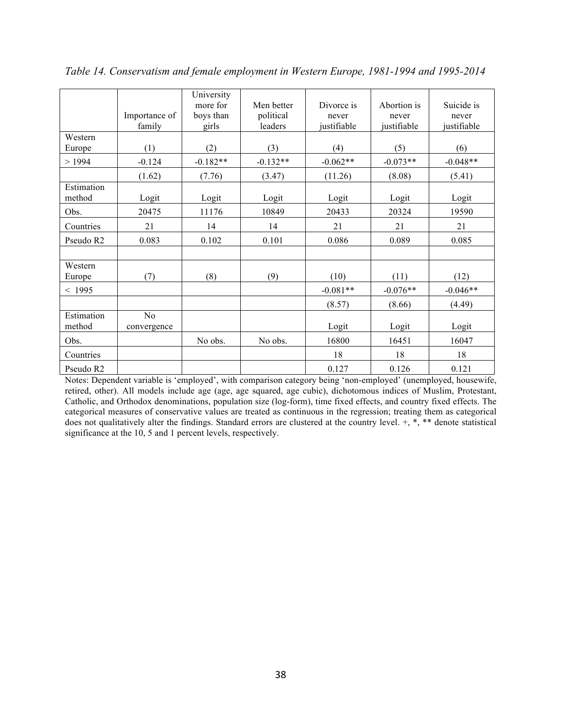*Table 14. Conservatism and female employment in Western Europe, 1981-1994 and 1995-2014*

| | Importance of family | University more for boys than girls | Men better political leaders | Divorce is never justifiable | Abortion is never justifiable | Suicide is never justifiable |
|---|---|---|---|---|---|---|
| Western Europe | (1) | (2) | (3) | (4) | (5) | (6) |
| > 1994 | -0.124 | -0.182** | -0.132** | -0.062** | -0.073** | -0.048** |
| | (1.62) | (7.76) | (3.47) | (11.26) | (8.08) | (5.41) |
| Estimation method | Logit | Logit | Logit | Logit | Logit | Logit |
| Obs. | 20475 | 11176 | 10849 | 20433 | 20324 | 19590 |
| Countries | 21 | 14 | 14 | 21 | 21 | 21 |
| Pseudo R2 | 0.083 | 0.102 | 0.101 | 0.086 | 0.089 | 0.085 |
| | | | | | | |
| Western Europe | (7) | (8) | (9) | (10) | (11) | (12) |
| < 1995 | | | | -0.081** | -0.076** | -0.046** |
| | | | | (8.57) | (8.66) | (4.49) |
| Estimation method | No convergence | | | Logit | Logit | Logit |
| Obs. | | No obs. | No obs. | 16800 | 16451 | 16047 |
| Countries | | | | 18 | 18 | 18 |
| Pseudo R2 | | | | 0.127 | 0.126 | 0.121 |

Notes: Dependent variable is 'employed', with comparison category being 'non-employed' (unemployed, housewife, retired, other). All models include age (age, age squared, age cubic), dichotomous indices of Muslim, Protestant, Catholic, and Orthodox denominations, population size (log-form), time fixed effects, and country fixed effects. The categorical measures of conservative values are treated as continuous in the regression; treating them as categorical does not qualitatively alter the findings. Standard errors are clustered at the country level. +, *, ** denote statistical significance at the 10, 5 and 1 percent levels, respectively.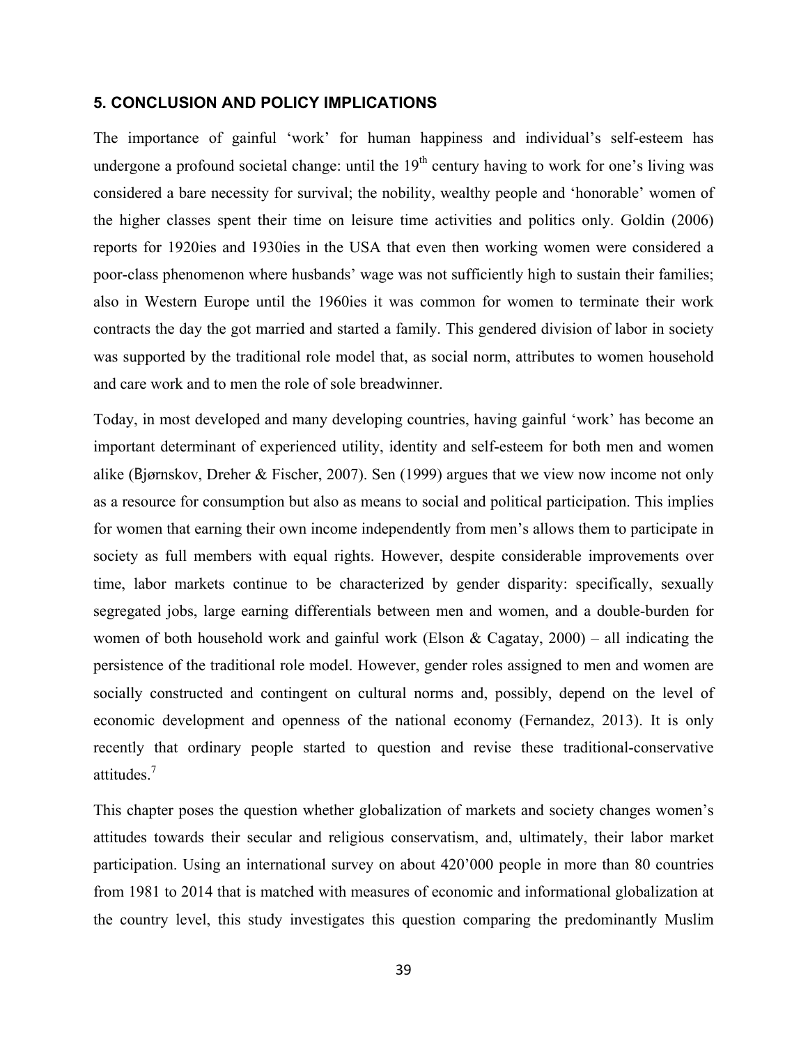## 5. CONCLUSION AND POLICY IMPLICATIONS

The importance of gainful 'work' for human happiness and individual's self-esteem has undergone a profound societal change: until the 19th century having to work for one's living was considered a bare necessity for survival; the nobility, wealthy people and 'honorable' women of the higher classes spent their time on leisure time activities and politics only. Goldin (2006) reports for 1920ies and 1930ies in the USA that even then working women were considered a poor-class phenomenon where husbands' wage was not sufficiently high to sustain their families; also in Western Europe until the 1960ies it was common for women to terminate their work contracts the day the got married and started a family. This gendered division of labor in society was supported by the traditional role model that, as social norm, attributes to women household and care work and to men the role of sole breadwinner.

Today, in most developed and many developing countries, having gainful 'work' has become an important determinant of experienced utility, identity and self-esteem for both men and women alike (Bjørnskov, Dreher & Fischer, 2007). Sen (1999) argues that we view now income not only as a resource for consumption but also as means to social and political participation. This implies for women that earning their own income independently from men's allows them to participate in society as full members with equal rights. However, despite considerable improvements over time, labor markets continue to be characterized by gender disparity: specifically, sexually segregated jobs, large earning differentials between men and women, and a double-burden for women of both household work and gainful work (Elson & Cagatay, 2000) – all indicating the persistence of the traditional role model. However, gender roles assigned to men and women are socially constructed and contingent on cultural norms and, possibly, depend on the level of economic development and openness of the national economy (Fernandez, 2013). It is only recently that ordinary people started to question and revise these traditional-conservative attitudes.[7]

This chapter poses the question whether globalization of markets and society changes women's attitudes towards their secular and religious conservatism, and, ultimately, their labor market participation. Using an international survey on about 420'000 people in more than 80 countries from 1981 to 2014 that is matched with measures of economic and informational globalization at the country level, this study investigates this question comparing the predominantly Muslim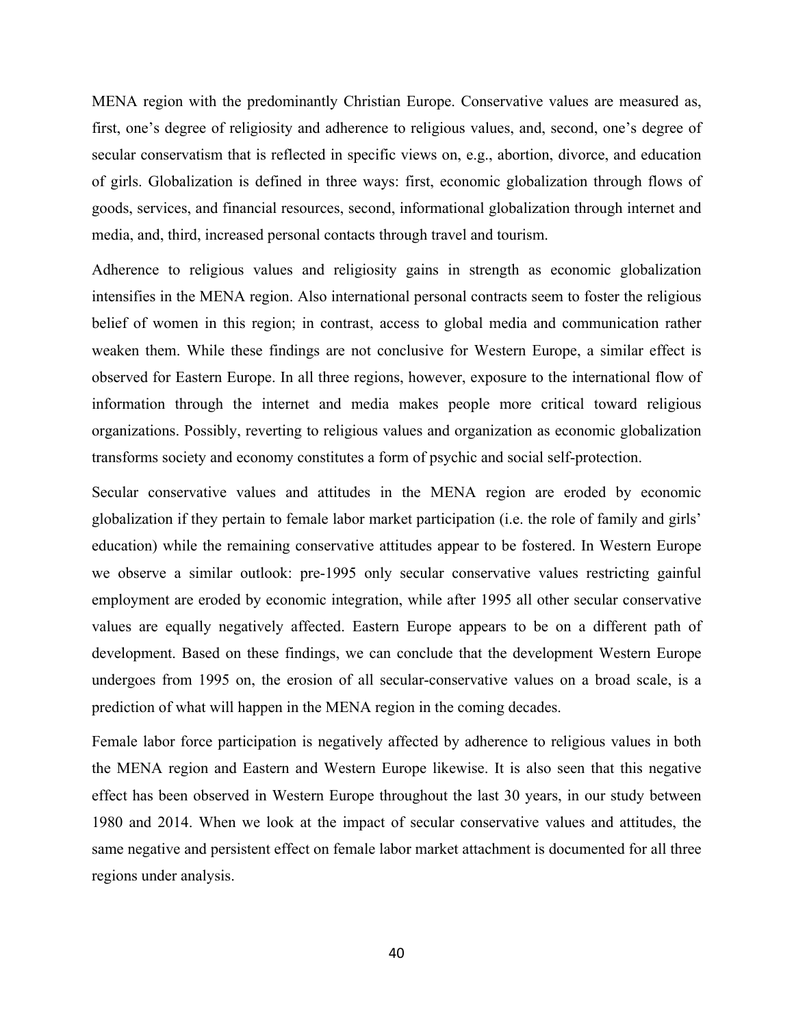MENA region with the predominantly Christian Europe. Conservative values are measured as, first, one's degree of religiosity and adherence to religious values, and, second, one's degree of secular conservatism that is reflected in specific views on, e.g., abortion, divorce, and education of girls. Globalization is defined in three ways: first, economic globalization through flows of goods, services, and financial resources, second, informational globalization through internet and media, and, third, increased personal contacts through travel and tourism.

Adherence to religious values and religiosity gains in strength as economic globalization intensifies in the MENA region. Also international personal contracts seem to foster the religious belief of women in this region; in contrast, access to global media and communication rather weaken them. While these findings are not conclusive for Western Europe, a similar effect is observed for Eastern Europe. In all three regions, however, exposure to the international flow of information through the internet and media makes people more critical toward religious organizations. Possibly, reverting to religious values and organization as economic globalization transforms society and economy constitutes a form of psychic and social self-protection.

Secular conservative values and attitudes in the MENA region are eroded by economic globalization if they pertain to female labor market participation (i.e. the role of family and girls' education) while the remaining conservative attitudes appear to be fostered. In Western Europe we observe a similar outlook: pre-1995 only secular conservative values restricting gainful employment are eroded by economic integration, while after 1995 all other secular conservative values are equally negatively affected. Eastern Europe appears to be on a different path of development. Based on these findings, we can conclude that the development Western Europe undergoes from 1995 on, the erosion of all secular-conservative values on a broad scale, is a prediction of what will happen in the MENA region in the coming decades.

Female labor force participation is negatively affected by adherence to religious values in both the MENA region and Eastern and Western Europe likewise. It is also seen that this negative effect has been observed in Western Europe throughout the last 30 years, in our study between 1980 and 2014. When we look at the impact of secular conservative values and attitudes, the same negative and persistent effect on female labor market attachment is documented for all three regions under analysis.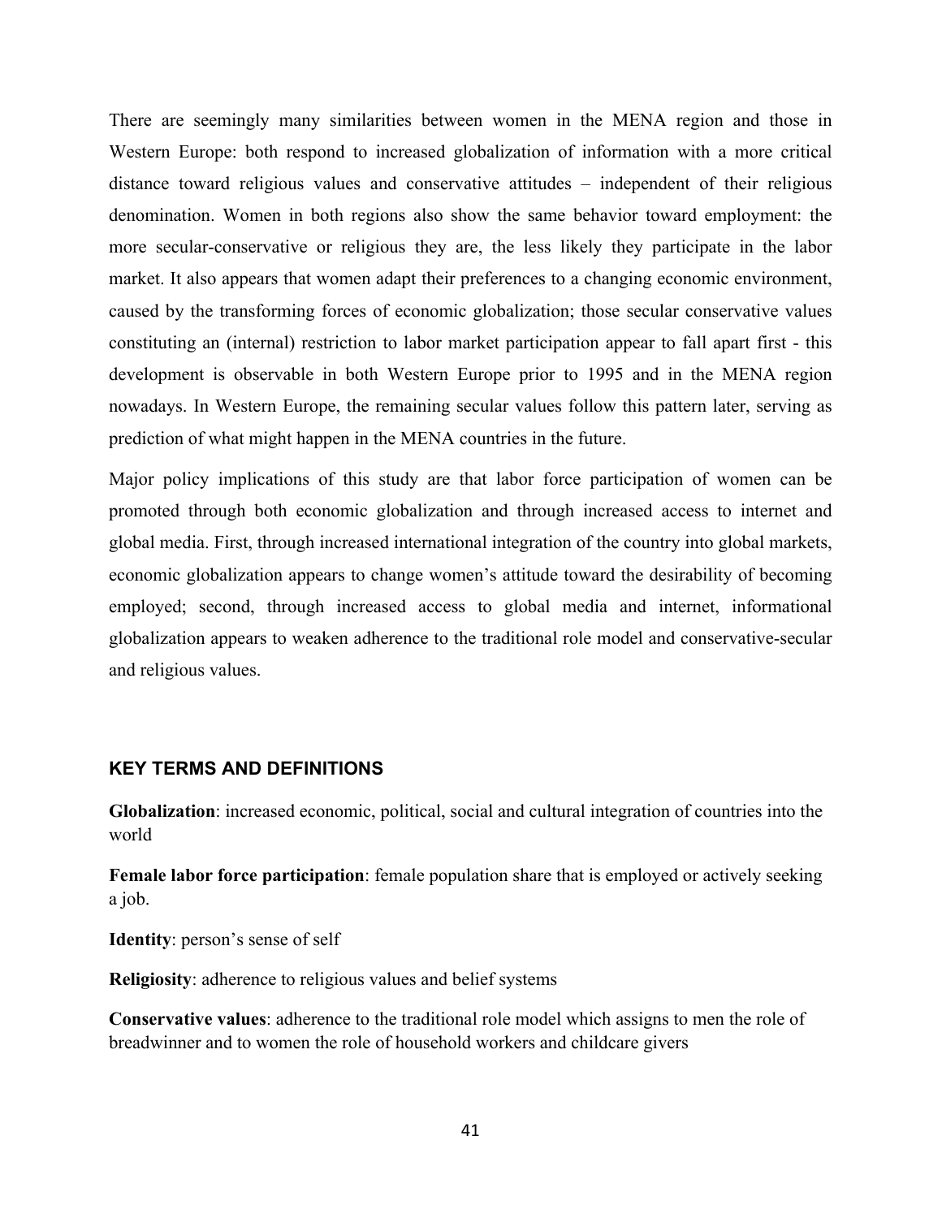There are seemingly many similarities between women in the MENA region and those in Western Europe: both respond to increased globalization of information with a more critical distance toward religious values and conservative attitudes – independent of their religious denomination. Women in both regions also show the same behavior toward employment: the more secular-conservative or religious they are, the less likely they participate in the labor market. It also appears that women adapt their preferences to a changing economic environment, caused by the transforming forces of economic globalization; those secular conservative values constituting an (internal) restriction to labor market participation appear to fall apart first - this development is observable in both Western Europe prior to 1995 and in the MENA region nowadays. In Western Europe, the remaining secular values follow this pattern later, serving as prediction of what might happen in the MENA countries in the future.

Major policy implications of this study are that labor force participation of women can be promoted through both economic globalization and through increased access to internet and global media. First, through increased international integration of the country into global markets, economic globalization appears to change women's attitude toward the desirability of becoming employed; second, through increased access to global media and internet, informational globalization appears to weaken adherence to the traditional role model and conservative-secular and religious values.

## KEY TERMS AND DEFINITIONS

**Globalization**: increased economic, political, social and cultural integration of countries into the world

**Female labor force participation**: female population share that is employed or actively seeking a job.

**Identity**: person's sense of self

**Religiosity**: adherence to religious values and belief systems

**Conservative values**: adherence to the traditional role model which assigns to men the role of breadwinner and to women the role of household workers and childcare givers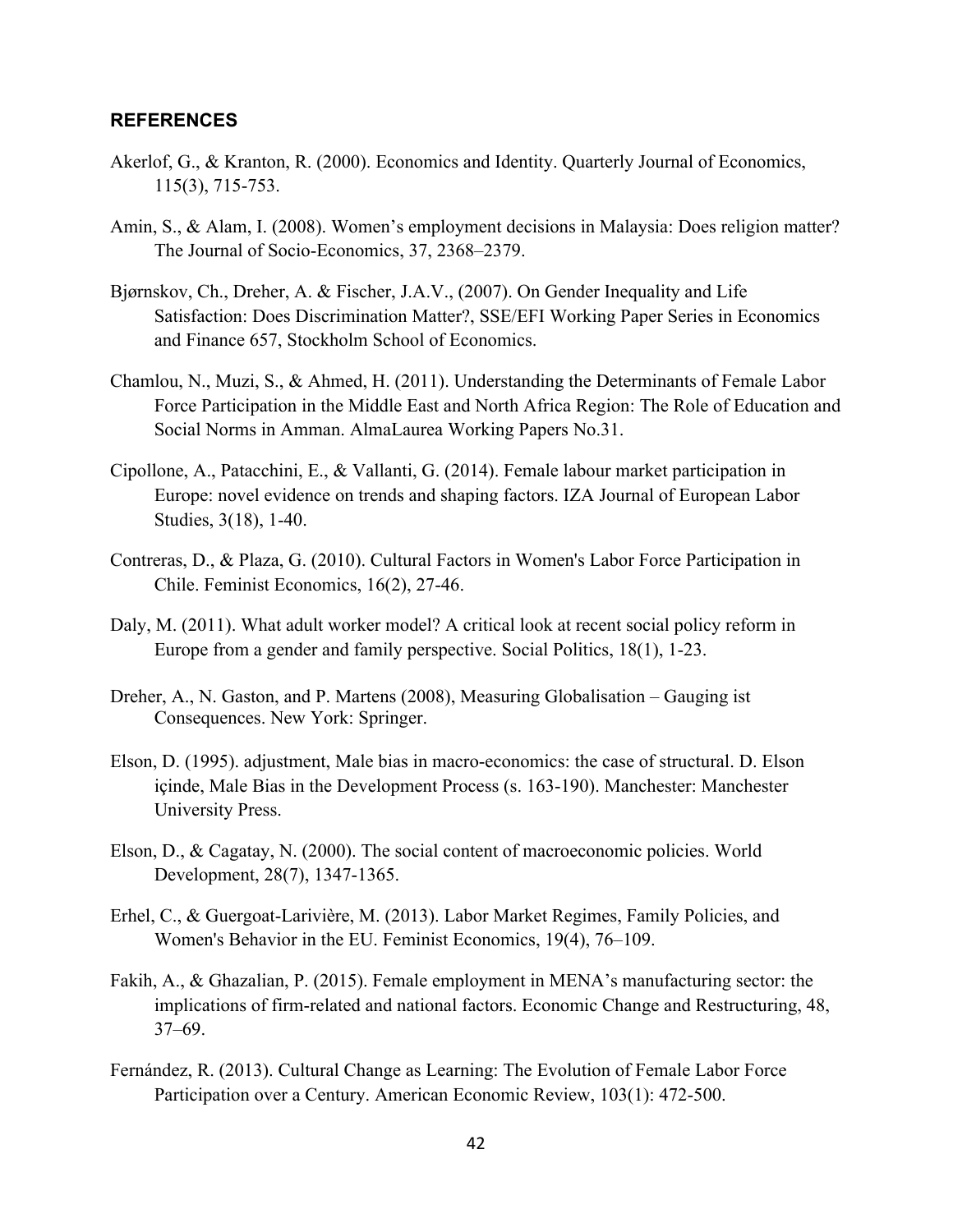## REFERENCES

Akerlof, G., & Kranton, R. (2000). Economics and Identity. Quarterly Journal of Economics, 115(3), 715-753.

Amin, S., & Alam, I. (2008). Women's employment decisions in Malaysia: Does religion matter? The Journal of Socio-Economics, 37, 2368–2379.

Bjørnskov, Ch., Dreher, A. & Fischer, J.A.V., (2007). On Gender Inequality and Life Satisfaction: Does Discrimination Matter?, SSE/EFI Working Paper Series in Economics and Finance 657, Stockholm School of Economics.

Chamlou, N., Muzi, S., & Ahmed, H. (2011). Understanding the Determinants of Female Labor Force Participation in the Middle East and North Africa Region: The Role of Education and Social Norms in Amman. AlmaLaurea Working Papers No.31.

Cipollone, A., Patacchini, E., & Vallanti, G. (2014). Female labour market participation in Europe: novel evidence on trends and shaping factors. IZA Journal of European Labor Studies, 3(18), 1-40.

Contreras, D., & Plaza, G. (2010). Cultural Factors in Women's Labor Force Participation in Chile. Feminist Economics, 16(2), 27-46.

Daly, M. (2011). What adult worker model? A critical look at recent social policy reform in Europe from a gender and family perspective. Social Politics, 18(1), 1-23.

Dreher, A., N. Gaston, and P. Martens (2008), Measuring Globalisation – Gauging ist Consequences. New York: Springer.

Elson, D. (1995). adjustment, Male bias in macro-economics: the case of structural. D. Elson içinde, Male Bias in the Development Process (s. 163-190). Manchester: Manchester University Press.

Elson, D., & Cagatay, N. (2000). The social content of macroeconomic policies. World Development, 28(7), 1347-1365.

Erhel, C., & Guergoat-Larivière, M. (2013). Labor Market Regimes, Family Policies, and Women's Behavior in the EU. Feminist Economics, 19(4), 76–109.

Fakih, A., & Ghazalian, P. (2015). Female employment in MENA's manufacturing sector: the implications of firm-related and national factors. Economic Change and Restructuring, 48, 37–69.

Fernández, R. (2013). Cultural Change as Learning: The Evolution of Female Labor Force Participation over a Century. American Economic Review, 103(1): 472-500.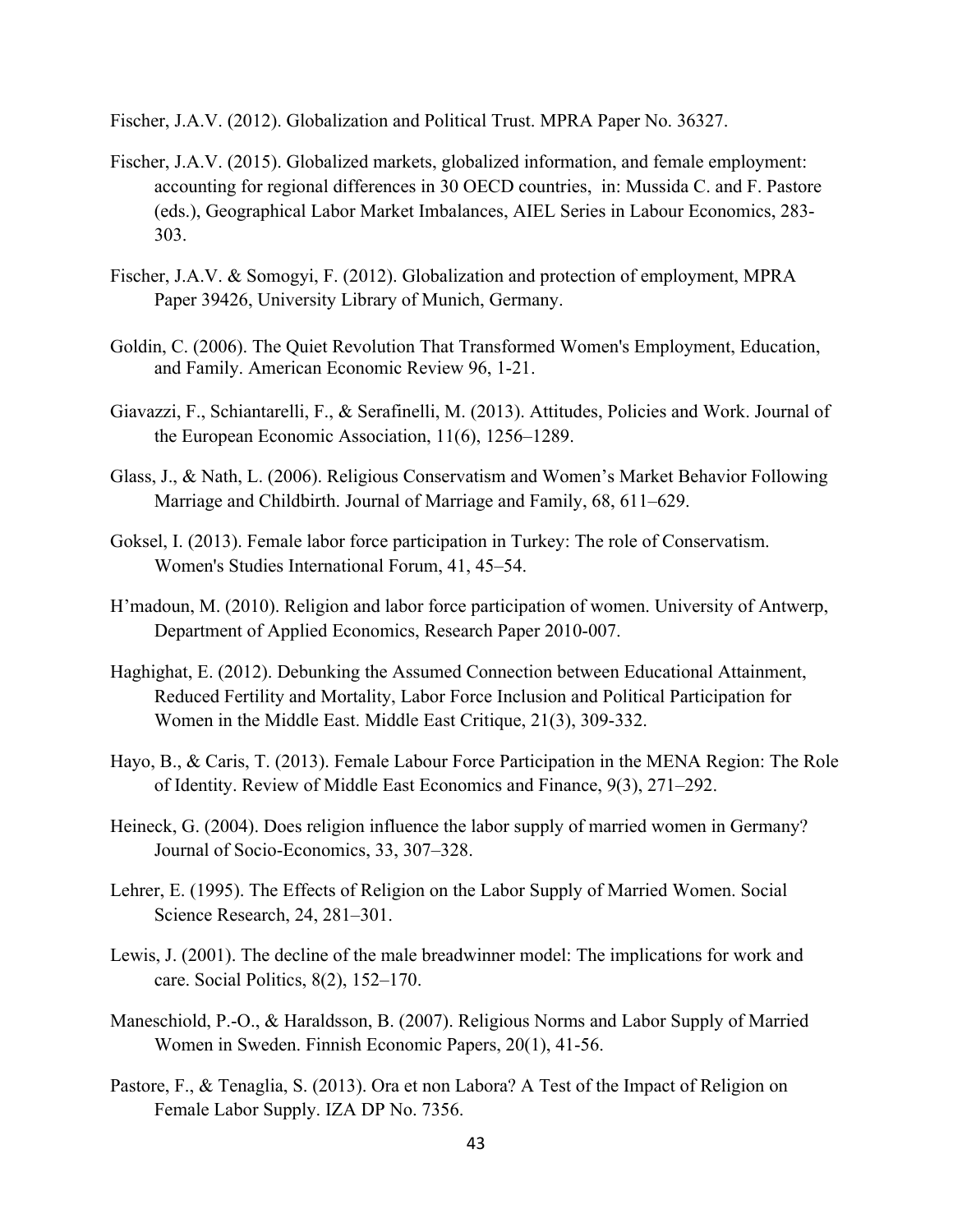Fischer, J.A.V. (2012). Globalization and Political Trust. MPRA Paper No. 36327.

Fischer, J.A.V. (2015). Globalized markets, globalized information, and female employment: accounting for regional differences in 30 OECD countries, in: Mussida C. and F. Pastore (eds.), Geographical Labor Market Imbalances, AIEL Series in Labour Economics, 283-303.

Fischer, J.A.V. & Somogyi, F. (2012). Globalization and protection of employment, MPRA Paper 39426, University Library of Munich, Germany.

Goldin, C. (2006). The Quiet Revolution That Transformed Women's Employment, Education, and Family. American Economic Review 96, 1-21.

Giavazzi, F., Schiantarelli, F., & Serafinelli, M. (2013). Attitudes, Policies and Work. Journal of the European Economic Association, 11(6), 1256–1289.

Glass, J., & Nath, L. (2006). Religious Conservatism and Women's Market Behavior Following Marriage and Childbirth. Journal of Marriage and Family, 68, 611–629.

Goksel, I. (2013). Female labor force participation in Turkey: The role of Conservatism. Women's Studies International Forum, 41, 45–54.

H'madoun, M. (2010). Religion and labor force participation of women. University of Antwerp, Department of Applied Economics, Research Paper 2010-007.

Haghighat, E. (2012). Debunking the Assumed Connection between Educational Attainment, Reduced Fertility and Mortality, Labor Force Inclusion and Political Participation for Women in the Middle East. Middle East Critique, 21(3), 309-332.

Hayo, B., & Caris, T. (2013). Female Labour Force Participation in the MENA Region: The Role of Identity. Review of Middle East Economics and Finance, 9(3), 271–292.

Heineck, G. (2004). Does religion influence the labor supply of married women in Germany? Journal of Socio-Economics, 33, 307–328.

Lehrer, E. (1995). The Effects of Religion on the Labor Supply of Married Women. Social Science Research, 24, 281–301.

Lewis, J. (2001). The decline of the male breadwinner model: The implications for work and care. Social Politics, 8(2), 152–170.

Maneschiold, P.-O., & Haraldsson, B. (2007). Religious Norms and Labor Supply of Married Women in Sweden. Finnish Economic Papers, 20(1), 41-56.

Pastore, F., & Tenaglia, S. (2013). Ora et non Labora? A Test of the Impact of Religion on Female Labor Supply. IZA DP No. 7356.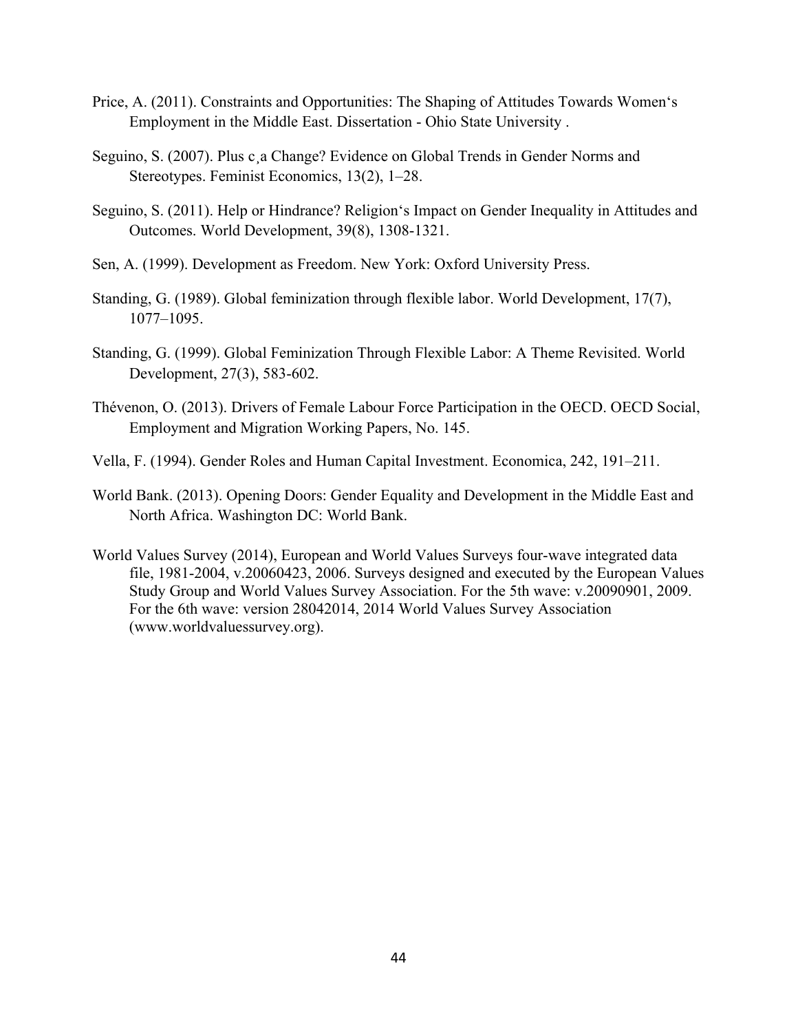Price, A. (2011). Constraints and Opportunities: The Shaping of Attitudes Towards Women's Employment in the Middle East. Dissertation - Ohio State University .

Seguino, S. (2007). Plus c¸a Change? Evidence on Global Trends in Gender Norms and Stereotypes. Feminist Economics, 13(2), 1–28.

Seguino, S. (2011). Help or Hindrance? Religion's Impact on Gender Inequality in Attitudes and Outcomes. World Development, 39(8), 1308-1321.

Sen, A. (1999). Development as Freedom. New York: Oxford University Press.

Standing, G. (1989). Global feminization through flexible labor. World Development, 17(7), 1077–1095.

Standing, G. (1999). Global Feminization Through Flexible Labor: A Theme Revisited. World Development, 27(3), 583-602.

Thévenon, O. (2013). Drivers of Female Labour Force Participation in the OECD. OECD Social, Employment and Migration Working Papers, No. 145.

Vella, F. (1994). Gender Roles and Human Capital Investment. Economica, 242, 191–211.

World Bank. (2013). Opening Doors: Gender Equality and Development in the Middle East and North Africa. Washington DC: World Bank.

World Values Survey (2014), European and World Values Surveys four-wave integrated data file, 1981-2004, v.20060423, 2006. Surveys designed and executed by the European Values Study Group and World Values Survey Association. For the 5th wave: v.20090901, 2009. For the 6th wave: version 28042014, 2014 World Values Survey Association (www.worldvaluessurvey.org).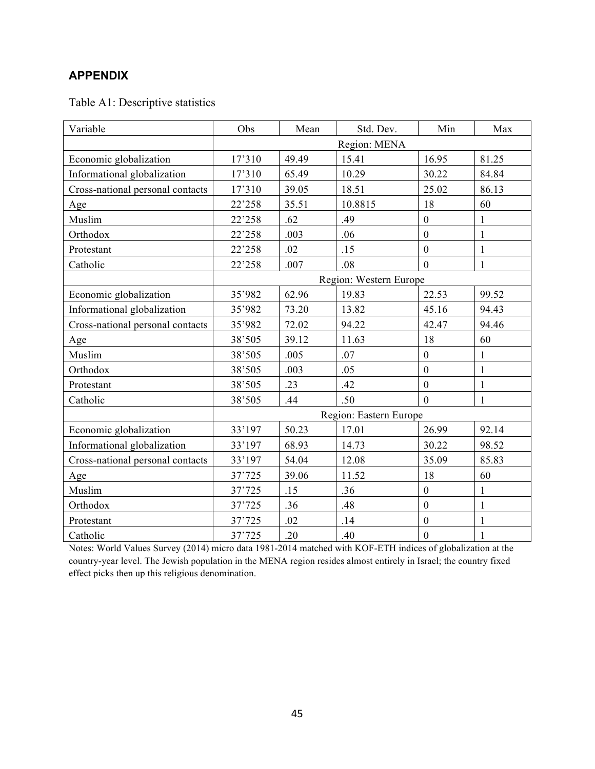## APPENDIX

Table A1: Descriptive statistics

| Variable | Obs | Mean | Std. Dev. | Min | Max |
|---|---|---|---|---|---|
| | Region: MENA | | | | |
| Economic globalization | 17’310 | 49.49 | 15.41 | 16.95 | 81.25 |
| Informational globalization | 17’310 | 65.49 | 10.29 | 30.22 | 84.84 |
| Cross-national personal contacts | 17’310 | 39.05 | 18.51 | 25.02 | 86.13 |
| Age | 22’258 | 35.51 | 10.8815 | 18 | 60 |
| Muslim | 22’258 | .62 | .49 | 0 | 1 |
| Orthodox | 22’258 | .003 | .06 | 0 | 1 |
| Protestant | 22’258 | .02 | .15 | 0 | 1 |
| Catholic | 22’258 | .007 | .08 | 0 | 1 |
| | Region: Western Europe | | | | |
| Economic globalization | 35’982 | 62.96 | 19.83 | 22.53 | 99.52 |
| Informational globalization | 35’982 | 73.20 | 13.82 | 45.16 | 94.43 |
| Cross-national personal contacts | 35’982 | 72.02 | 94.22 | 42.47 | 94.46 |
| Age | 38’505 | 39.12 | 11.63 | 18 | 60 |
| Muslim | 38’505 | .005 | .07 | 0 | 1 |
| Orthodox | 38’505 | .003 | .05 | 0 | 1 |
| Protestant | 38’505 | .23 | .42 | 0 | 1 |
| Catholic | 38’505 | .44 | .50 | 0 | 1 |
| | Region: Eastern Europe | | | | |
| Economic globalization | 33’197 | 50.23 | 17.01 | 26.99 | 92.14 |
| Informational globalization | 33’197 | 68.93 | 14.73 | 30.22 | 98.52 |
| Cross-national personal contacts | 33’197 | 54.04 | 12.08 | 35.09 | 85.83 |
| Age | 37’725 | 39.06 | 11.52 | 18 | 60 |
| Muslim | 37’725 | .15 | .36 | 0 | 1 |
| Orthodox | 37’725 | .36 | .48 | 0 | 1 |
| Protestant | 37’725 | .02 | .14 | 0 | 1 |
| Catholic | 37’725 | .20 | .40 | 0 | 1 |

Notes: World Values Survey (2014) micro data 1981-2014 matched with KOF-ETH indices of globalization at the country-year level. The Jewish population in the MENA region resides almost entirely in Israel; the country fixed effect picks then up this religious denomination.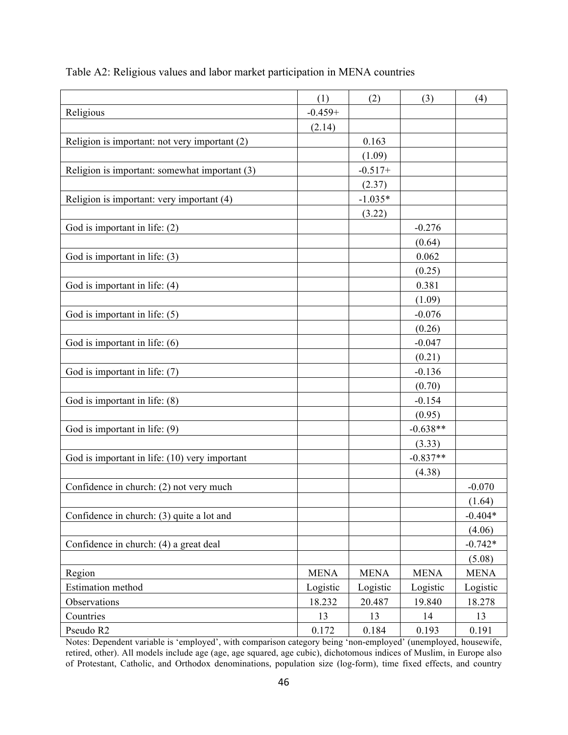Table A2: Religious values and labor market participation in MENA countries

| | (1) | (2) | (3) | (4) |
|---|---|---|---|---|
| Religious | -0.459+ | | | |
| | (2.14) | | | |
| Religion is important: not very important (2) | | 0.163 | | |
| | | (1.09) | | |
| Religion is important: somewhat important (3) | | -0.517+ | | |
| | | (2.37) | | |
| Religion is important: very important (4) | | -1.035* | | |
| | | (3.22) | | |
| God is important in life: (2) | | | -0.276 | |
| | | | (0.64) | |
| God is important in life: (3) | | | 0.062 | |
| | | | (0.25) | |
| God is important in life: (4) | | | 0.381 | |
| | | | (1.09) | |
| God is important in life: (5) | | | -0.076 | |
| | | | (0.26) | |
| God is important in life: (6) | | | -0.047 | |
| | | | (0.21) | |
| God is important in life: (7) | | | -0.136 | |
| | | | (0.70) | |
| God is important in life: (8) | | | -0.154 | |
| | | | (0.95) | |
| God is important in life: (9) | | | -0.638** | |
| | | | (3.33) | |
| God is important in life: (10) very important | | | -0.837** | |
| | | | (4.38) | |
| Confidence in church: (2) not very much | | | | -0.070 |
| | | | | (1.64) |
| Confidence in church: (3) quite a lot and | | | | -0.404* |
| | | | | (4.06) |
| Confidence in church: (4) a great deal | | | | -0.742* |
| | | | | (5.08) |
| Region | MENA | MENA | MENA | MENA |
| Estimation method | Logistic | Logistic | Logistic | Logistic |
| Observations | 18.232 | 20.487 | 19.840 | 18.278 |
| Countries | 13 | 13 | 14 | 13 |
| Pseudo R2 | 0.172 | 0.184 | 0.193 | 0.191 |

Notes: Dependent variable is 'employed', with comparison category being 'non-employed' (unemployed, housewife, retired, other). All models include age (age, age squared, age cubic), dichotomous indices of Muslim, in Europe also of Protestant, Catholic, and Orthodox denominations, population size (log-form), time fixed effects, and country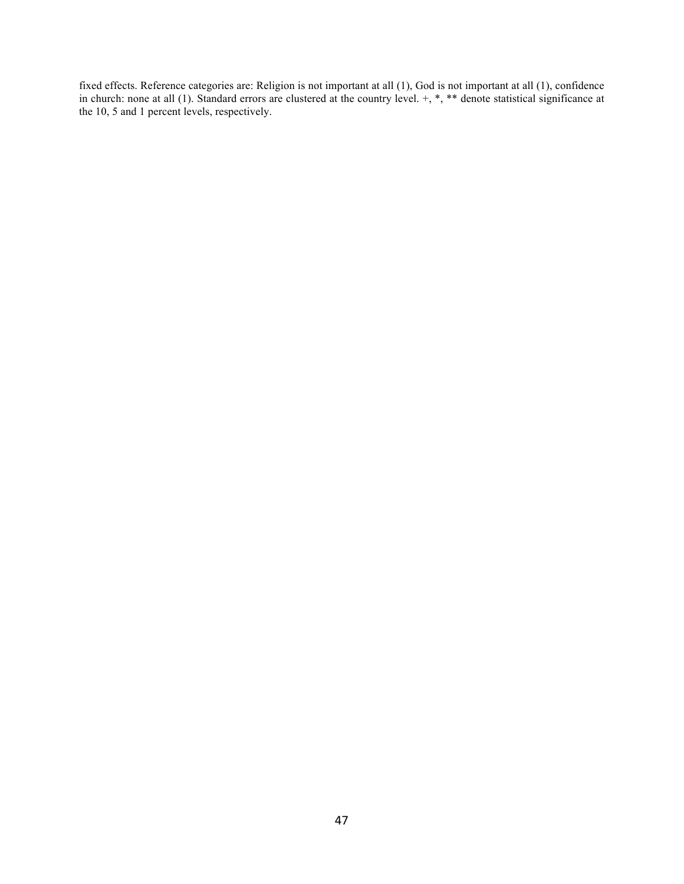fixed effects. Reference categories are: Religion is not important at all (1), God is not important at all (1), confidence in church: none at all (1). Standard errors are clustered at the country level. +, *, ** denote statistical significance at the 10, 5 and 1 percent levels, respectively.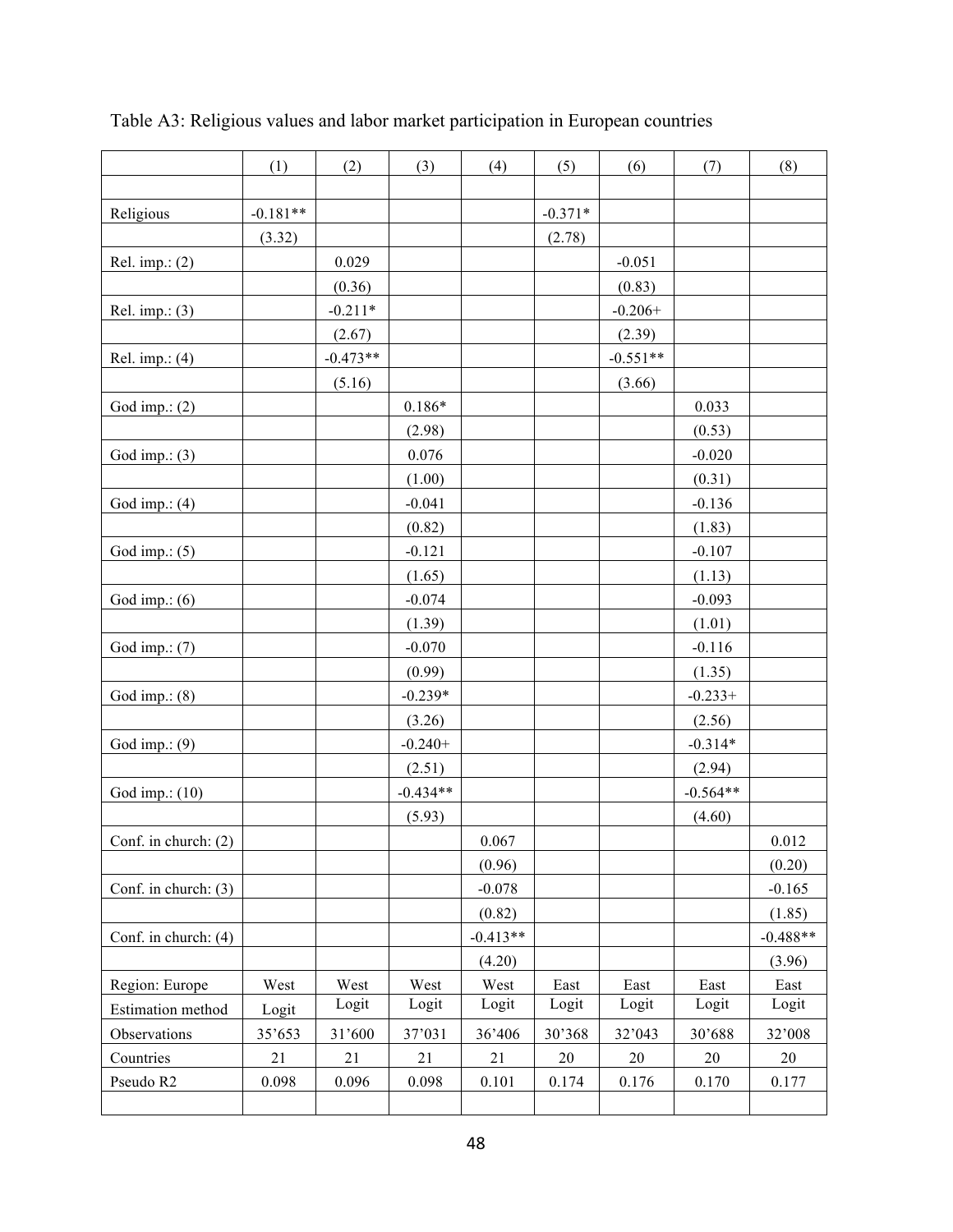Table A3: Religious values and labor market participation in European countries

| | (1) | (2) | (3) | (4) | (5) | (6) | (7) | (8) |
|---|---|---|---|---|---|---|---|---|
| | | | | | | | | |
| Religious | -0.181** | | | | -0.371* | | | |
| | (3.32) | | | | (2.78) | | | |
| Rel. imp.: (2) | | 0.029 | | | | -0.051 | | |
| | | (0.36) | | | | (0.83) | | |
| Rel. imp.: (3) | | -0.211* | | | | -0.206+ | | |
| | | (2.67) | | | | (2.39) | | |
| Rel. imp.: (4) | | -0.473** | | | | -0.551** | | |
| | | (5.16) | | | | (3.66) | | |
| God imp.: (2) | | | 0.186* | | | | 0.033 | |
| | | | (2.98) | | | | (0.53) | |
| God imp.: (3) | | | 0.076 | | | | -0.020 | |
| | | | (1.00) | | | | (0.31) | |
| God imp.: (4) | | | -0.041 | | | | -0.136 | |
| | | | (0.82) | | | | (1.83) | |
| God imp.: (5) | | | -0.121 | | | | -0.107 | |
| | | | (1.65) | | | | (1.13) | |
| God imp.: (6) | | | -0.074 | | | | -0.093 | |
| | | | (1.39) | | | | (1.01) | |
| God imp.: (7) | | | -0.070 | | | | -0.116 | |
| | | | (0.99) | | | | (1.35) | |
| God imp.: (8) | | | -0.239* | | | | -0.233+ | |
| | | | (3.26) | | | | (2.56) | |
| God imp.: (9) | | | -0.240+ | | | | -0.314* | |
| | | | (2.51) | | | | (2.94) | |
| God imp.: (10) | | | -0.434** | | | | -0.564** | |
| | | | (5.93) | | | | (4.60) | |
| Conf. in church: (2) | | | | 0.067 | | | | 0.012 |
| | | | | (0.96) | | | | (0.20) |
| Conf. in church: (3) | | | | -0.078 | | | | -0.165 |
| | | | | (0.82) | | | | (1.85) |
| Conf. in church: (4) | | | | -0.413** | | | | -0.488** |
| | | | | (4.20) | | | | (3.96) |
| Region: Europe | West | West | West | West | East | East | East | East |
| Estimation method | Logit | Logit | Logit | Logit | Logit | Logit | Logit | Logit |
| Observations | 35'653 | 31'600 | 37'031 | 36'406 | 30'368 | 32'043 | 30'688 | 32'008 |
| Countries | 21 | 21 | 21 | 21 | 20 | 20 | 20 | 20 |
| Pseudo R2 | 0.098 | 0.096 | 0.098 | 0.101 | 0.174 | 0.176 | 0.170 | 0.177 |
| | | | | | | | | |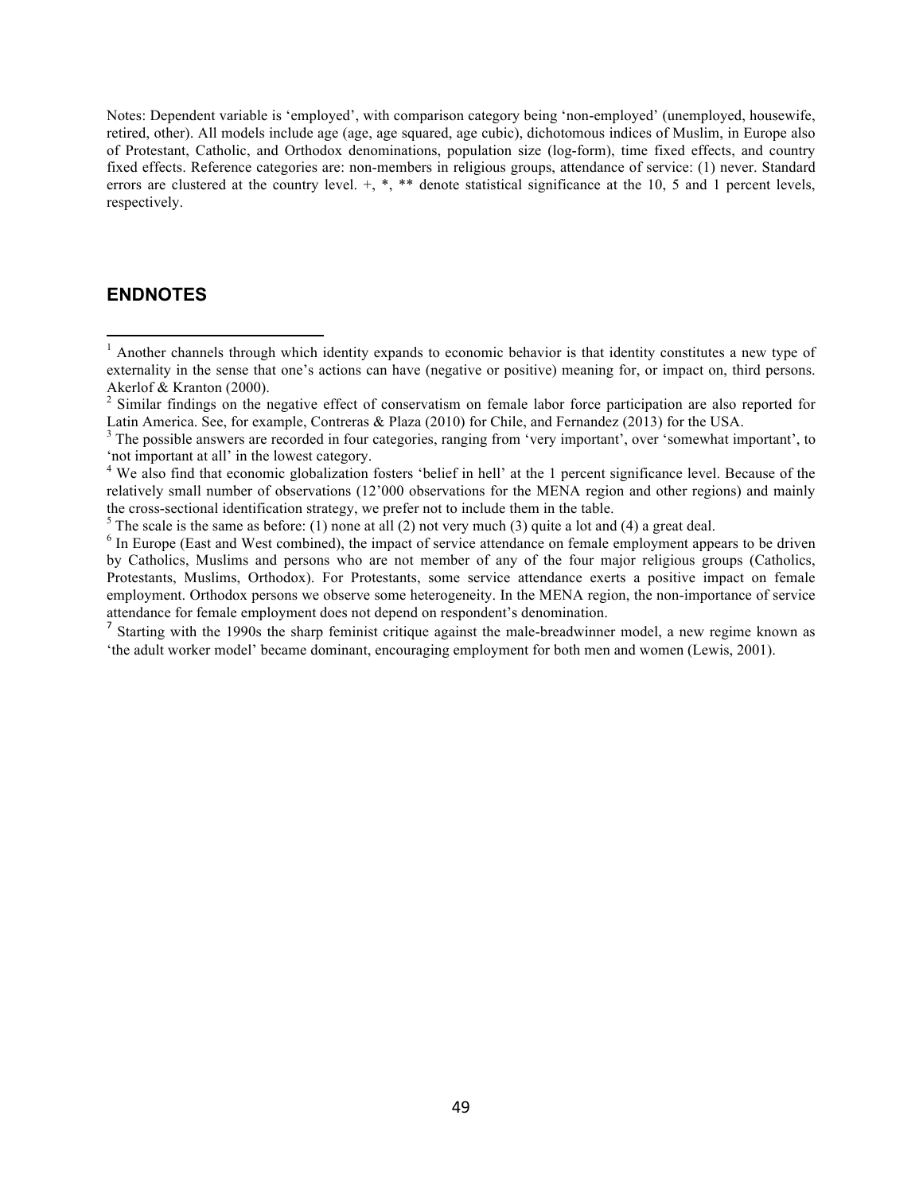Notes: Dependent variable is 'employed', with comparison category being 'non-employed' (unemployed, housewife, retired, other). All models include age (age, age squared, age cubic), dichotomous indices of Muslim, in Europe also of Protestant, Catholic, and Orthodox denominations, population size (log-form), time fixed effects, and country fixed effects. Reference categories are: non-members in religious groups, attendance of service: (1) never. Standard errors are clustered at the country level. +, *, ** denote statistical significance at the 10, 5 and 1 percent levels, respectively.

## ENDNOTES

[1] Another channels through which identity expands to economic behavior is that identity constitutes a new type of externality in the sense that one's actions can have (negative or positive) meaning for, or impact on, third persons. Akerlof & Kranton (2000).

[2] Similar findings on the negative effect of conservatism on female labor force participation are also reported for Latin America. See, for example, Contreras & Plaza (2010) for Chile, and Fernandez (2013) for the USA.

[3] The possible answers are recorded in four categories, ranging from 'very important', over 'somewhat important', to 'not important at all' in the lowest category.

[4] We also find that economic globalization fosters 'belief in hell' at the 1 percent significance level. Because of the relatively small number of observations (12'000 observations for the MENA region and other regions) and mainly the cross-sectional identification strategy, we prefer not to include them in the table.

[5] The scale is the same as before: (1) none at all (2) not very much (3) quite a lot and (4) a great deal.

[6] In Europe (East and West combined), the impact of service attendance on female employment appears to be driven by Catholics, Muslims and persons who are not member of any of the four major religious groups (Catholics, Protestants, Muslims, Orthodox). For Protestants, some service attendance exerts a positive impact on female employment. Orthodox persons we observe some heterogeneity. In the MENA region, the non-importance of service attendance for female employment does not depend on respondent's denomination.

[7] Starting with the 1990s the sharp feminist critique against the male-breadwinner model, a new regime known as 'the adult worker model' became dominant, encouraging employment for both men and women (Lewis, 2001).